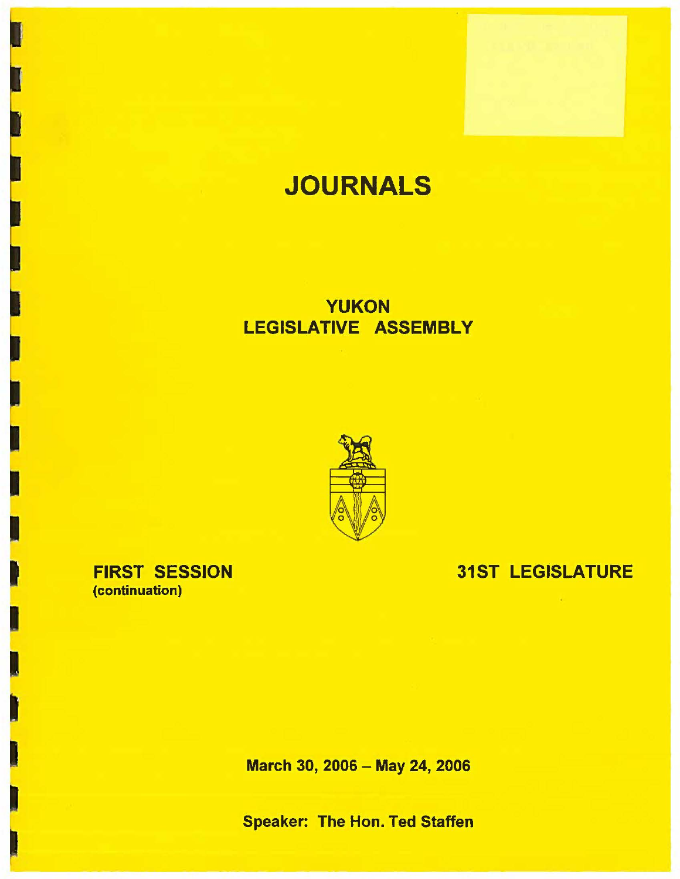# JOURNALS

## YUKON LEGISLATIVE ASSEMBLY

**FIRST SESSION**
**(continuation)**

**31ST LEGISLATURE**

**March 30, 2006 – May 24, 2006**

**Speaker: The Hon. Ted Staffen**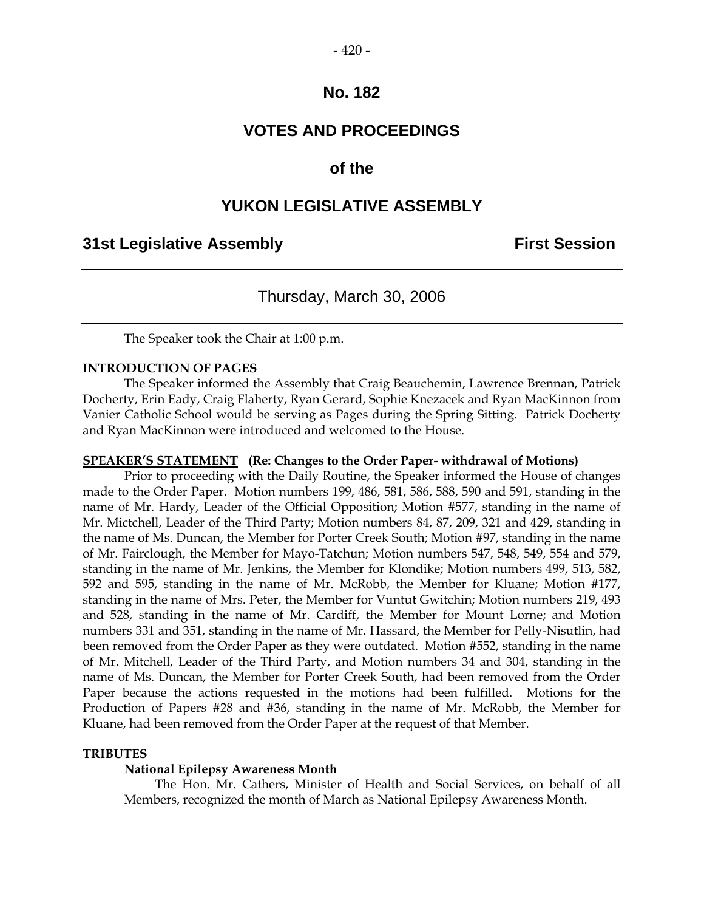# No. 182

## VOTES AND PROCEEDINGS

## of the

## YUKON LEGISLATIVE ASSEMBLY

**31st Legislative Assembly** **First Session**

---

Thursday, March 30, 2006

---

The Speaker took the Chair at 1:00 p.m.

**INTRODUCTION OF PAGES**

The Speaker informed the Assembly that Craig Beauchemin, Lawrence Brennan, Patrick Docherty, Erin Eady, Craig Flaherty, Ryan Gerard, Sophie Knezacek and Ryan MacKinnon from Vanier Catholic School would be serving as Pages during the Spring Sitting. Patrick Docherty and Ryan MacKinnon were introduced and welcomed to the House.

**SPEAKER'S STATEMENT (Re: Changes to the Order Paper- withdrawal of Motions)**

Prior to proceeding with the Daily Routine, the Speaker informed the House of changes made to the Order Paper. Motion numbers 199, 486, 581, 586, 588, 590 and 591, standing in the name of Mr. Hardy, Leader of the Official Opposition; Motion #577, standing in the name of Mr. Mictchell, Leader of the Third Party; Motion numbers 84, 87, 209, 321 and 429, standing in the name of Ms. Duncan, the Member for Porter Creek South; Motion #97, standing in the name of Mr. Fairclough, the Member for Mayo-Tatchun; Motion numbers 547, 548, 549, 554 and 579, standing in the name of Mr. Jenkins, the Member for Klondike; Motion numbers 499, 513, 582, 592 and 595, standing in the name of Mr. McRobb, the Member for Kluane; Motion #177, standing in the name of Mrs. Peter, the Member for Vuntut Gwitchin; Motion numbers 219, 493 and 528, standing in the name of Mr. Cardiff, the Member for Mount Lorne; and Motion numbers 331 and 351, standing in the name of Mr. Hassard, the Member for Pelly-Nisutlin, had been removed from the Order Paper as they were outdated. Motion #552, standing in the name of Mr. Mitchell, Leader of the Third Party, and Motion numbers 34 and 304, standing in the name of Ms. Duncan, the Member for Porter Creek South, had been removed from the Order Paper because the actions requested in the motions had been fulfilled. Motions for the Production of Papers #28 and #36, standing in the name of Mr. McRobb, the Member for Kluane, had been removed from the Order Paper at the request of that Member.

**TRIBUTES**

**National Epilepsy Awareness Month**

The Hon. Mr. Cathers, Minister of Health and Social Services, on behalf of all Members, recognized the month of March as National Epilepsy Awareness Month.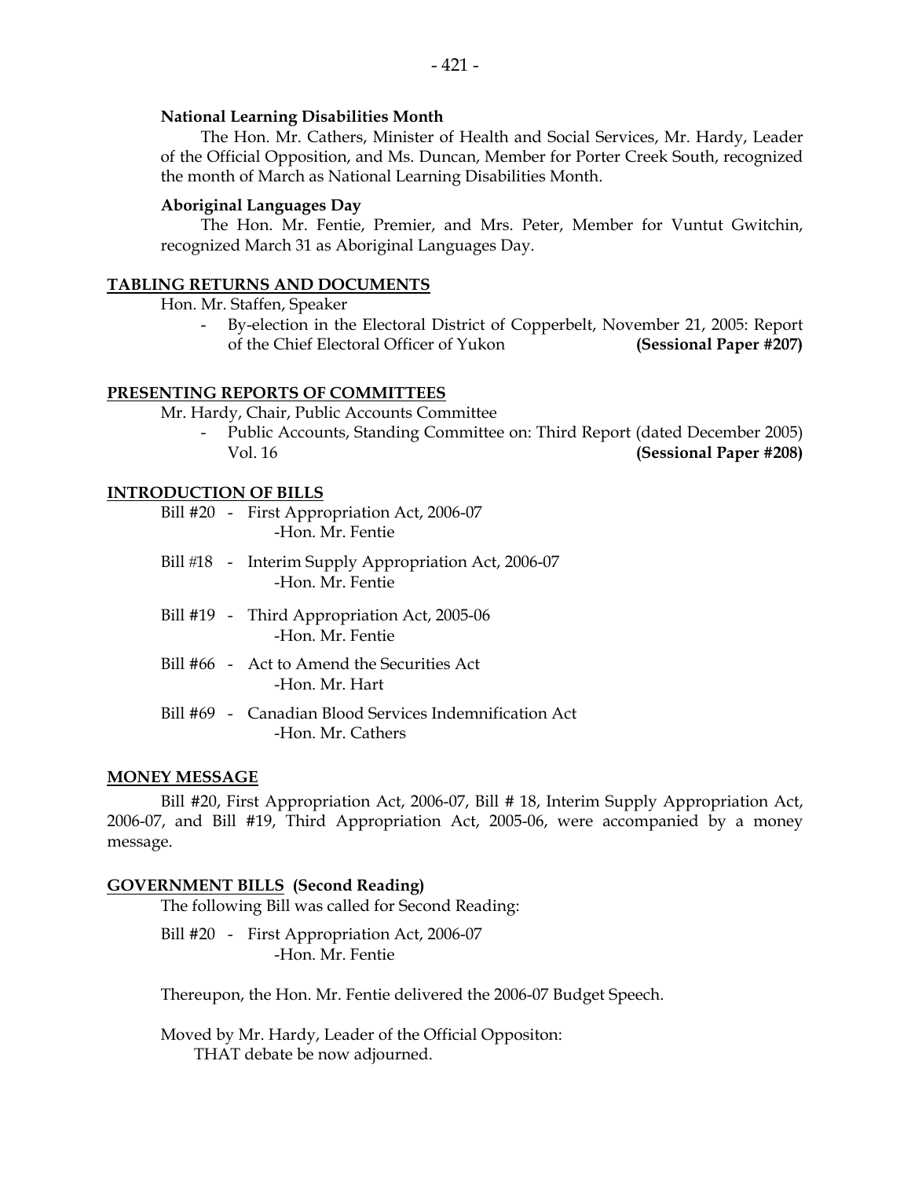**National Learning Disabilities Month**

The Hon. Mr. Cathers, Minister of Health and Social Services, Mr. Hardy, Leader of the Official Opposition, and Ms. Duncan, Member for Porter Creek South, recognized the month of March as National Learning Disabilities Month.

**Aboriginal Languages Day**

The Hon. Mr. Fentie, Premier, and Mrs. Peter, Member for Vuntut Gwitchin, recognized March 31 as Aboriginal Languages Day.

## TABLING RETURNS AND DOCUMENTS

Hon. Mr. Staffen, Speaker

- By-election in the Electoral District of Copperbelt, November 21, 2005: Report of the Chief Electoral Officer of Yukon **(Sessional Paper #207)**

## PRESENTING REPORTS OF COMMITTEES

Mr. Hardy, Chair, Public Accounts Committee

- Public Accounts, Standing Committee on: Third Report (dated December 2005) Vol. 16 **(Sessional Paper #208)**

## INTRODUCTION OF BILLS

Bill #20 - First Appropriation Act, 2006-07
-Hon. Mr. Fentie

Bill #18 - Interim Supply Appropriation Act, 2006-07
-Hon. Mr. Fentie

Bill #19 - Third Appropriation Act, 2005-06
-Hon. Mr. Fentie

Bill #66 - Act to Amend the Securities Act
-Hon. Mr. Hart

Bill #69 - Canadian Blood Services Indemnification Act
-Hon. Mr. Cathers

## MONEY MESSAGE

Bill #20, First Appropriation Act, 2006-07, Bill # 18, Interim Supply Appropriation Act, 2006-07, and Bill #19, Third Appropriation Act, 2005-06, were accompanied by a money message.

## GOVERNMENT BILLS (Second Reading)

The following Bill was called for Second Reading:

Bill #20 - First Appropriation Act, 2006-07
-Hon. Mr. Fentie

Thereupon, the Hon. Mr. Fentie delivered the 2006-07 Budget Speech.

Moved by Mr. Hardy, Leader of the Official Oppositon:
THAT debate be now adjourned.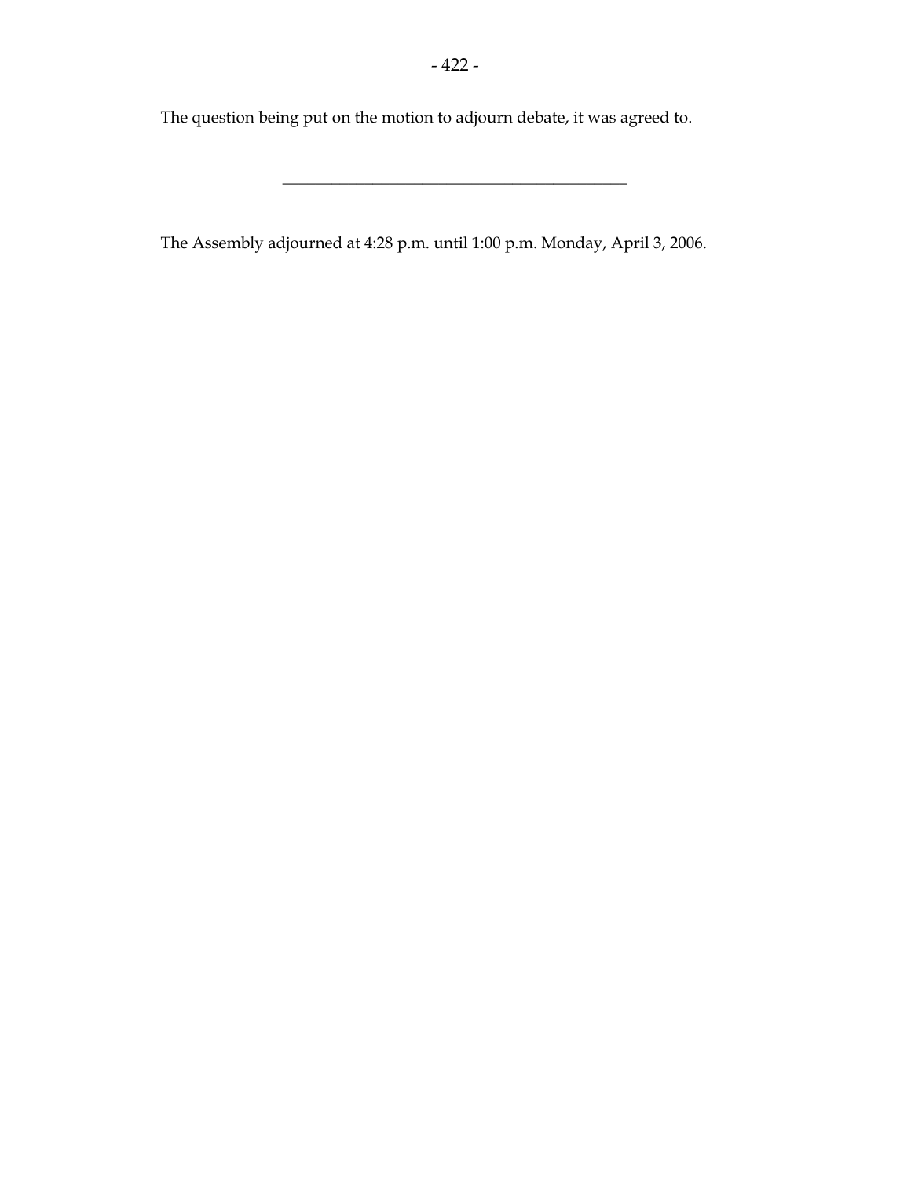The question being put on the motion to adjourn debate, it was agreed to.

---

The Assembly adjourned at 4:28 p.m. until 1:00 p.m. Monday, April 3, 2006.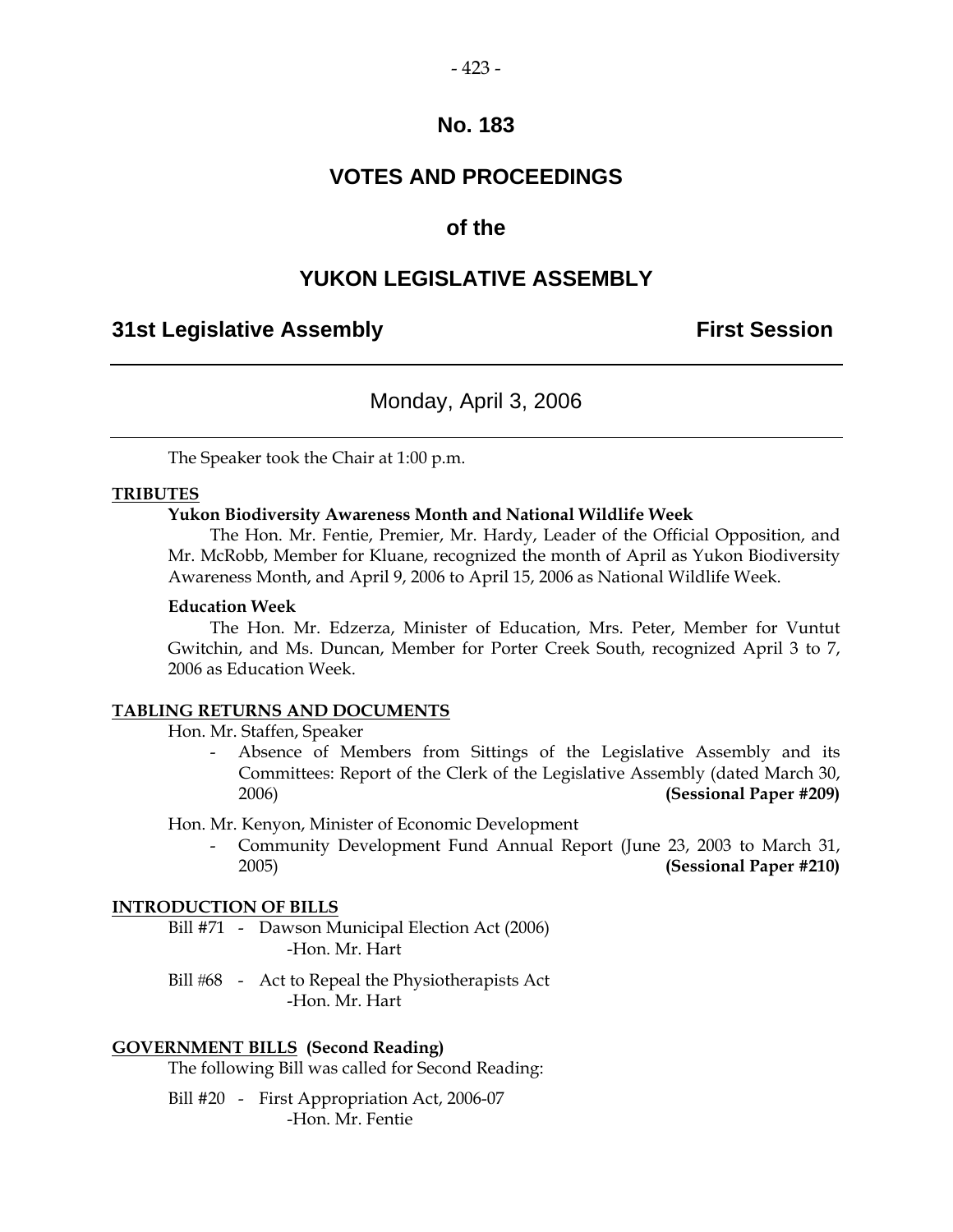# No. 183

# VOTES AND PROCEEDINGS

# of the

# YUKON LEGISLATIVE ASSEMBLY

## 31st Legislative Assembly — First Session

---

Monday, April 3, 2006

---

The Speaker took the Chair at 1:00 p.m.

**TRIBUTES**

**Yukon Biodiversity Awareness Month and National Wildlife Week**

The Hon. Mr. Fentie, Premier, Mr. Hardy, Leader of the Official Opposition, and Mr. McRobb, Member for Kluane, recognized the month of April as Yukon Biodiversity Awareness Month, and April 9, 2006 to April 15, 2006 as National Wildlife Week.

**Education Week**

The Hon. Mr. Edzerza, Minister of Education, Mrs. Peter, Member for Vuntut Gwitchin, and Ms. Duncan, Member for Porter Creek South, recognized April 3 to 7, 2006 as Education Week.

**TABLING RETURNS AND DOCUMENTS**

Hon. Mr. Staffen, Speaker

- Absence of Members from Sittings of the Legislative Assembly and its Committees: Report of the Clerk of the Legislative Assembly (dated March 30, 2006) **(Sessional Paper #209)**

Hon. Mr. Kenyon, Minister of Economic Development

- Community Development Fund Annual Report (June 23, 2003 to March 31, 2005) **(Sessional Paper #210)**

**INTRODUCTION OF BILLS**

Bill #71 - Dawson Municipal Election Act (2006)
-Hon. Mr. Hart

Bill #68 - Act to Repeal the Physiotherapists Act
-Hon. Mr. Hart

**GOVERNMENT BILLS (Second Reading)**

The following Bill was called for Second Reading:

Bill #20 - First Appropriation Act, 2006-07
-Hon. Mr. Fentie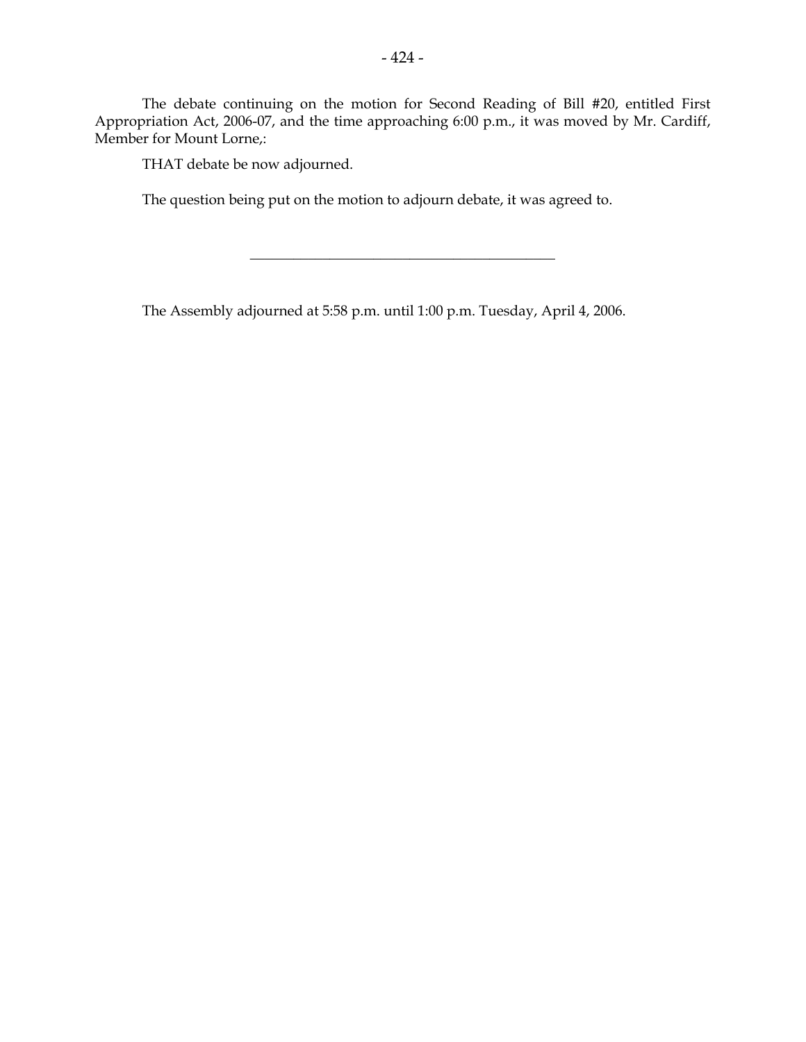The debate continuing on the motion for Second Reading of Bill #20, entitled First Appropriation Act, 2006-07, and the time approaching 6:00 p.m., it was moved by Mr. Cardiff, Member for Mount Lorne,:

THAT debate be now adjourned.

The question being put on the motion to adjourn debate, it was agreed to.

---

The Assembly adjourned at 5:58 p.m. until 1:00 p.m. Tuesday, April 4, 2006.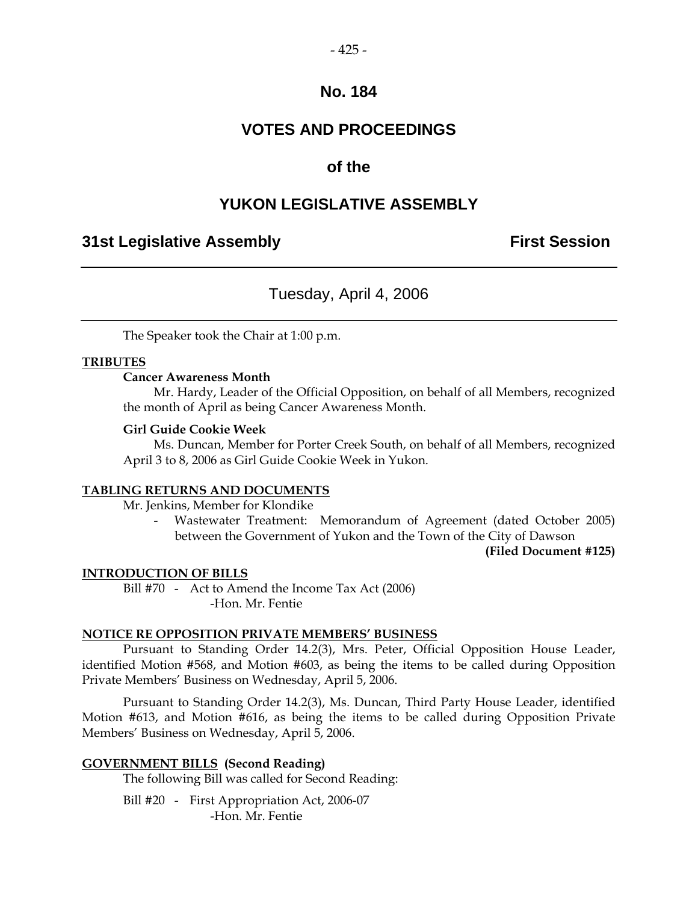# No. 184

# VOTES AND PROCEEDINGS

## of the

# YUKON LEGISLATIVE ASSEMBLY

**31st Legislative Assembly** **First Session**

---

Tuesday, April 4, 2006

---

The Speaker took the Chair at 1:00 p.m.

**TRIBUTES**

**Cancer Awareness Month**

Mr. Hardy, Leader of the Official Opposition, on behalf of all Members, recognized the month of April as being Cancer Awareness Month.

**Girl Guide Cookie Week**

Ms. Duncan, Member for Porter Creek South, on behalf of all Members, recognized April 3 to 8, 2006 as Girl Guide Cookie Week in Yukon.

**TABLING RETURNS AND DOCUMENTS**

Mr. Jenkins, Member for Klondike

- Wastewater Treatment: Memorandum of Agreement (dated October 2005) between the Government of Yukon and the Town of the City of Dawson

**(Filed Document #125)**

**INTRODUCTION OF BILLS**

Bill #70 - Act to Amend the Income Tax Act (2006)
-Hon. Mr. Fentie

**NOTICE RE OPPOSITION PRIVATE MEMBERS' BUSINESS**

Pursuant to Standing Order 14.2(3), Mrs. Peter, Official Opposition House Leader, identified Motion #568, and Motion #603, as being the items to be called during Opposition Private Members' Business on Wednesday, April 5, 2006.

Pursuant to Standing Order 14.2(3), Ms. Duncan, Third Party House Leader, identified Motion #613, and Motion #616, as being the items to be called during Opposition Private Members' Business on Wednesday, April 5, 2006.

**GOVERNMENT BILLS (Second Reading)**

The following Bill was called for Second Reading:

Bill #20 - First Appropriation Act, 2006-07
-Hon. Mr. Fentie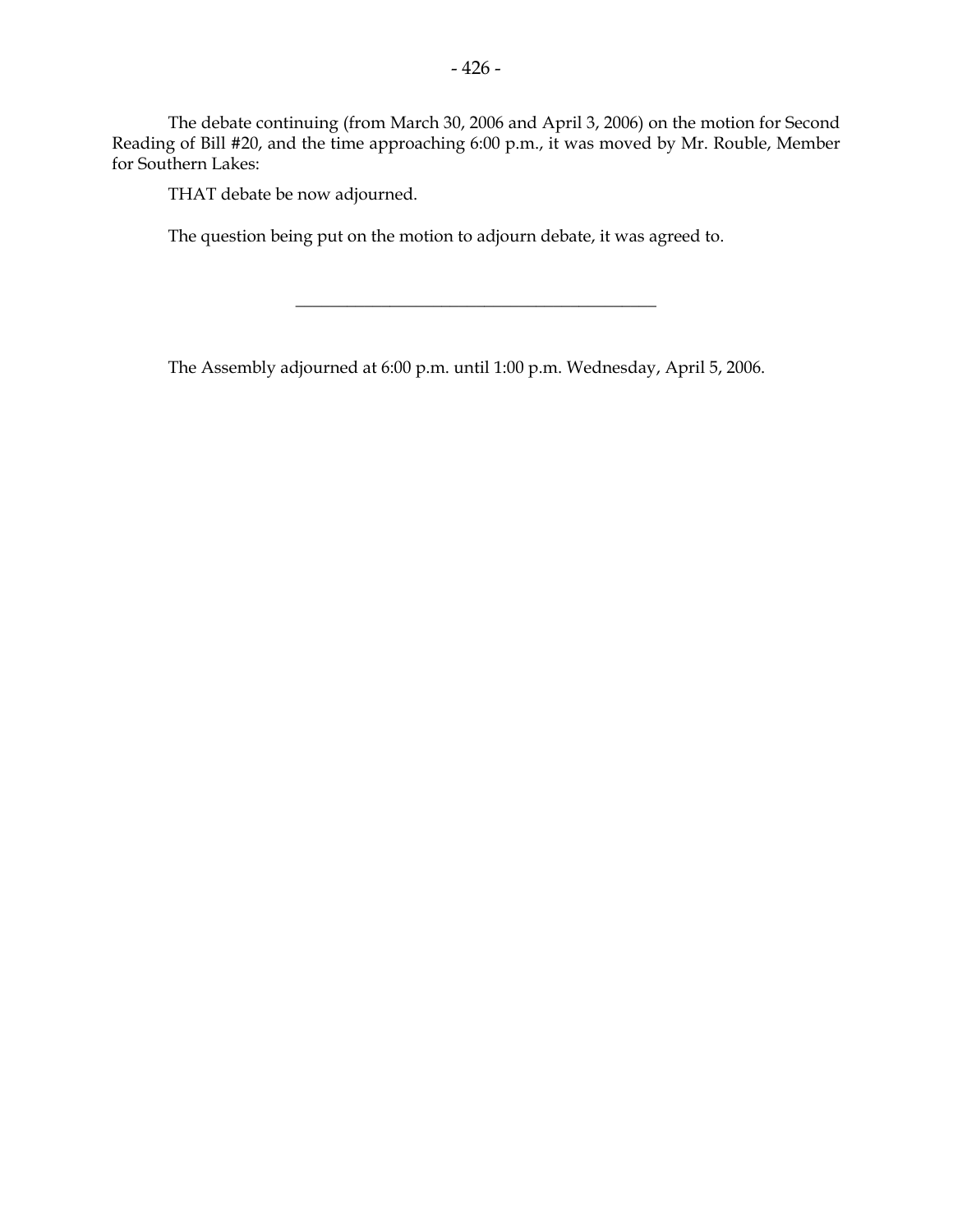The debate continuing (from March 30, 2006 and April 3, 2006) on the motion for Second Reading of Bill #20, and the time approaching 6:00 p.m., it was moved by Mr. Rouble, Member for Southern Lakes:

THAT debate be now adjourned.

The question being put on the motion to adjourn debate, it was agreed to.

---

The Assembly adjourned at 6:00 p.m. until 1:00 p.m. Wednesday, April 5, 2006.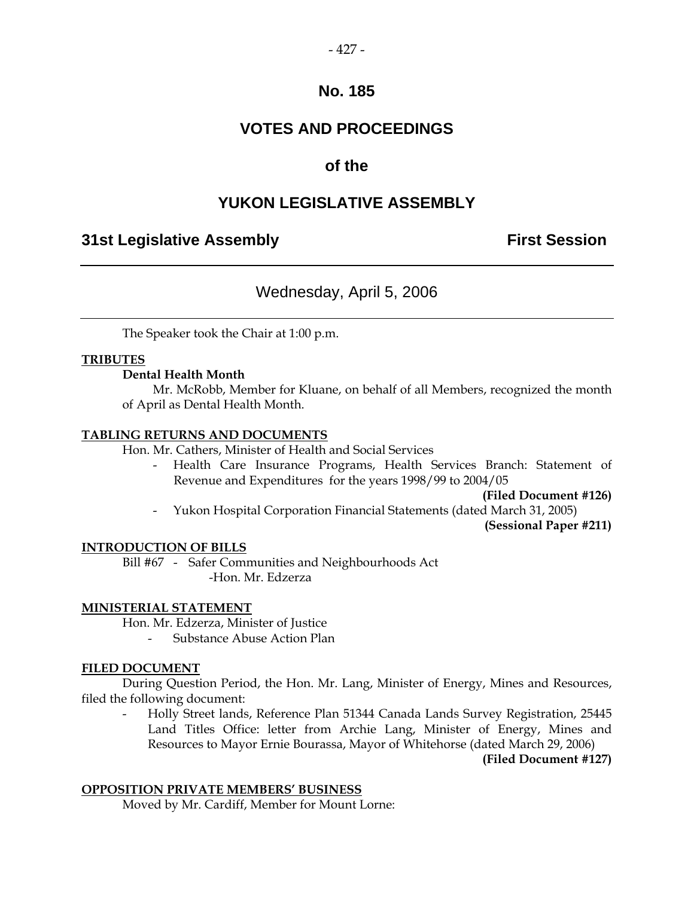# No. 185

# VOTES AND PROCEEDINGS

# of the

# YUKON LEGISLATIVE ASSEMBLY

## 31st Legislative Assembly — First Session

---

### Wednesday, April 5, 2006

---

The Speaker took the Chair at 1:00 p.m.

**TRIBUTES**

**Dental Health Month**

Mr. McRobb, Member for Kluane, on behalf of all Members, recognized the month of April as Dental Health Month.

**TABLING RETURNS AND DOCUMENTS**

Hon. Mr. Cathers, Minister of Health and Social Services

- Health Care Insurance Programs, Health Services Branch: Statement of Revenue and Expenditures for the years 1998/99 to 2004/05 **(Filed Document #126)**
- Yukon Hospital Corporation Financial Statements (dated March 31, 2005) **(Sessional Paper #211)**

**INTRODUCTION OF BILLS**

Bill #67 - Safer Communities and Neighbourhoods Act
-Hon. Mr. Edzerza

**MINISTERIAL STATEMENT**

Hon. Mr. Edzerza, Minister of Justice

- Substance Abuse Action Plan

**FILED DOCUMENT**

During Question Period, the Hon. Mr. Lang, Minister of Energy, Mines and Resources, filed the following document:

- Holly Street lands, Reference Plan 51344 Canada Lands Survey Registration, 25445 Land Titles Office: letter from Archie Lang, Minister of Energy, Mines and Resources to Mayor Ernie Bourassa, Mayor of Whitehorse (dated March 29, 2006) **(Filed Document #127)**

**OPPOSITION PRIVATE MEMBERS' BUSINESS**

Moved by Mr. Cardiff, Member for Mount Lorne: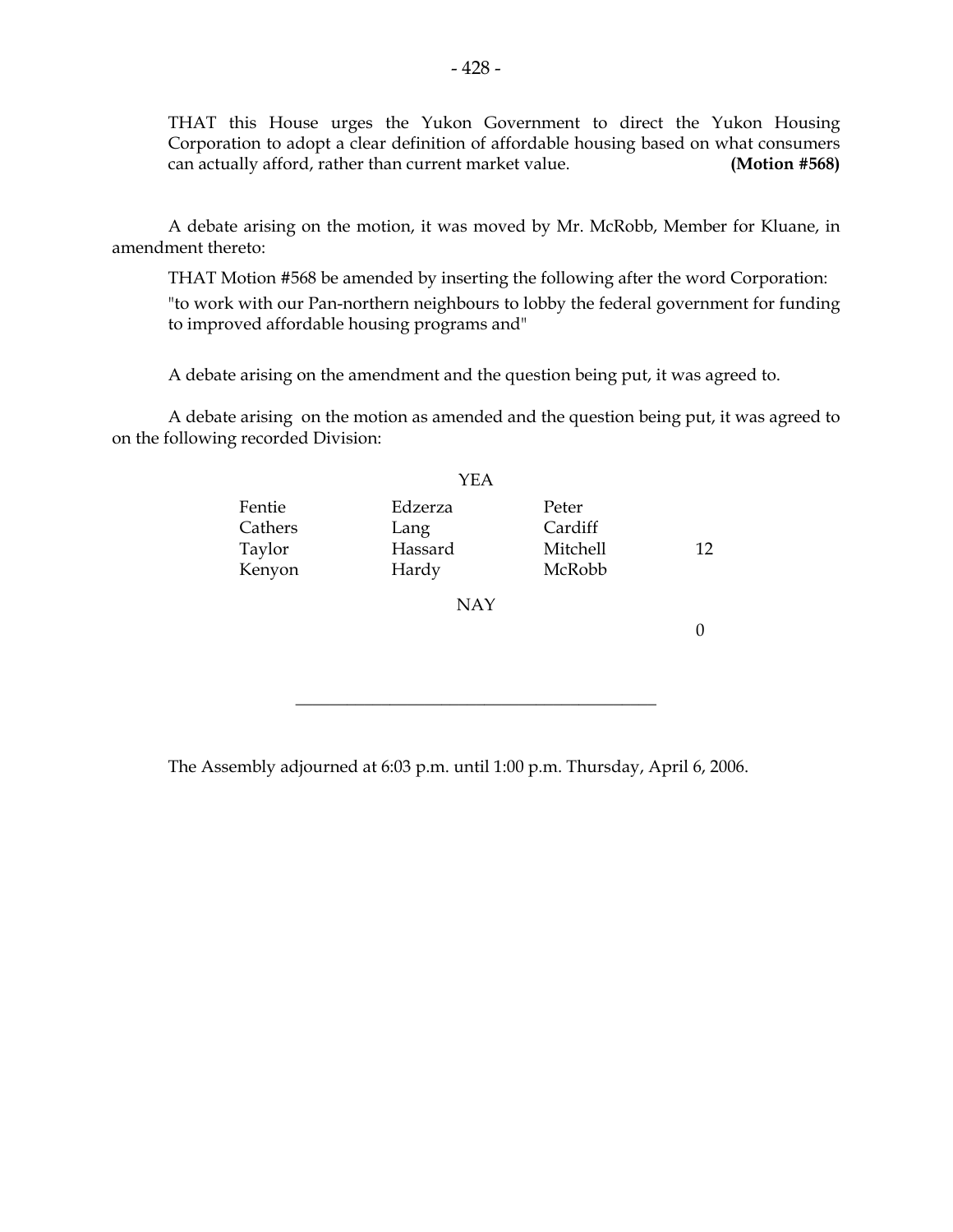THAT this House urges the Yukon Government to direct the Yukon Housing Corporation to adopt a clear definition of affordable housing based on what consumers can actually afford, rather than current market value. **(Motion #568)**

A debate arising on the motion, it was moved by Mr. McRobb, Member for Kluane, in amendment thereto:

THAT Motion #568 be amended by inserting the following after the word Corporation:

"to work with our Pan-northern neighbours to lobby the federal government for funding to improved affordable housing programs and"

A debate arising on the amendment and the question being put, it was agreed to.

A debate arising on the motion as amended and the question being put, it was agreed to on the following recorded Division:

YEA

| | | | |
|---|---|---|---|
| Fentie | Edzerza | Peter | |
| Cathers | Lang | Cardiff | |
| Taylor | Hassard | Mitchell | 12 |
| Kenyon | Hardy | McRobb | |

NAY

0

---

The Assembly adjourned at 6:03 p.m. until 1:00 p.m. Thursday, April 6, 2006.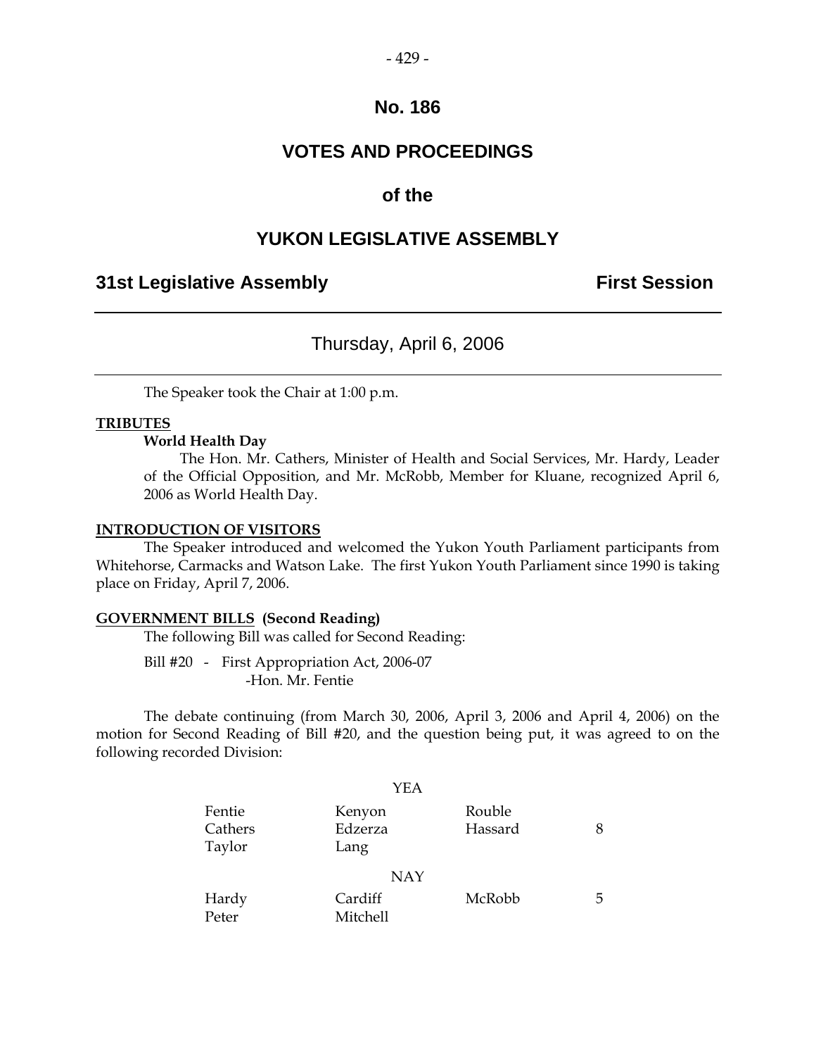# No. 186

# VOTES AND PROCEEDINGS

# of the

# YUKON LEGISLATIVE ASSEMBLY

## 31st Legislative Assembly — First Session

---

Thursday, April 6, 2006

---

The Speaker took the Chair at 1:00 p.m.

**TRIBUTES**

**World Health Day**

The Hon. Mr. Cathers, Minister of Health and Social Services, Mr. Hardy, Leader of the Official Opposition, and Mr. McRobb, Member for Kluane, recognized April 6, 2006 as World Health Day.

**INTRODUCTION OF VISITORS**

The Speaker introduced and welcomed the Yukon Youth Parliament participants from Whitehorse, Carmacks and Watson Lake. The first Yukon Youth Parliament since 1990 is taking place on Friday, April 7, 2006.

**GOVERNMENT BILLS (Second Reading)**

The following Bill was called for Second Reading:

Bill #20 - First Appropriation Act, 2006-07
-Hon. Mr. Fentie

The debate continuing (from March 30, 2006, April 3, 2006 and April 4, 2006) on the motion for Second Reading of Bill #20, and the question being put, it was agreed to on the following recorded Division:

YEA

| | | | |
|---|---|---|---|
| Fentie | Kenyon | Rouble | |
| Cathers | Edzerza | Hassard | 8 |
| Taylor | Lang | | |

NAY

| | | | |
|---|---|---|---|
| Hardy | Cardiff | McRobb | 5 |
| Peter | Mitchell | | |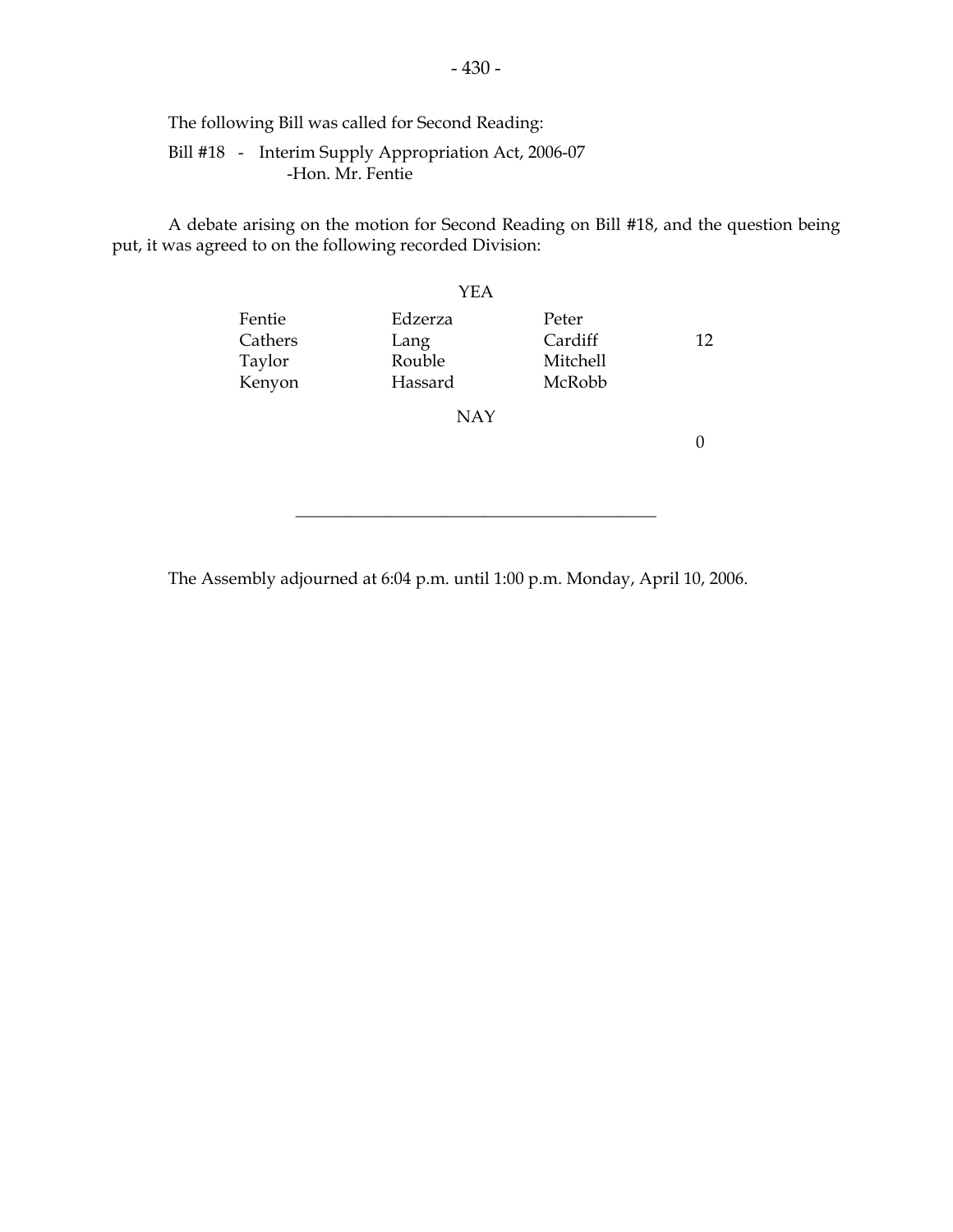The following Bill was called for Second Reading:

Bill #18 - Interim Supply Appropriation Act, 2006-07
-Hon. Mr. Fentie

A debate arising on the motion for Second Reading on Bill #18, and the question being put, it was agreed to on the following recorded Division:

YEA

| | | | |
|---|---|---|---|
| Fentie | Edzerza | Peter | |
| Cathers | Lang | Cardiff | 12 |
| Taylor | Rouble | Mitchell | |
| Kenyon | Hassard | McRobb | |

NAY

0

---

The Assembly adjourned at 6:04 p.m. until 1:00 p.m. Monday, April 10, 2006.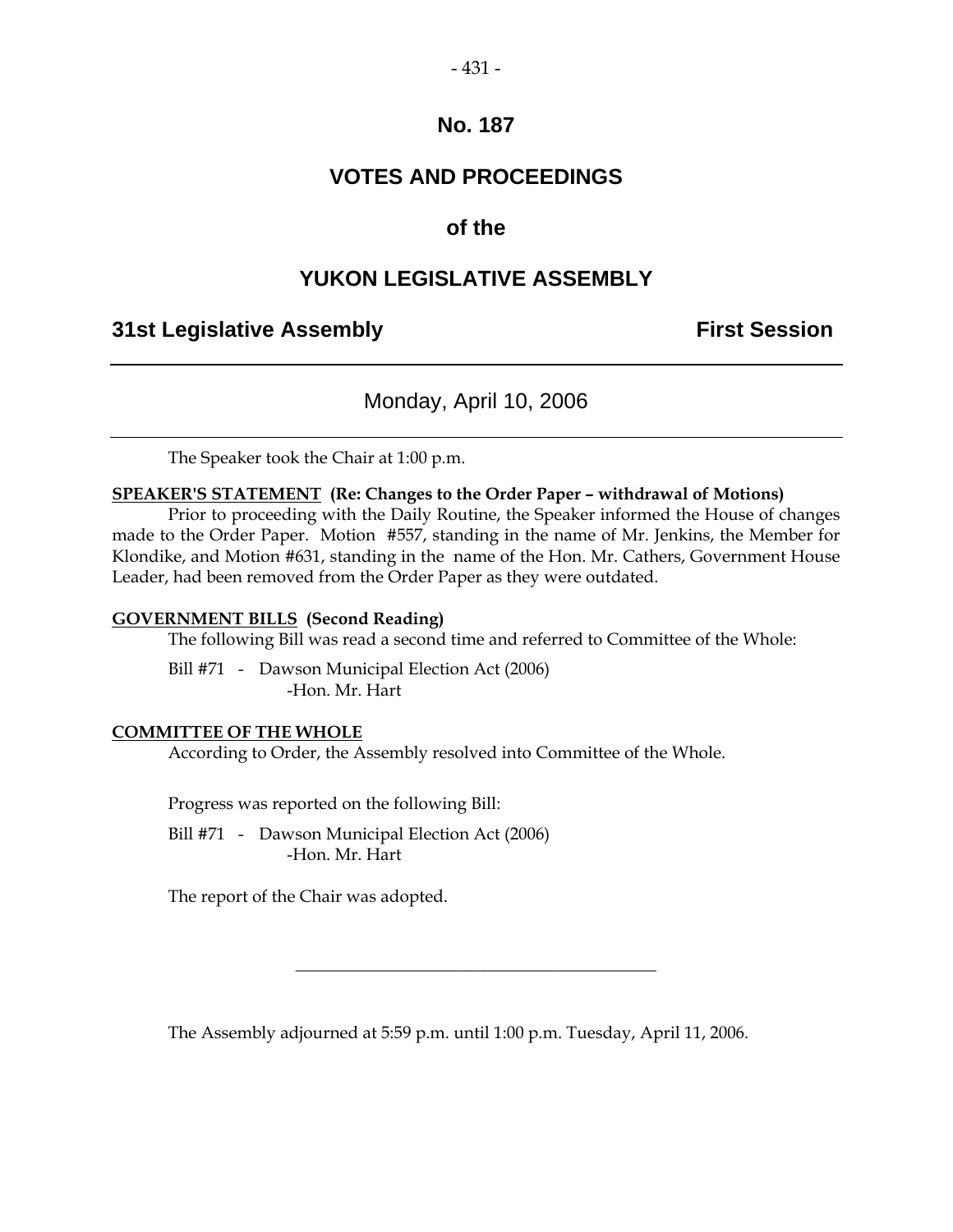# No. 187

# VOTES AND PROCEEDINGS

## of the

# YUKON LEGISLATIVE ASSEMBLY

**31st Legislative Assembly** **First Session**

---

Monday, April 10, 2006

---

The Speaker took the Chair at 1:00 p.m.

**SPEAKER'S STATEMENT (Re: Changes to the Order Paper – withdrawal of Motions)**

Prior to proceeding with the Daily Routine, the Speaker informed the House of changes made to the Order Paper. Motion #557, standing in the name of Mr. Jenkins, the Member for Klondike, and Motion #631, standing in the name of the Hon. Mr. Cathers, Government House Leader, had been removed from the Order Paper as they were outdated.

**GOVERNMENT BILLS (Second Reading)**

The following Bill was read a second time and referred to Committee of the Whole:

Bill #71 - Dawson Municipal Election Act (2006)
-Hon. Mr. Hart

**COMMITTEE OF THE WHOLE**

According to Order, the Assembly resolved into Committee of the Whole.

Progress was reported on the following Bill:

Bill #71 - Dawson Municipal Election Act (2006)
-Hon. Mr. Hart

The report of the Chair was adopted.

---

The Assembly adjourned at 5:59 p.m. until 1:00 p.m. Tuesday, April 11, 2006.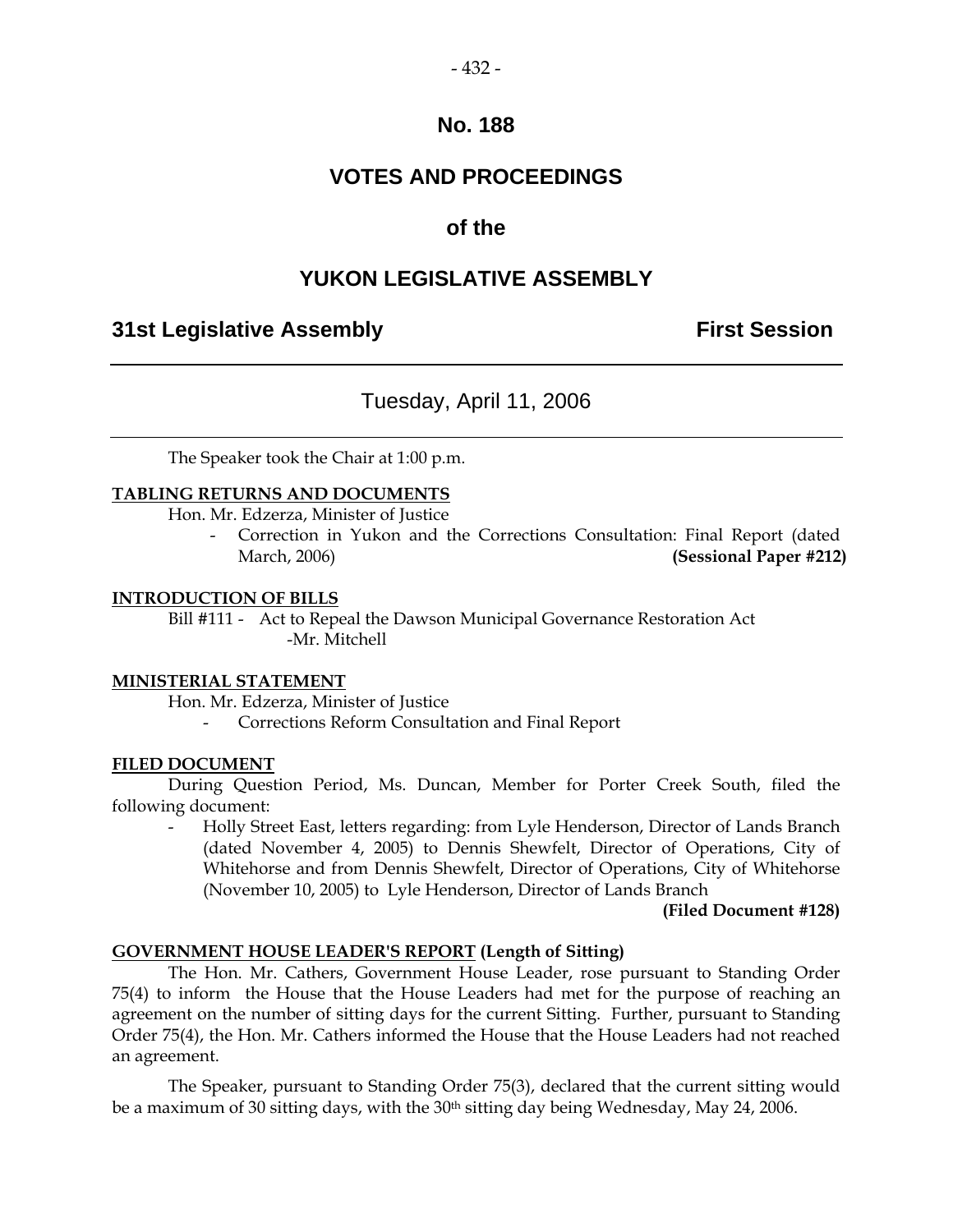# No. 188

# VOTES AND PROCEEDINGS

# of the

# YUKON LEGISLATIVE ASSEMBLY

## 31st Legislative Assembly — First Session

Tuesday, April 11, 2006

The Speaker took the Chair at 1:00 p.m.

**TABLING RETURNS AND DOCUMENTS**

Hon. Mr. Edzerza, Minister of Justice

- Correction in Yukon and the Corrections Consultation: Final Report (dated March, 2006) **(Sessional Paper #212)**

**INTRODUCTION OF BILLS**

Bill #111 - Act to Repeal the Dawson Municipal Governance Restoration Act -Mr. Mitchell

**MINISTERIAL STATEMENT**

Hon. Mr. Edzerza, Minister of Justice

- Corrections Reform Consultation and Final Report

**FILED DOCUMENT**

During Question Period, Ms. Duncan, Member for Porter Creek South, filed the following document:

- Holly Street East, letters regarding: from Lyle Henderson, Director of Lands Branch (dated November 4, 2005) to Dennis Shewfelt, Director of Operations, City of Whitehorse and from Dennis Shewfelt, Director of Operations, City of Whitehorse (November 10, 2005) to Lyle Henderson, Director of Lands Branch **(Filed Document #128)**

**GOVERNMENT HOUSE LEADER'S REPORT (Length of Sitting)**

The Hon. Mr. Cathers, Government House Leader, rose pursuant to Standing Order 75(4) to inform the House that the House Leaders had met for the purpose of reaching an agreement on the number of sitting days for the current Sitting. Further, pursuant to Standing Order 75(4), the Hon. Mr. Cathers informed the House that the House Leaders had not reached an agreement.

The Speaker, pursuant to Standing Order 75(3), declared that the current sitting would be a maximum of 30 sitting days, with the 30th sitting day being Wednesday, May 24, 2006.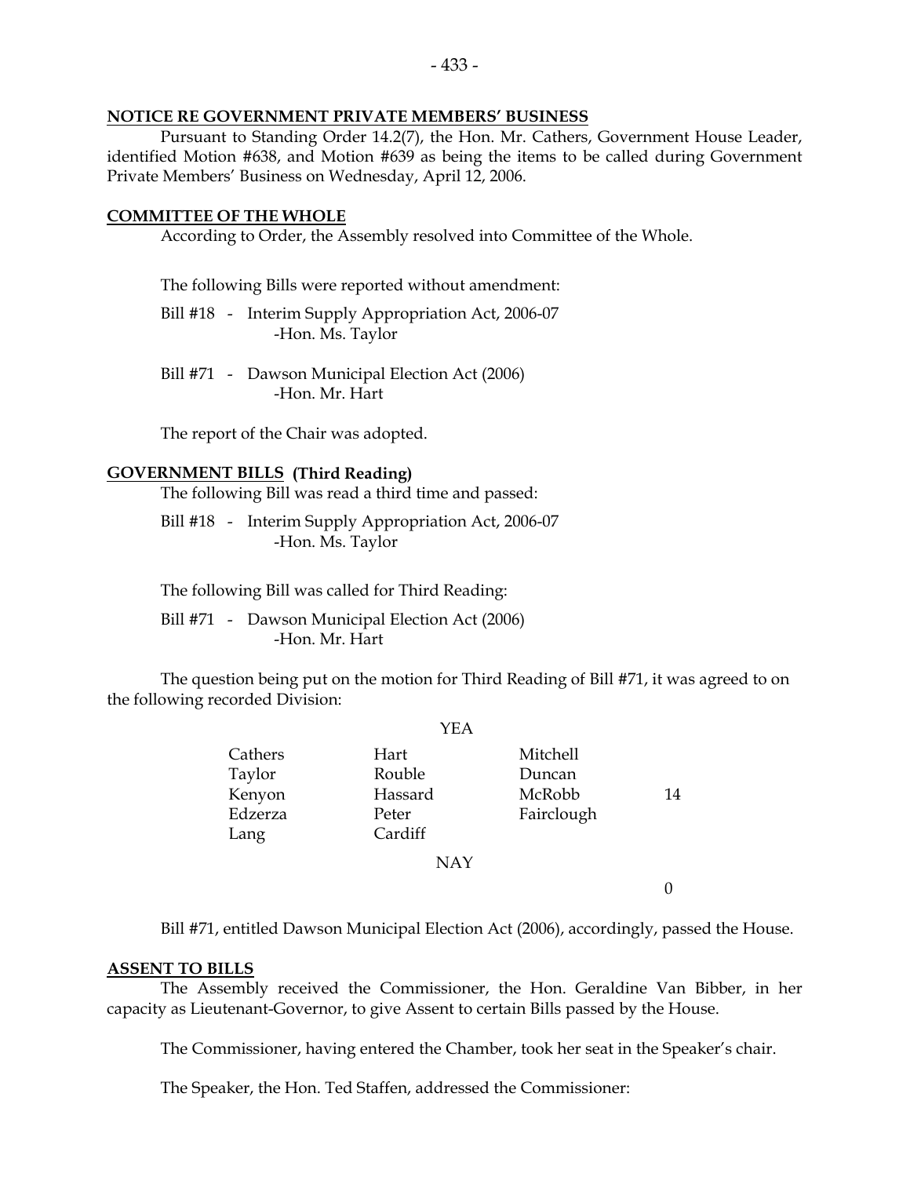## NOTICE RE GOVERNMENT PRIVATE MEMBERS' BUSINESS

Pursuant to Standing Order 14.2(7), the Hon. Mr. Cathers, Government House Leader, identified Motion #638, and Motion #639 as being the items to be called during Government Private Members' Business on Wednesday, April 12, 2006.

## COMMITTEE OF THE WHOLE

According to Order, the Assembly resolved into Committee of the Whole.

The following Bills were reported without amendment:

Bill #18 - Interim Supply Appropriation Act, 2006-07
-Hon. Ms. Taylor

Bill #71 - Dawson Municipal Election Act (2006)
-Hon. Mr. Hart

The report of the Chair was adopted.

## GOVERNMENT BILLS (Third Reading)

The following Bill was read a third time and passed:

Bill #18 - Interim Supply Appropriation Act, 2006-07
-Hon. Ms. Taylor

The following Bill was called for Third Reading:

Bill #71 - Dawson Municipal Election Act (2006)
-Hon. Mr. Hart

The question being put on the motion for Third Reading of Bill #71, it was agreed to on the following recorded Division:

YEA

| | | | |
|---|---|---|---|
| Cathers | Hart | Mitchell | |
| Taylor | Rouble | Duncan | |
| Kenyon | Hassard | McRobb | 14 |
| Edzerza | Peter | Fairclough | |
| Lang | Cardiff | | |

NAY

0

Bill #71, entitled Dawson Municipal Election Act (2006), accordingly, passed the House.

## ASSENT TO BILLS

The Assembly received the Commissioner, the Hon. Geraldine Van Bibber, in her capacity as Lieutenant-Governor, to give Assent to certain Bills passed by the House.

The Commissioner, having entered the Chamber, took her seat in the Speaker's chair.

The Speaker, the Hon. Ted Staffen, addressed the Commissioner: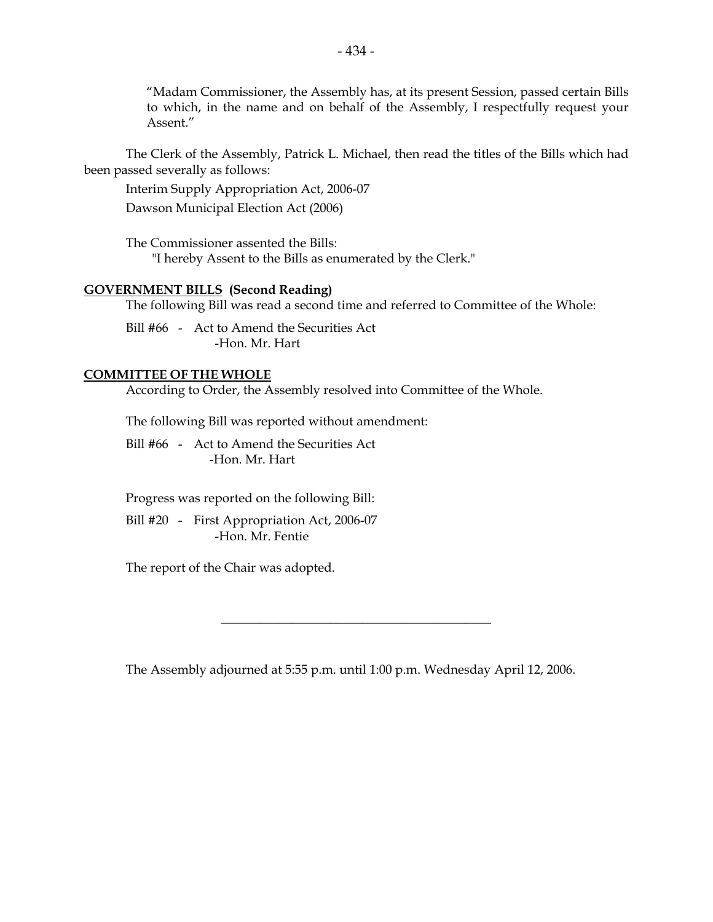"Madam Commissioner, the Assembly has, at its present Session, passed certain Bills to which, in the name and on behalf of the Assembly, I respectfully request your Assent."

The Clerk of the Assembly, Patrick L. Michael, then read the titles of the Bills which had been passed severally as follows:

Interim Supply Appropriation Act, 2006-07

Dawson Municipal Election Act (2006)

The Commissioner assented the Bills:

"I hereby Assent to the Bills as enumerated by the Clerk."

**GOVERNMENT BILLS (Second Reading)**

The following Bill was read a second time and referred to Committee of the Whole:

Bill #66 - Act to Amend the Securities Act
-Hon. Mr. Hart

**COMMITTEE OF THE WHOLE**

According to Order, the Assembly resolved into Committee of the Whole.

The following Bill was reported without amendment:

Bill #66 - Act to Amend the Securities Act
-Hon. Mr. Hart

Progress was reported on the following Bill:

Bill #20 - First Appropriation Act, 2006-07
-Hon. Mr. Fentie

The report of the Chair was adopted.

---

The Assembly adjourned at 5:55 p.m. until 1:00 p.m. Wednesday April 12, 2006.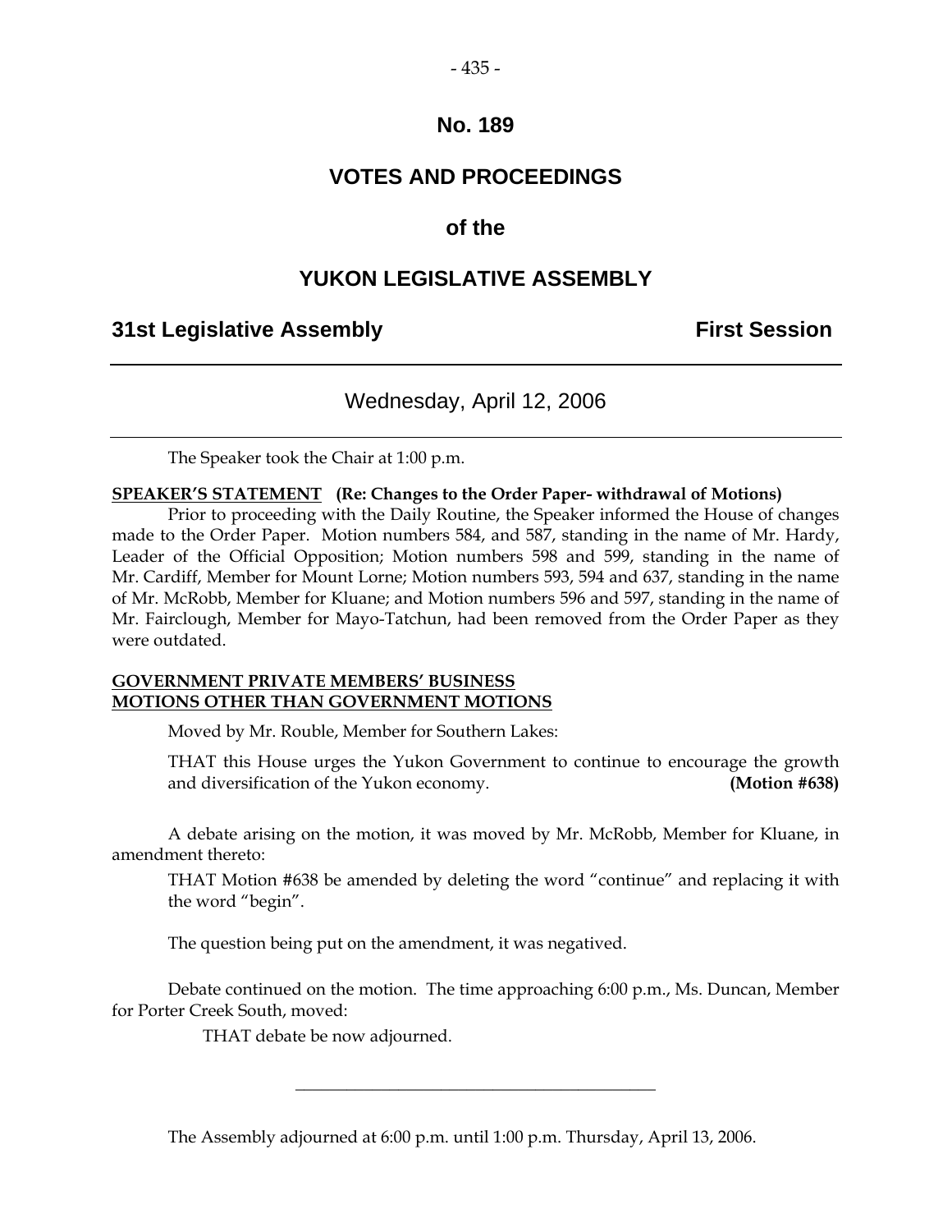# No. 189

# VOTES AND PROCEEDINGS

# of the

# YUKON LEGISLATIVE ASSEMBLY

## 31st Legislative Assembly — First Session

---

Wednesday, April 12, 2006

---

The Speaker took the Chair at 1:00 p.m.

**SPEAKER'S STATEMENT (Re: Changes to the Order Paper- withdrawal of Motions)**

Prior to proceeding with the Daily Routine, the Speaker informed the House of changes made to the Order Paper. Motion numbers 584, and 587, standing in the name of Mr. Hardy, Leader of the Official Opposition; Motion numbers 598 and 599, standing in the name of Mr. Cardiff, Member for Mount Lorne; Motion numbers 593, 594 and 637, standing in the name of Mr. McRobb, Member for Kluane; and Motion numbers 596 and 597, standing in the name of Mr. Fairclough, Member for Mayo-Tatchun, had been removed from the Order Paper as they were outdated.

**GOVERNMENT PRIVATE MEMBERS' BUSINESS**
**MOTIONS OTHER THAN GOVERNMENT MOTIONS**

Moved by Mr. Rouble, Member for Southern Lakes:

THAT this House urges the Yukon Government to continue to encourage the growth and diversification of the Yukon economy. **(Motion #638)**

A debate arising on the motion, it was moved by Mr. McRobb, Member for Kluane, in amendment thereto:

THAT Motion #638 be amended by deleting the word "continue" and replacing it with the word "begin".

The question being put on the amendment, it was negatived.

Debate continued on the motion. The time approaching 6:00 p.m., Ms. Duncan, Member for Porter Creek South, moved:

THAT debate be now adjourned.

---

The Assembly adjourned at 6:00 p.m. until 1:00 p.m. Thursday, April 13, 2006.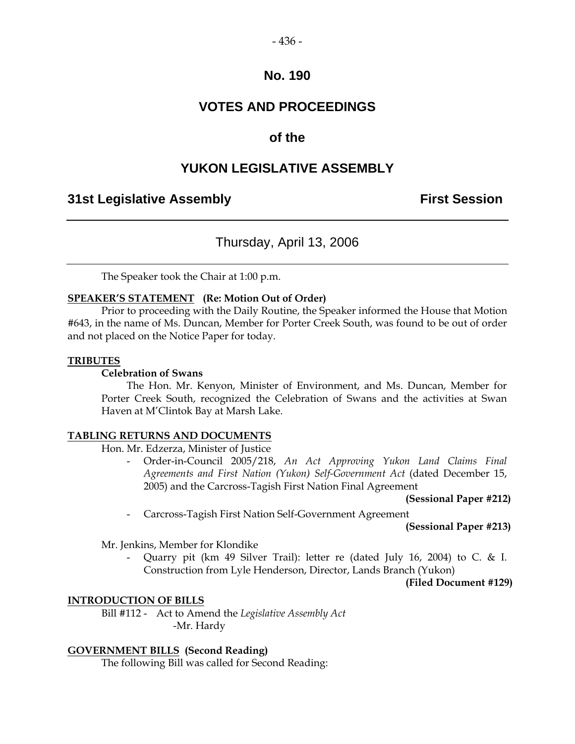# No. 190

# VOTES AND PROCEEDINGS

# of the

# YUKON LEGISLATIVE ASSEMBLY

## 31st Legislative Assembly First Session

---

### Thursday, April 13, 2006

---

The Speaker took the Chair at 1:00 p.m.

**SPEAKER'S STATEMENT (Re: Motion Out of Order)**

Prior to proceeding with the Daily Routine, the Speaker informed the House that Motion #643, in the name of Ms. Duncan, Member for Porter Creek South, was found to be out of order and not placed on the Notice Paper for today.

**TRIBUTES**

**Celebration of Swans**

The Hon. Mr. Kenyon, Minister of Environment, and Ms. Duncan, Member for Porter Creek South, recognized the Celebration of Swans and the activities at Swan Haven at M'Clintok Bay at Marsh Lake.

**TABLING RETURNS AND DOCUMENTS**

Hon. Mr. Edzerza, Minister of Justice

- Order-in-Council 2005/218, *An Act Approving Yukon Land Claims Final Agreements and First Nation (Yukon) Self-Government Act* (dated December 15, 2005) and the Carcross-Tagish First Nation Final Agreement

**(Sessional Paper #212)**

- Carcross-Tagish First Nation Self-Government Agreement

**(Sessional Paper #213)**

Mr. Jenkins, Member for Klondike

- Quarry pit (km 49 Silver Trail): letter re (dated July 16, 2004) to C. & I. Construction from Lyle Henderson, Director, Lands Branch (Yukon)

**(Filed Document #129)**

**INTRODUCTION OF BILLS**

Bill #112 - Act to Amend the *Legislative Assembly Act*
-Mr. Hardy

**GOVERNMENT BILLS (Second Reading)**

The following Bill was called for Second Reading: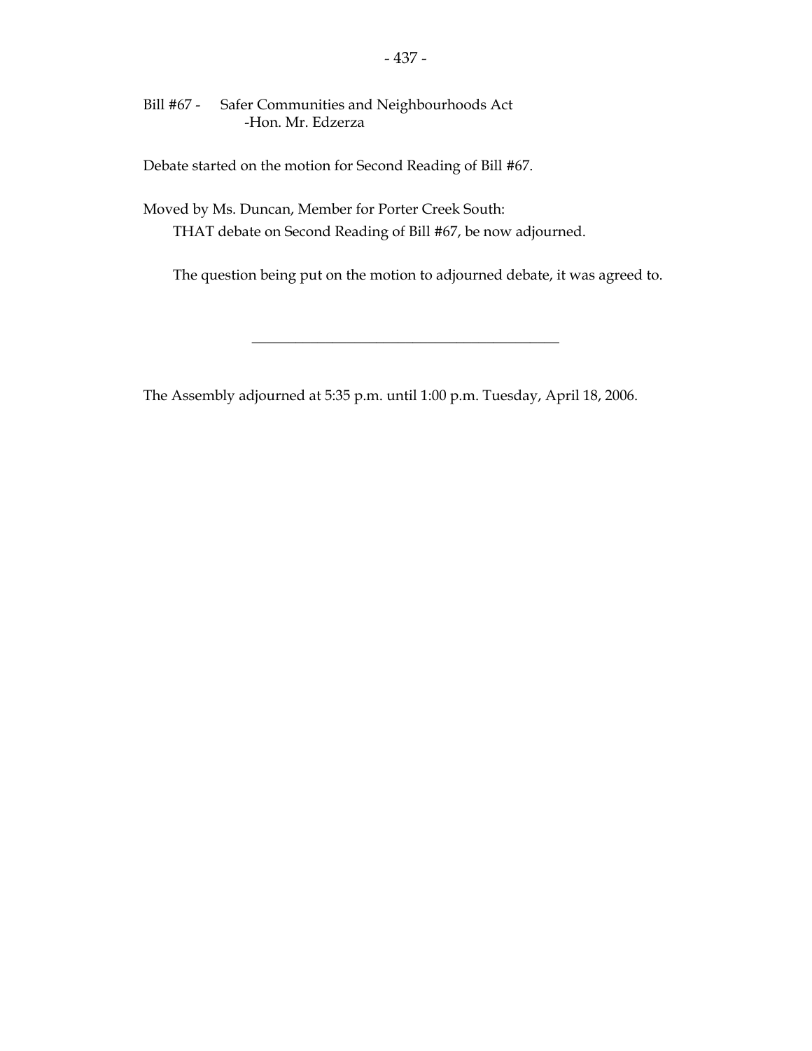Bill #67 - Safer Communities and Neighbourhoods Act
-Hon. Mr. Edzerza

Debate started on the motion for Second Reading of Bill #67.

Moved by Ms. Duncan, Member for Porter Creek South:

THAT debate on Second Reading of Bill #67, be now adjourned.

The question being put on the motion to adjourned debate, it was agreed to.

---

The Assembly adjourned at 5:35 p.m. until 1:00 p.m. Tuesday, April 18, 2006.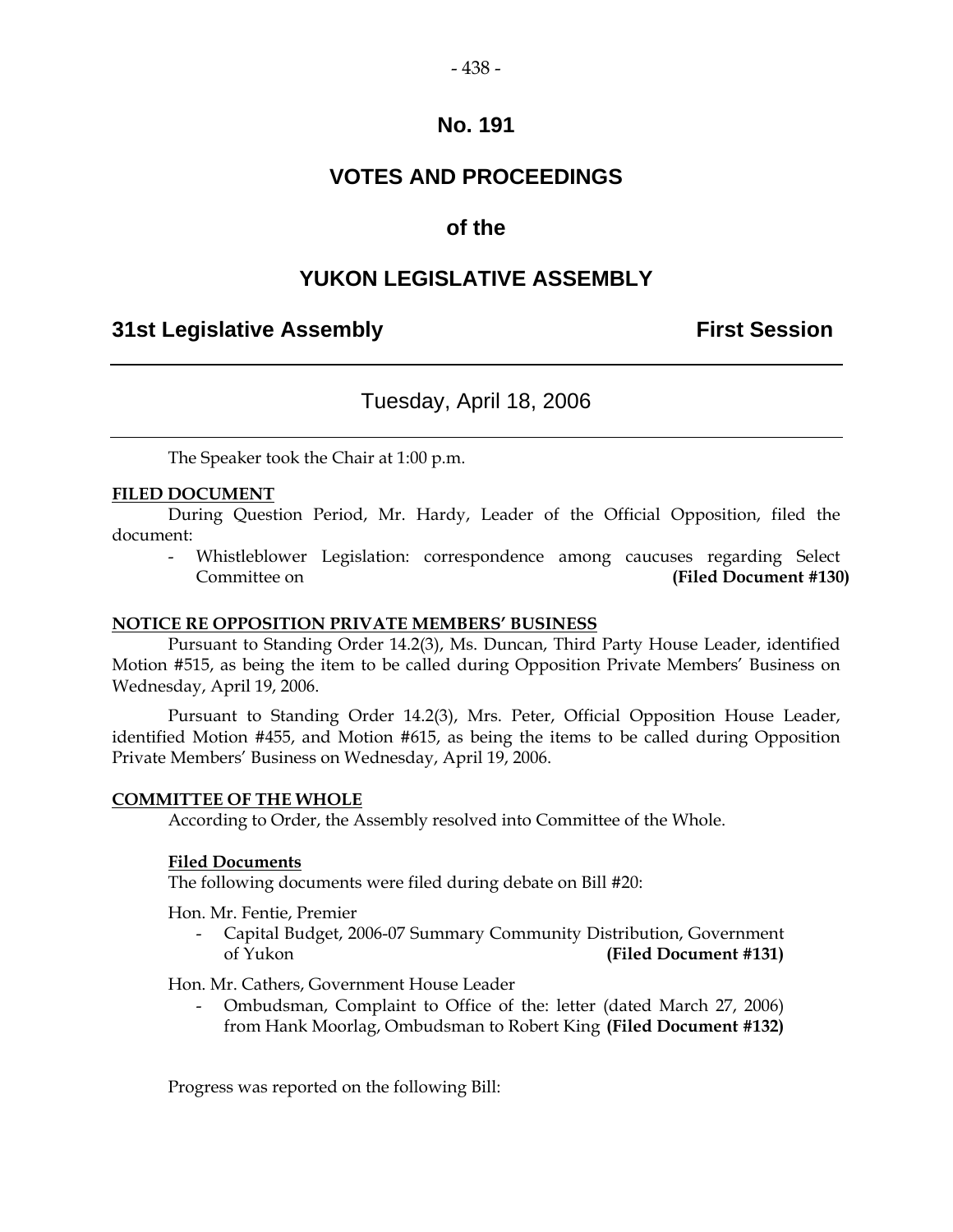# No. 191

# VOTES AND PROCEEDINGS

# of the

# YUKON LEGISLATIVE ASSEMBLY

## 31st Legislative Assembly — First Session

---

### Tuesday, April 18, 2006

---

The Speaker took the Chair at 1:00 p.m.

**FILED DOCUMENT**

During Question Period, Mr. Hardy, Leader of the Official Opposition, filed the document:

- Whistleblower Legislation: correspondence among caucuses regarding Select Committee on **(Filed Document #130)**

**NOTICE RE OPPOSITION PRIVATE MEMBERS' BUSINESS**

Pursuant to Standing Order 14.2(3), Ms. Duncan, Third Party House Leader, identified Motion #515, as being the item to be called during Opposition Private Members' Business on Wednesday, April 19, 2006.

Pursuant to Standing Order 14.2(3), Mrs. Peter, Official Opposition House Leader, identified Motion #455, and Motion #615, as being the items to be called during Opposition Private Members' Business on Wednesday, April 19, 2006.

**COMMITTEE OF THE WHOLE**

According to Order, the Assembly resolved into Committee of the Whole.

**Filed Documents**

The following documents were filed during debate on Bill #20:

Hon. Mr. Fentie, Premier

- Capital Budget, 2006-07 Summary Community Distribution, Government of Yukon **(Filed Document #131)**

Hon. Mr. Cathers, Government House Leader

- Ombudsman, Complaint to Office of the: letter (dated March 27, 2006) from Hank Moorlag, Ombudsman to Robert King **(Filed Document #132)**

Progress was reported on the following Bill: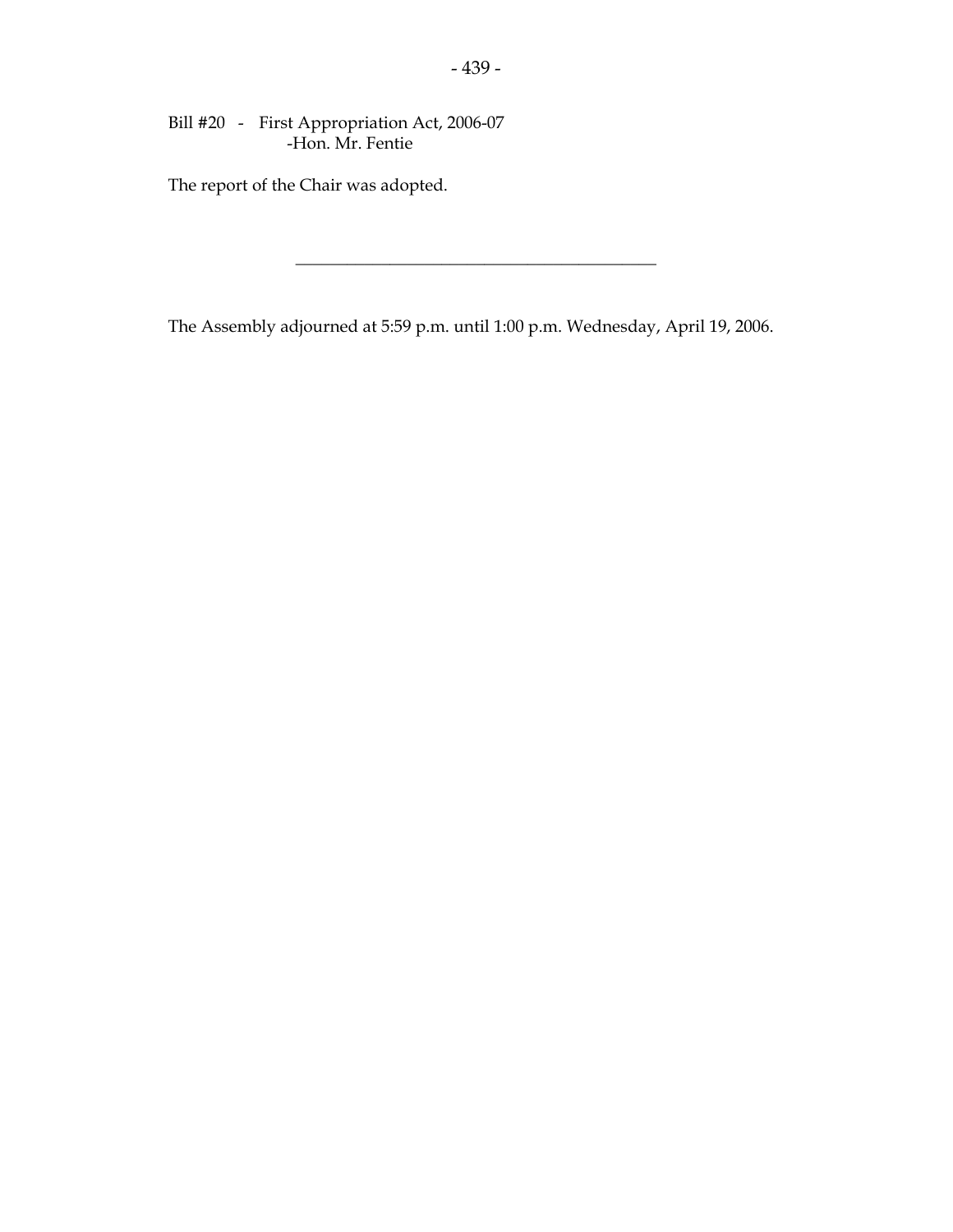Bill #20 - First Appropriation Act, 2006-07
-Hon. Mr. Fentie

The report of the Chair was adopted.

---

The Assembly adjourned at 5:59 p.m. until 1:00 p.m. Wednesday, April 19, 2006.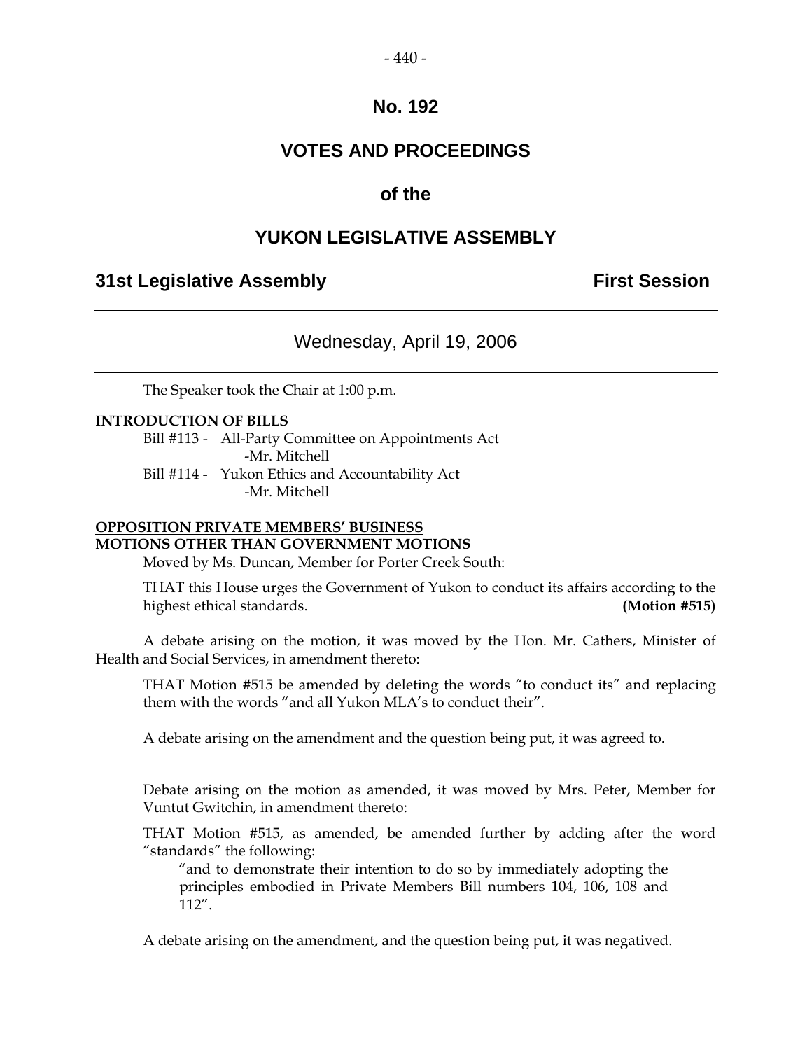# No. 192

# VOTES AND PROCEEDINGS

## of the

# YUKON LEGISLATIVE ASSEMBLY

**31st Legislative Assembly** **First Session**

---

Wednesday, April 19, 2006

---

The Speaker took the Chair at 1:00 p.m.

**INTRODUCTION OF BILLS**

Bill #113 - All-Party Committee on Appointments Act
-Mr. Mitchell

Bill #114 - Yukon Ethics and Accountability Act
-Mr. Mitchell

**OPPOSITION PRIVATE MEMBERS' BUSINESS**
**MOTIONS OTHER THAN GOVERNMENT MOTIONS**

Moved by Ms. Duncan, Member for Porter Creek South:

THAT this House urges the Government of Yukon to conduct its affairs according to the highest ethical standards. **(Motion #515)**

A debate arising on the motion, it was moved by the Hon. Mr. Cathers, Minister of Health and Social Services, in amendment thereto:

THAT Motion #515 be amended by deleting the words "to conduct its" and replacing them with the words "and all Yukon MLA's to conduct their".

A debate arising on the amendment and the question being put, it was agreed to.

Debate arising on the motion as amended, it was moved by Mrs. Peter, Member for Vuntut Gwitchin, in amendment thereto:

THAT Motion #515, as amended, be amended further by adding after the word "standards" the following:

"and to demonstrate their intention to do so by immediately adopting the principles embodied in Private Members Bill numbers 104, 106, 108 and 112".

A debate arising on the amendment, and the question being put, it was negatived.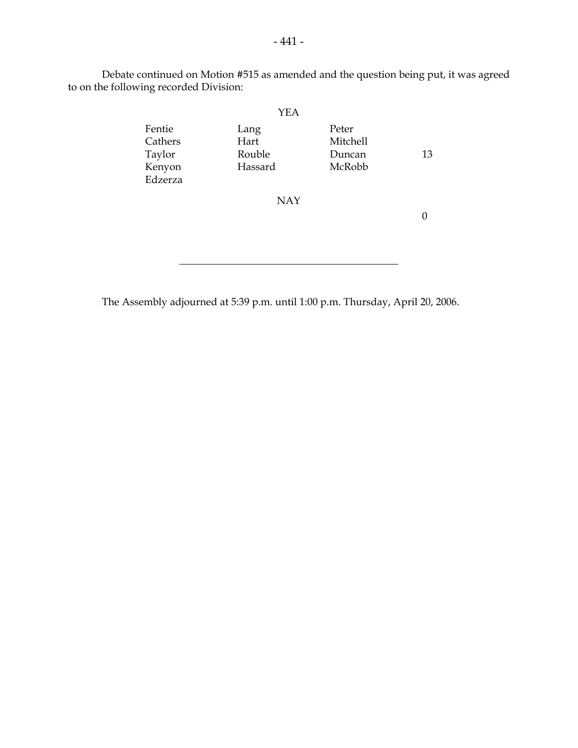Debate continued on Motion #515 as amended and the question being put, it was agreed to on the following recorded Division:

YEA

| | | | |
|---|---|---|---|
| Fentie | Lang | Peter | |
| Cathers | Hart | Mitchell | |
| Taylor | Rouble | Duncan | 13 |
| Kenyon | Hassard | McRobb | |
| Edzerza | | | |

NAY

0

---

The Assembly adjourned at 5:39 p.m. until 1:00 p.m. Thursday, April 20, 2006.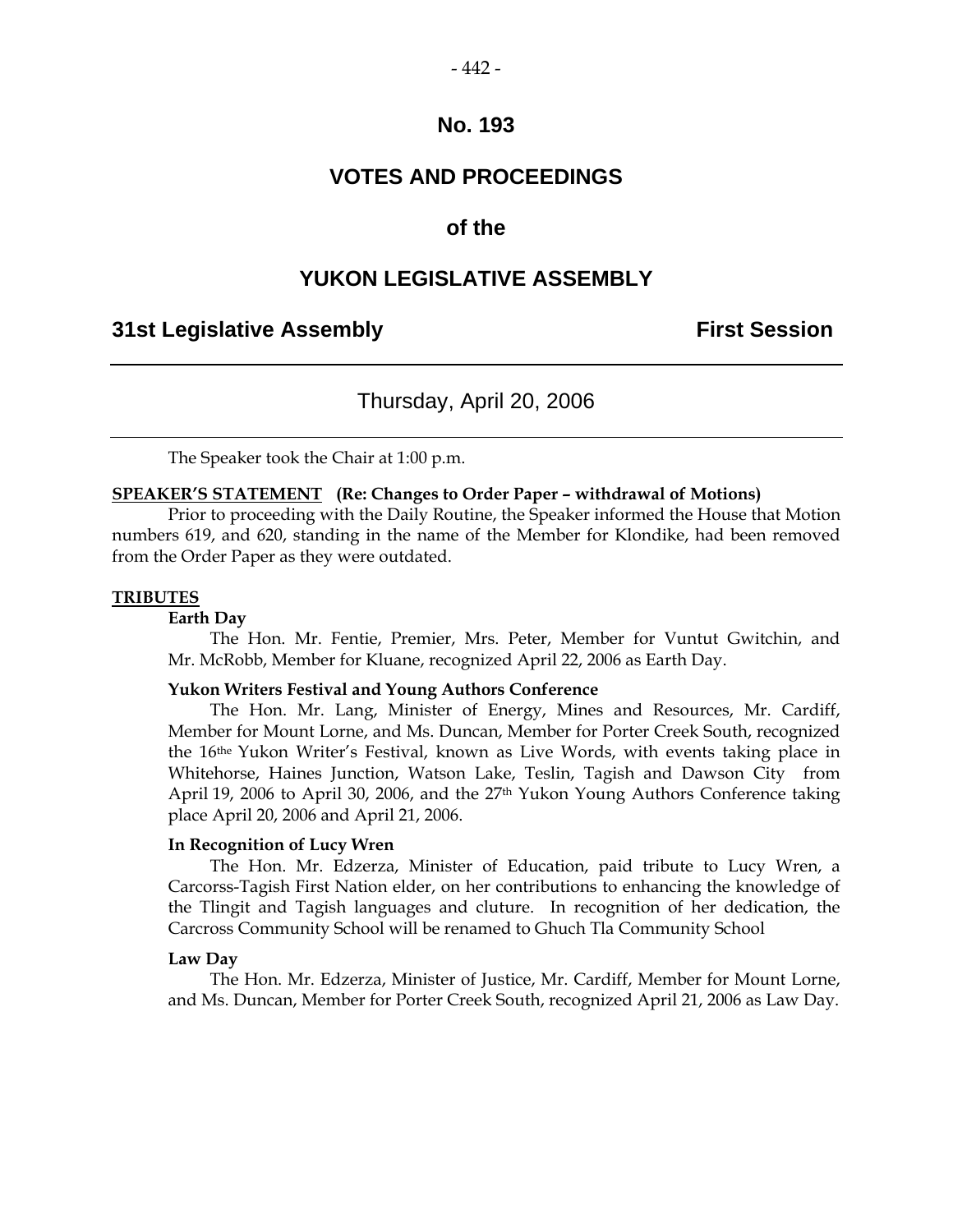# No. 193

# VOTES AND PROCEEDINGS

# of the

# YUKON LEGISLATIVE ASSEMBLY

## 31st Legislative Assembly First Session

---

Thursday, April 20, 2006

---

The Speaker took the Chair at 1:00 p.m.

**SPEAKER'S STATEMENT (Re: Changes to Order Paper – withdrawal of Motions)**

Prior to proceeding with the Daily Routine, the Speaker informed the House that Motion numbers 619, and 620, standing in the name of the Member for Klondike, had been removed from the Order Paper as they were outdated.

**TRIBUTES**

**Earth Day**

The Hon. Mr. Fentie, Premier, Mrs. Peter, Member for Vuntut Gwitchin, and Mr. McRobb, Member for Kluane, recognized April 22, 2006 as Earth Day.

**Yukon Writers Festival and Young Authors Conference**

The Hon. Mr. Lang, Minister of Energy, Mines and Resources, Mr. Cardiff, Member for Mount Lorne, and Ms. Duncan, Member for Porter Creek South, recognized the 16the Yukon Writer's Festival, known as Live Words, with events taking place in Whitehorse, Haines Junction, Watson Lake, Teslin, Tagish and Dawson City from April 19, 2006 to April 30, 2006, and the 27th Yukon Young Authors Conference taking place April 20, 2006 and April 21, 2006.

**In Recognition of Lucy Wren**

The Hon. Mr. Edzerza, Minister of Education, paid tribute to Lucy Wren, a Carcorss-Tagish First Nation elder, on her contributions to enhancing the knowledge of the Tlingit and Tagish languages and cluture. In recognition of her dedication, the Carcross Community School will be renamed to Ghuch Tla Community School

**Law Day**

The Hon. Mr. Edzerza, Minister of Justice, Mr. Cardiff, Member for Mount Lorne, and Ms. Duncan, Member for Porter Creek South, recognized April 21, 2006 as Law Day.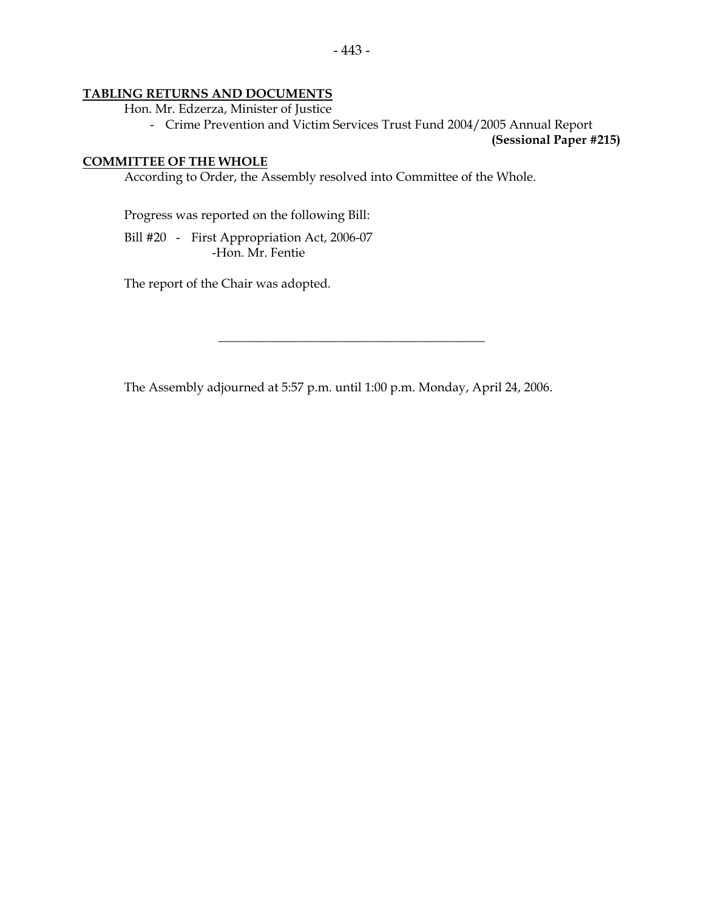**TABLING RETURNS AND DOCUMENTS**

Hon. Mr. Edzerza, Minister of Justice

- Crime Prevention and Victim Services Trust Fund 2004/2005 Annual Report

**(Sessional Paper #215)**

**COMMITTEE OF THE WHOLE**

According to Order, the Assembly resolved into Committee of the Whole.

Progress was reported on the following Bill:

Bill #20 - First Appropriation Act, 2006-07
-Hon. Mr. Fentie

The report of the Chair was adopted.

---

The Assembly adjourned at 5:57 p.m. until 1:00 p.m. Monday, April 24, 2006.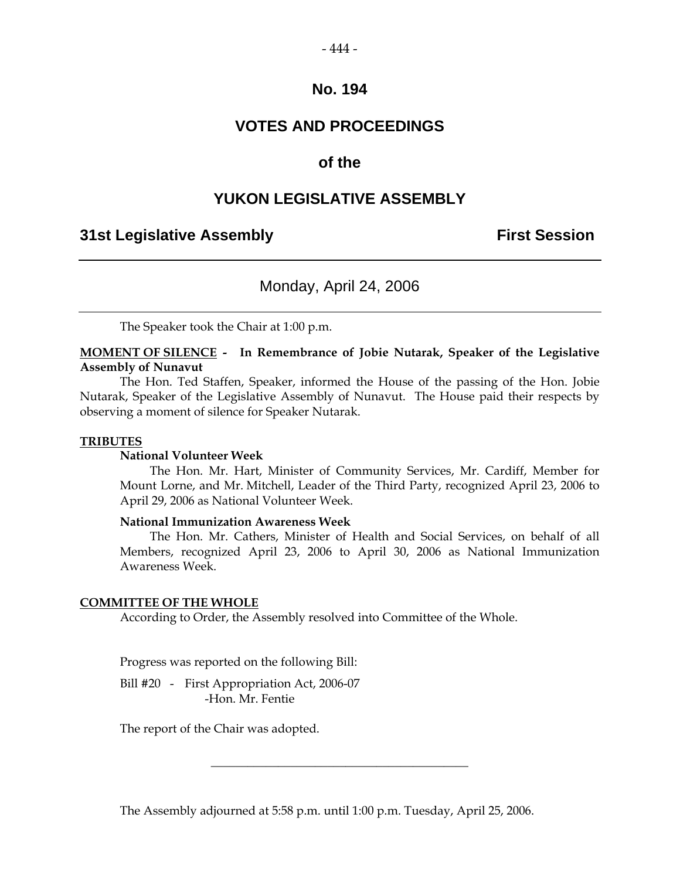# No. 194

# VOTES AND PROCEEDINGS

## of the

# YUKON LEGISLATIVE ASSEMBLY

**31st Legislative Assembly** **First Session**

---

Monday, April 24, 2006

---

The Speaker took the Chair at 1:00 p.m.

**MOMENT OF SILENCE - In Remembrance of Jobie Nutarak, Speaker of the Legislative Assembly of Nunavut**

The Hon. Ted Staffen, Speaker, informed the House of the passing of the Hon. Jobie Nutarak, Speaker of the Legislative Assembly of Nunavut. The House paid their respects by observing a moment of silence for Speaker Nutarak.

**TRIBUTES**

**National Volunteer Week**

The Hon. Mr. Hart, Minister of Community Services, Mr. Cardiff, Member for Mount Lorne, and Mr. Mitchell, Leader of the Third Party, recognized April 23, 2006 to April 29, 2006 as National Volunteer Week.

**National Immunization Awareness Week**

The Hon. Mr. Cathers, Minister of Health and Social Services, on behalf of all Members, recognized April 23, 2006 to April 30, 2006 as National Immunization Awareness Week.

**COMMITTEE OF THE WHOLE**

According to Order, the Assembly resolved into Committee of the Whole.

Progress was reported on the following Bill:

Bill #20 - First Appropriation Act, 2006-07
-Hon. Mr. Fentie

The report of the Chair was adopted.

---

The Assembly adjourned at 5:58 p.m. until 1:00 p.m. Tuesday, April 25, 2006.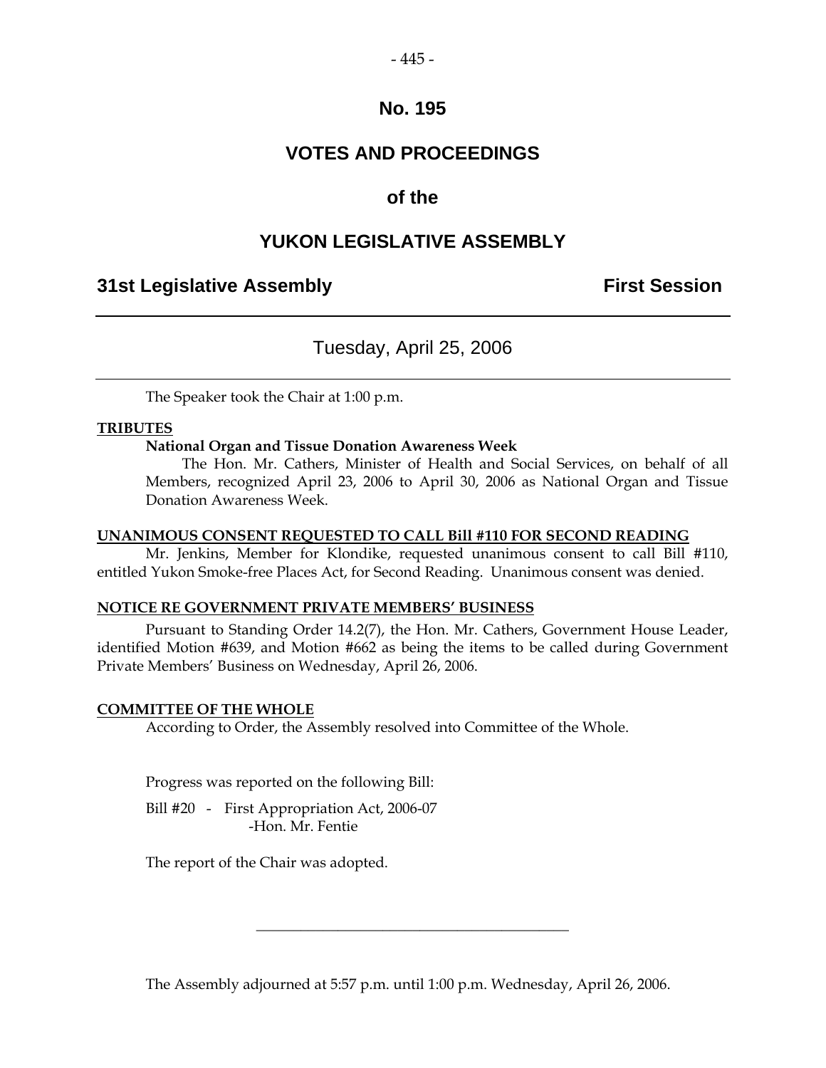# No. 195

# VOTES AND PROCEEDINGS

## of the

# YUKON LEGISLATIVE ASSEMBLY

**31st Legislative Assembly** **First Session**

---

Tuesday, April 25, 2006

---

The Speaker took the Chair at 1:00 p.m.

**TRIBUTES**

**National Organ and Tissue Donation Awareness Week**

The Hon. Mr. Cathers, Minister of Health and Social Services, on behalf of all Members, recognized April 23, 2006 to April 30, 2006 as National Organ and Tissue Donation Awareness Week.

**UNANIMOUS CONSENT REQUESTED TO CALL Bill #110 FOR SECOND READING**

Mr. Jenkins, Member for Klondike, requested unanimous consent to call Bill #110, entitled Yukon Smoke-free Places Act, for Second Reading. Unanimous consent was denied.

**NOTICE RE GOVERNMENT PRIVATE MEMBERS' BUSINESS**

Pursuant to Standing Order 14.2(7), the Hon. Mr. Cathers, Government House Leader, identified Motion #639, and Motion #662 as being the items to be called during Government Private Members' Business on Wednesday, April 26, 2006.

**COMMITTEE OF THE WHOLE**

According to Order, the Assembly resolved into Committee of the Whole.

Progress was reported on the following Bill:

Bill #20 - First Appropriation Act, 2006-07
-Hon. Mr. Fentie

The report of the Chair was adopted.

---

The Assembly adjourned at 5:57 p.m. until 1:00 p.m. Wednesday, April 26, 2006.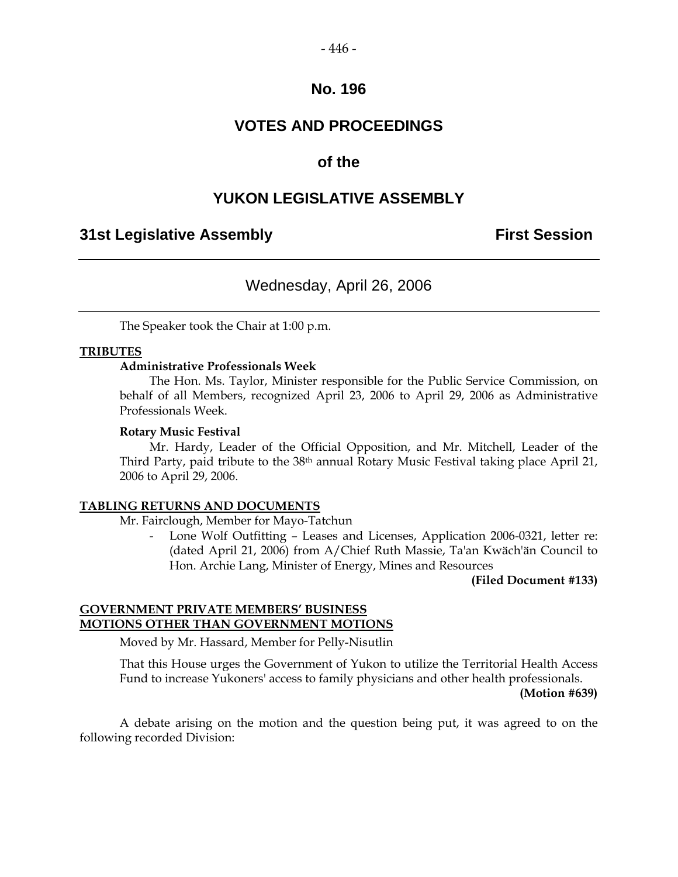# No. 196

# VOTES AND PROCEEDINGS

## of the

# YUKON LEGISLATIVE ASSEMBLY

**31st Legislative Assembly** **First Session**

---

Wednesday, April 26, 2006

---

The Speaker took the Chair at 1:00 p.m.

**TRIBUTES**

**Administrative Professionals Week**

The Hon. Ms. Taylor, Minister responsible for the Public Service Commission, on behalf of all Members, recognized April 23, 2006 to April 29, 2006 as Administrative Professionals Week.

**Rotary Music Festival**

Mr. Hardy, Leader of the Official Opposition, and Mr. Mitchell, Leader of the Third Party, paid tribute to the 38th annual Rotary Music Festival taking place April 21, 2006 to April 29, 2006.

**TABLING RETURNS AND DOCUMENTS**

Mr. Fairclough, Member for Mayo-Tatchun

- Lone Wolf Outfitting – Leases and Licenses, Application 2006-0321, letter re: (dated April 21, 2006) from A/Chief Ruth Massie, Ta'an Kwäch'än Council to Hon. Archie Lang, Minister of Energy, Mines and Resources

**(Filed Document #133)**

**GOVERNMENT PRIVATE MEMBERS' BUSINESS**
**MOTIONS OTHER THAN GOVERNMENT MOTIONS**

Moved by Mr. Hassard, Member for Pelly-Nisutlin

That this House urges the Government of Yukon to utilize the Territorial Health Access Fund to increase Yukoners' access to family physicians and other health professionals.

**(Motion #639)**

A debate arising on the motion and the question being put, it was agreed to on the following recorded Division: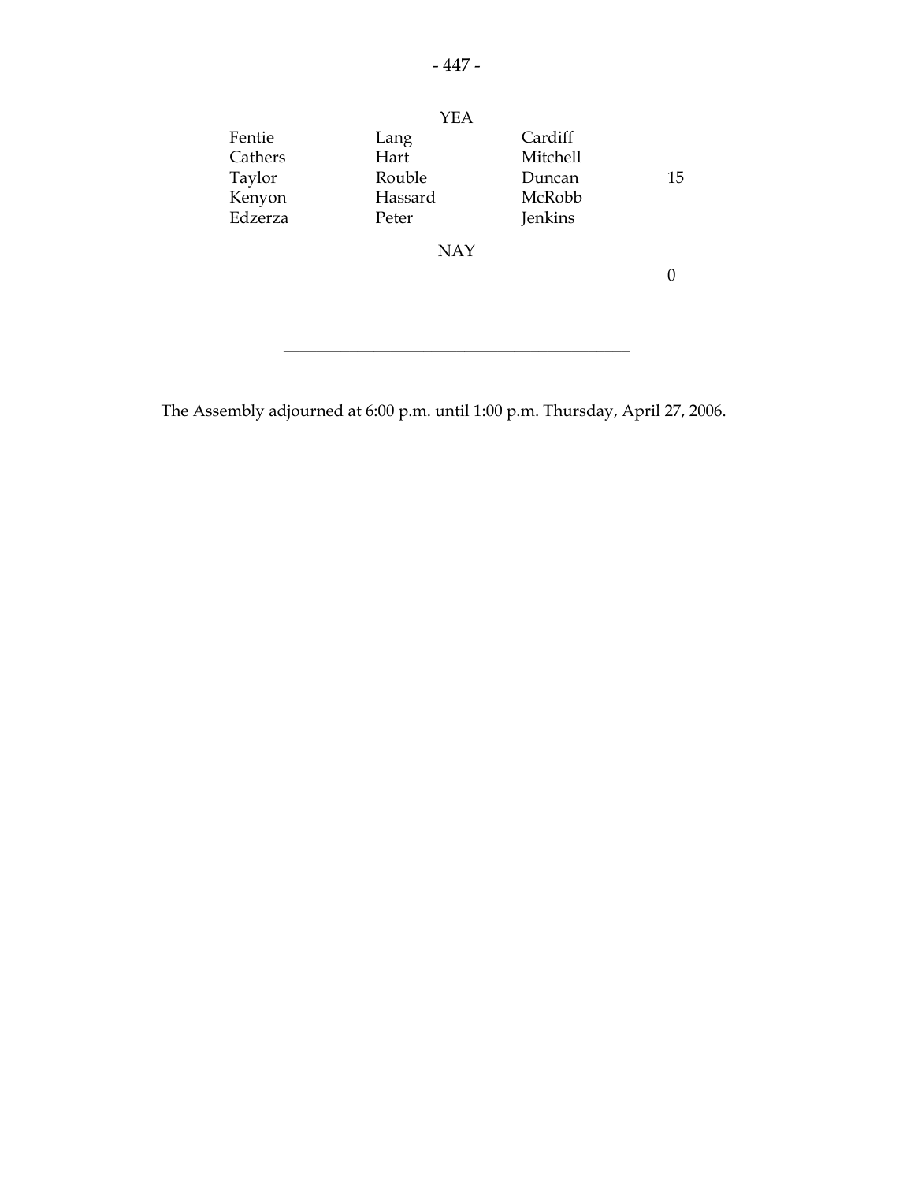YEA

| | | | |
|---|---|---|---|
| Fentie | Lang | Cardiff | |
| Cathers | Hart | Mitchell | |
| Taylor | Rouble | Duncan | 15 |
| Kenyon | Hassard | McRobb | |
| Edzerza | Peter | Jenkins | |

NAY

0

---

The Assembly adjourned at 6:00 p.m. until 1:00 p.m. Thursday, April 27, 2006.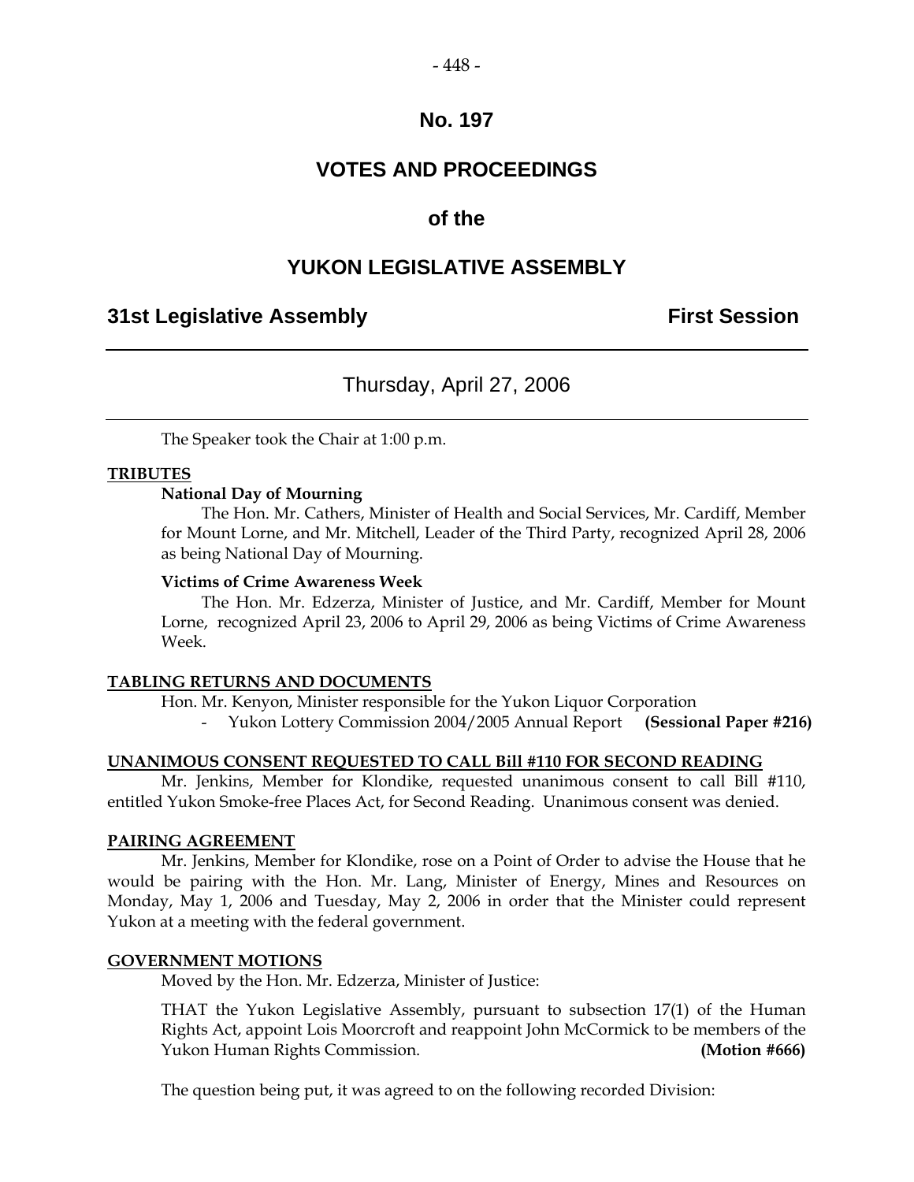# No. 197

# VOTES AND PROCEEDINGS

## of the

# YUKON LEGISLATIVE ASSEMBLY

**31st Legislative Assembly** **First Session**

---

Thursday, April 27, 2006

---

The Speaker took the Chair at 1:00 p.m.

**TRIBUTES**

**National Day of Mourning**

The Hon. Mr. Cathers, Minister of Health and Social Services, Mr. Cardiff, Member for Mount Lorne, and Mr. Mitchell, Leader of the Third Party, recognized April 28, 2006 as being National Day of Mourning.

**Victims of Crime Awareness Week**

The Hon. Mr. Edzerza, Minister of Justice, and Mr. Cardiff, Member for Mount Lorne, recognized April 23, 2006 to April 29, 2006 as being Victims of Crime Awareness Week.

**TABLING RETURNS AND DOCUMENTS**

Hon. Mr. Kenyon, Minister responsible for the Yukon Liquor Corporation

- Yukon Lottery Commission 2004/2005 Annual Report **(Sessional Paper #216)**

**UNANIMOUS CONSENT REQUESTED TO CALL Bill #110 FOR SECOND READING**

Mr. Jenkins, Member for Klondike, requested unanimous consent to call Bill #110, entitled Yukon Smoke-free Places Act, for Second Reading. Unanimous consent was denied.

**PAIRING AGREEMENT**

Mr. Jenkins, Member for Klondike, rose on a Point of Order to advise the House that he would be pairing with the Hon. Mr. Lang, Minister of Energy, Mines and Resources on Monday, May 1, 2006 and Tuesday, May 2, 2006 in order that the Minister could represent Yukon at a meeting with the federal government.

**GOVERNMENT MOTIONS**

Moved by the Hon. Mr. Edzerza, Minister of Justice:

THAT the Yukon Legislative Assembly, pursuant to subsection 17(1) of the Human Rights Act, appoint Lois Moorcroft and reappoint John McCormick to be members of the Yukon Human Rights Commission. **(Motion #666)**

The question being put, it was agreed to on the following recorded Division: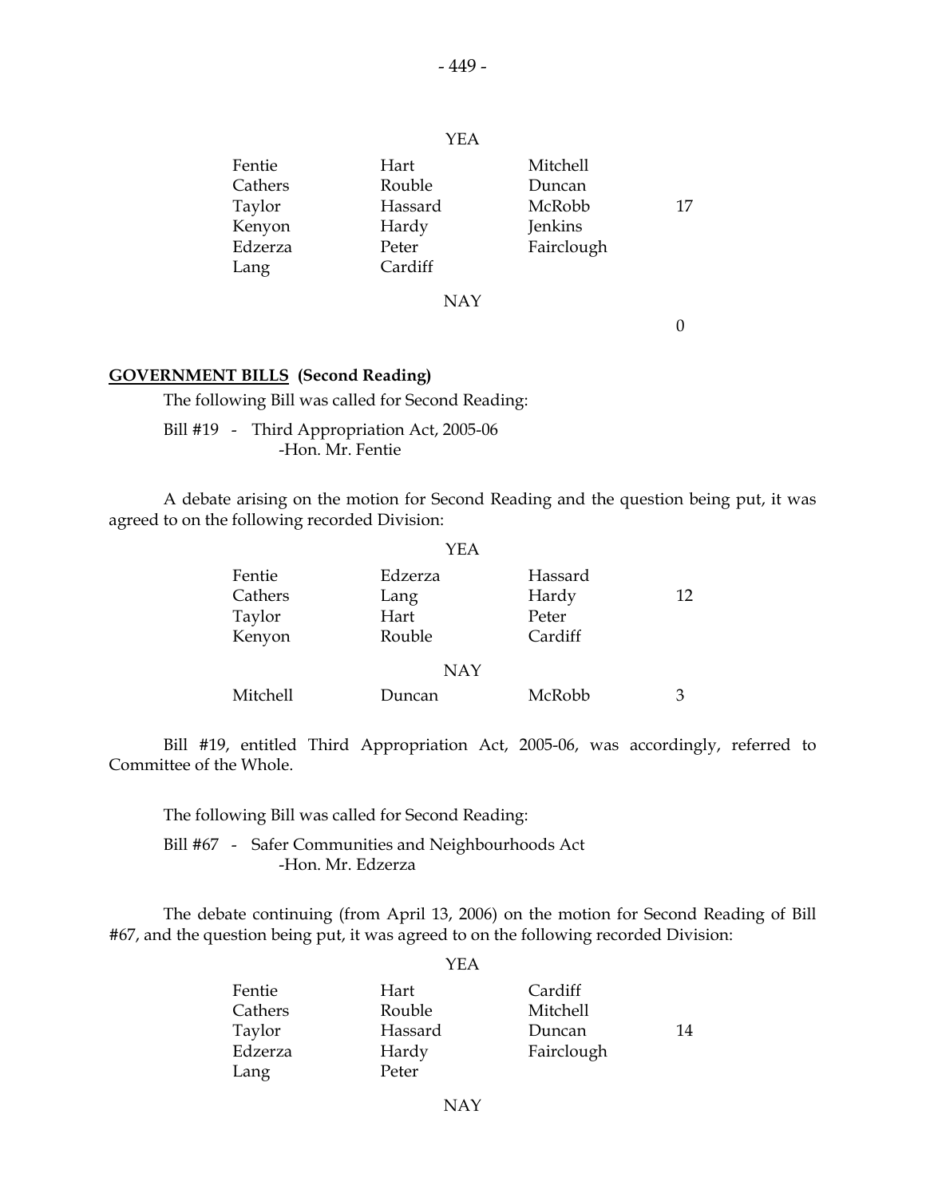YEA

| | | | |
|---|---|---|---|
| Fentie | Hart | Mitchell | |
| Cathers | Rouble | Duncan | |
| Taylor | Hassard | McRobb | 17 |
| Kenyon | Hardy | Jenkins | |
| Edzerza | Peter | Fairclough | |
| Lang | Cardiff | | |

NAY

0

**GOVERNMENT BILLS (Second Reading)**

The following Bill was called for Second Reading:

Bill #19 - Third Appropriation Act, 2005-06
-Hon. Mr. Fentie

A debate arising on the motion for Second Reading and the question being put, it was agreed to on the following recorded Division:

YEA

| | | | |
|---|---|---|---|
| Fentie | Edzerza | Hassard | |
| Cathers | Lang | Hardy | 12 |
| Taylor | Hart | Peter | |
| Kenyon | Rouble | Cardiff | |

NAY

| | | | |
|---|---|---|---|
| Mitchell | Duncan | McRobb | 3 |

Bill #19, entitled Third Appropriation Act, 2005-06, was accordingly, referred to Committee of the Whole.

The following Bill was called for Second Reading:

Bill #67 - Safer Communities and Neighbourhoods Act
-Hon. Mr. Edzerza

The debate continuing (from April 13, 2006) on the motion for Second Reading of Bill #67, and the question being put, it was agreed to on the following recorded Division:

YEA

| | | | |
|---|---|---|---|
| Fentie | Hart | Cardiff | |
| Cathers | Rouble | Mitchell | |
| Taylor | Hassard | Duncan | 14 |
| Edzerza | Hardy | Fairclough | |
| Lang | Peter | | |

NAY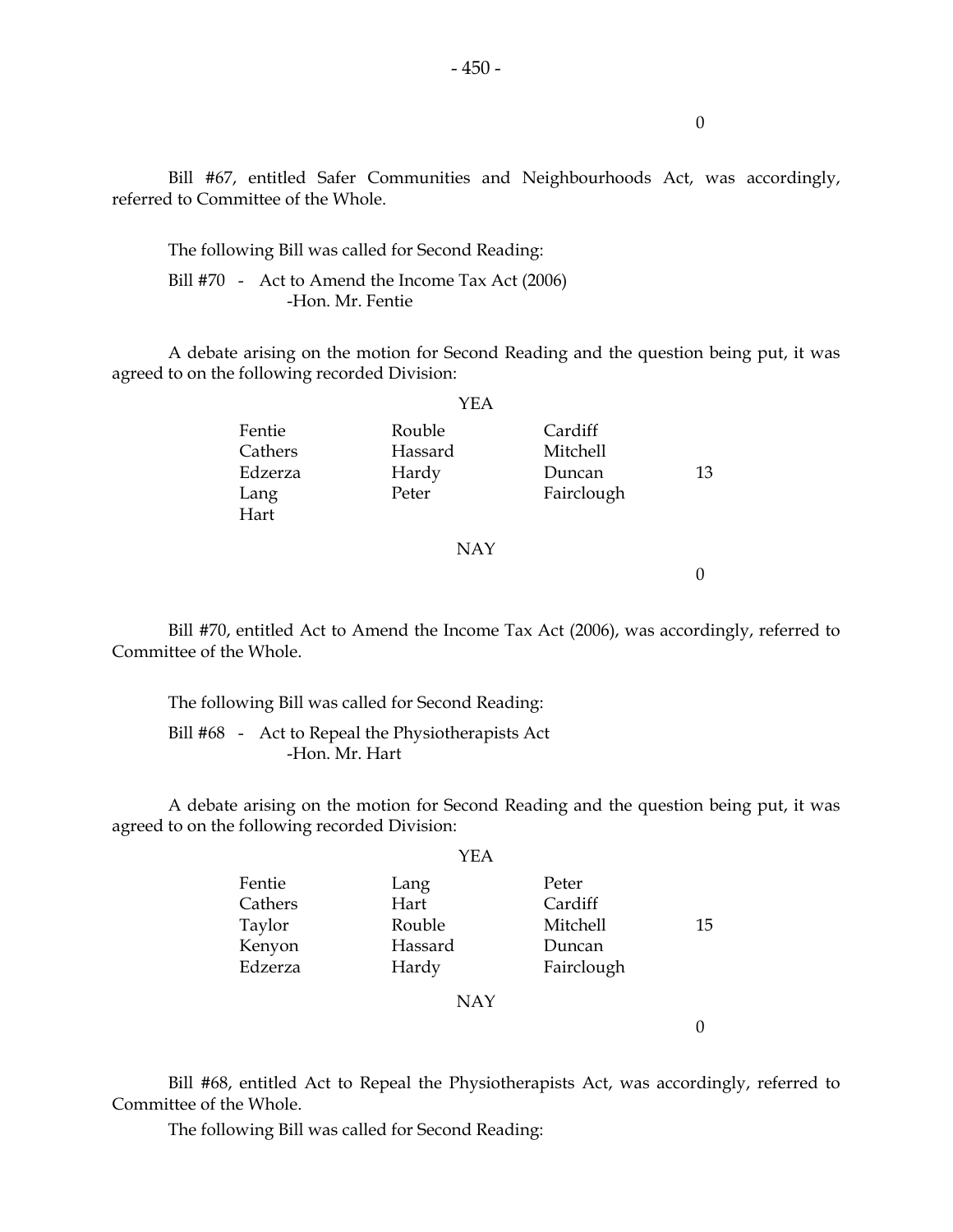0

Bill #67, entitled Safer Communities and Neighbourhoods Act, was accordingly, referred to Committee of the Whole.

The following Bill was called for Second Reading:

Bill #70 - Act to Amend the Income Tax Act (2006)
-Hon. Mr. Fentie

A debate arising on the motion for Second Reading and the question being put, it was agreed to on the following recorded Division:

YEA

| | | | |
|---|---|---|---|
| Fentie | Rouble | Cardiff | |
| Cathers | Hassard | Mitchell | |
| Edzerza | Hardy | Duncan | 13 |
| Lang | Peter | Fairclough | |
| Hart | | | |

NAY

0

Bill #70, entitled Act to Amend the Income Tax Act (2006), was accordingly, referred to Committee of the Whole.

The following Bill was called for Second Reading:

Bill #68 - Act to Repeal the Physiotherapists Act
-Hon. Mr. Hart

A debate arising on the motion for Second Reading and the question being put, it was agreed to on the following recorded Division:

YEA

| | | | |
|---|---|---|---|
| Fentie | Lang | Peter | |
| Cathers | Hart | Cardiff | |
| Taylor | Rouble | Mitchell | 15 |
| Kenyon | Hassard | Duncan | |
| Edzerza | Hardy | Fairclough | |

NAY

0

Bill #68, entitled Act to Repeal the Physiotherapists Act, was accordingly, referred to Committee of the Whole.

The following Bill was called for Second Reading: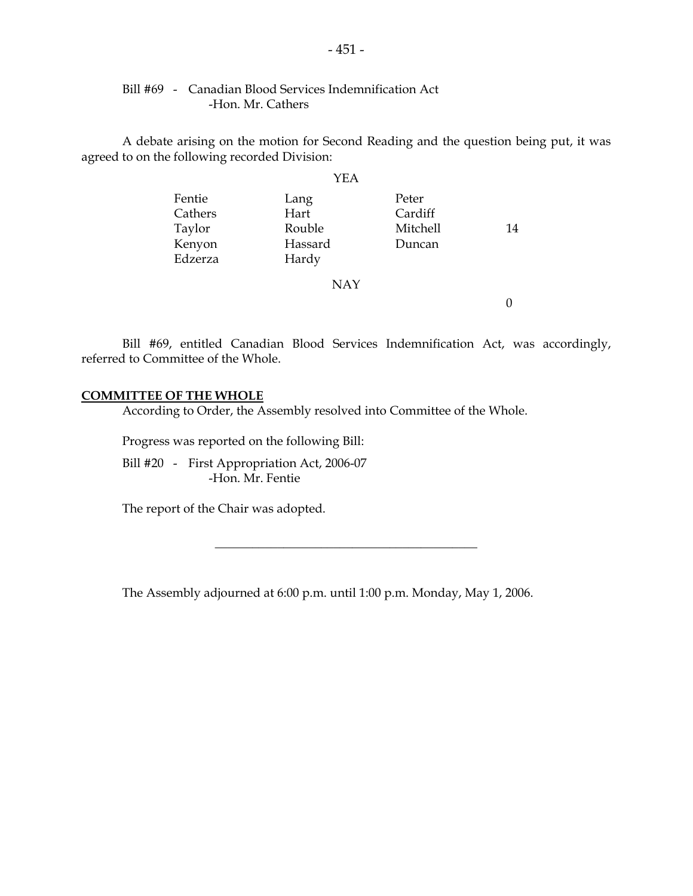Bill #69 - Canadian Blood Services Indemnification Act
-Hon. Mr. Cathers

A debate arising on the motion for Second Reading and the question being put, it was agreed to on the following recorded Division:

YEA

| | | | |
|---|---|---|---|
| Fentie | Lang | Peter | |
| Cathers | Hart | Cardiff | |
| Taylor | Rouble | Mitchell | 14 |
| Kenyon | Hassard | Duncan | |
| Edzerza | Hardy | | |

NAY

0

Bill #69, entitled Canadian Blood Services Indemnification Act, was accordingly, referred to Committee of the Whole.

**COMMITTEE OF THE WHOLE**

According to Order, the Assembly resolved into Committee of the Whole.

Progress was reported on the following Bill:

Bill #20 - First Appropriation Act, 2006-07
-Hon. Mr. Fentie

The report of the Chair was adopted.

---

The Assembly adjourned at 6:00 p.m. until 1:00 p.m. Monday, May 1, 2006.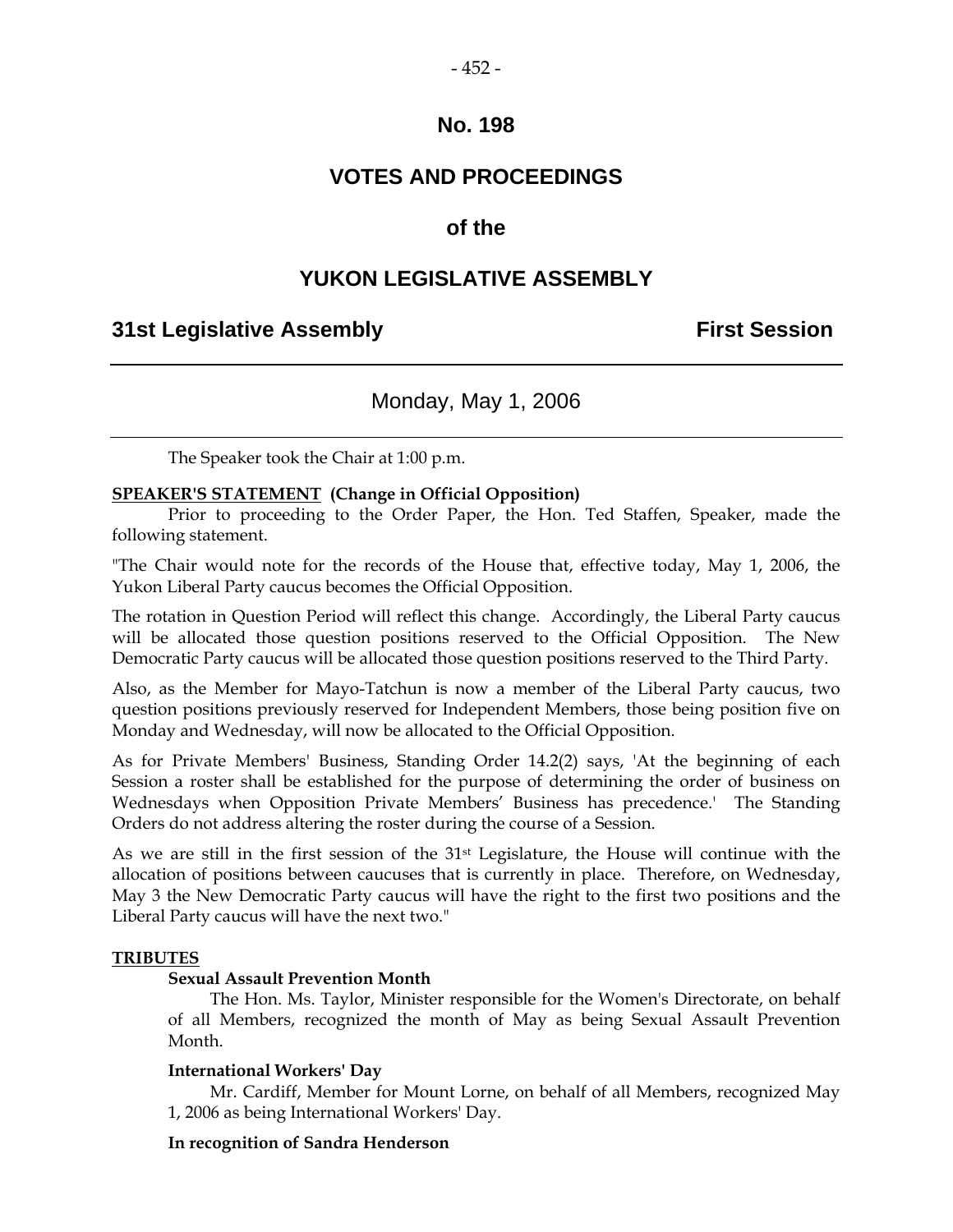# No. 198

# VOTES AND PROCEEDINGS

# of the

# YUKON LEGISLATIVE ASSEMBLY

**31st Legislative Assembly** **First Session**

---

Monday, May 1, 2006

---

The Speaker took the Chair at 1:00 p.m.

**SPEAKER'S STATEMENT (Change in Official Opposition)**

Prior to proceeding to the Order Paper, the Hon. Ted Staffen, Speaker, made the following statement.

"The Chair would note for the records of the House that, effective today, May 1, 2006, the Yukon Liberal Party caucus becomes the Official Opposition.

The rotation in Question Period will reflect this change. Accordingly, the Liberal Party caucus will be allocated those question positions reserved to the Official Opposition. The New Democratic Party caucus will be allocated those question positions reserved to the Third Party.

Also, as the Member for Mayo-Tatchun is now a member of the Liberal Party caucus, two question positions previously reserved for Independent Members, those being position five on Monday and Wednesday, will now be allocated to the Official Opposition.

As for Private Members' Business, Standing Order 14.2(2) says, 'At the beginning of each Session a roster shall be established for the purpose of determining the order of business on Wednesdays when Opposition Private Members' Business has precedence.' The Standing Orders do not address altering the roster during the course of a Session.

As we are still in the first session of the 31st Legislature, the House will continue with the allocation of positions between caucuses that is currently in place. Therefore, on Wednesday, May 3 the New Democratic Party caucus will have the right to the first two positions and the Liberal Party caucus will have the next two."

**TRIBUTES**

**Sexual Assault Prevention Month**

The Hon. Ms. Taylor, Minister responsible for the Women's Directorate, on behalf of all Members, recognized the month of May as being Sexual Assault Prevention Month.

**International Workers' Day**

Mr. Cardiff, Member for Mount Lorne, on behalf of all Members, recognized May 1, 2006 as being International Workers' Day.

**In recognition of Sandra Henderson**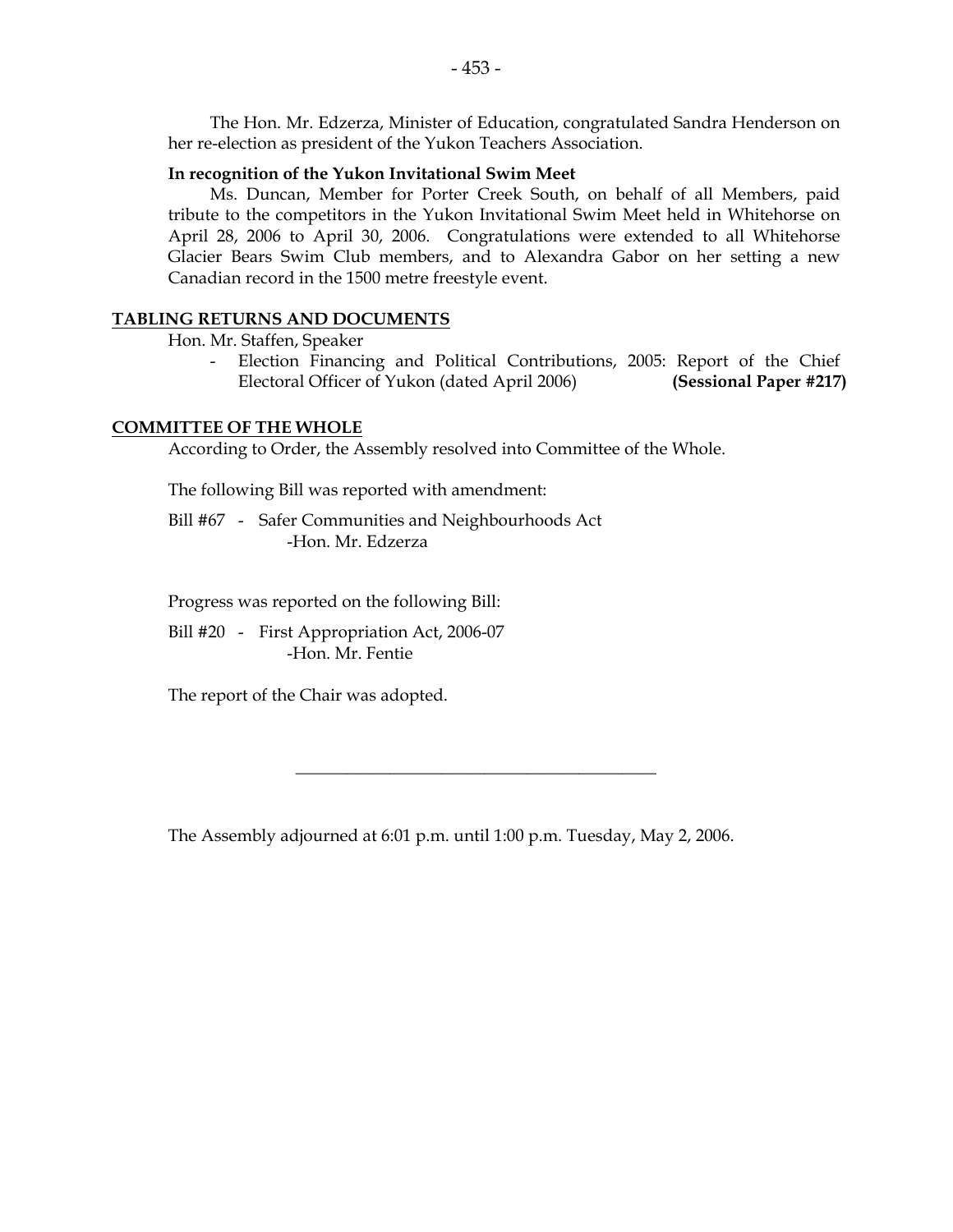The Hon. Mr. Edzerza, Minister of Education, congratulated Sandra Henderson on her re-election as president of the Yukon Teachers Association.

**In recognition of the Yukon Invitational Swim Meet**

Ms. Duncan, Member for Porter Creek South, on behalf of all Members, paid tribute to the competitors in the Yukon Invitational Swim Meet held in Whitehorse on April 28, 2006 to April 30, 2006. Congratulations were extended to all Whitehorse Glacier Bears Swim Club members, and to Alexandra Gabor on her setting a new Canadian record in the 1500 metre freestyle event.

## TABLING RETURNS AND DOCUMENTS

Hon. Mr. Staffen, Speaker

- Election Financing and Political Contributions, 2005: Report of the Chief Electoral Officer of Yukon (dated April 2006) **(Sessional Paper #217)**

## COMMITTEE OF THE WHOLE

According to Order, the Assembly resolved into Committee of the Whole.

The following Bill was reported with amendment:

Bill #67 - Safer Communities and Neighbourhoods Act
-Hon. Mr. Edzerza

Progress was reported on the following Bill:

Bill #20 - First Appropriation Act, 2006-07
-Hon. Mr. Fentie

The report of the Chair was adopted.

---

The Assembly adjourned at 6:01 p.m. until 1:00 p.m. Tuesday, May 2, 2006.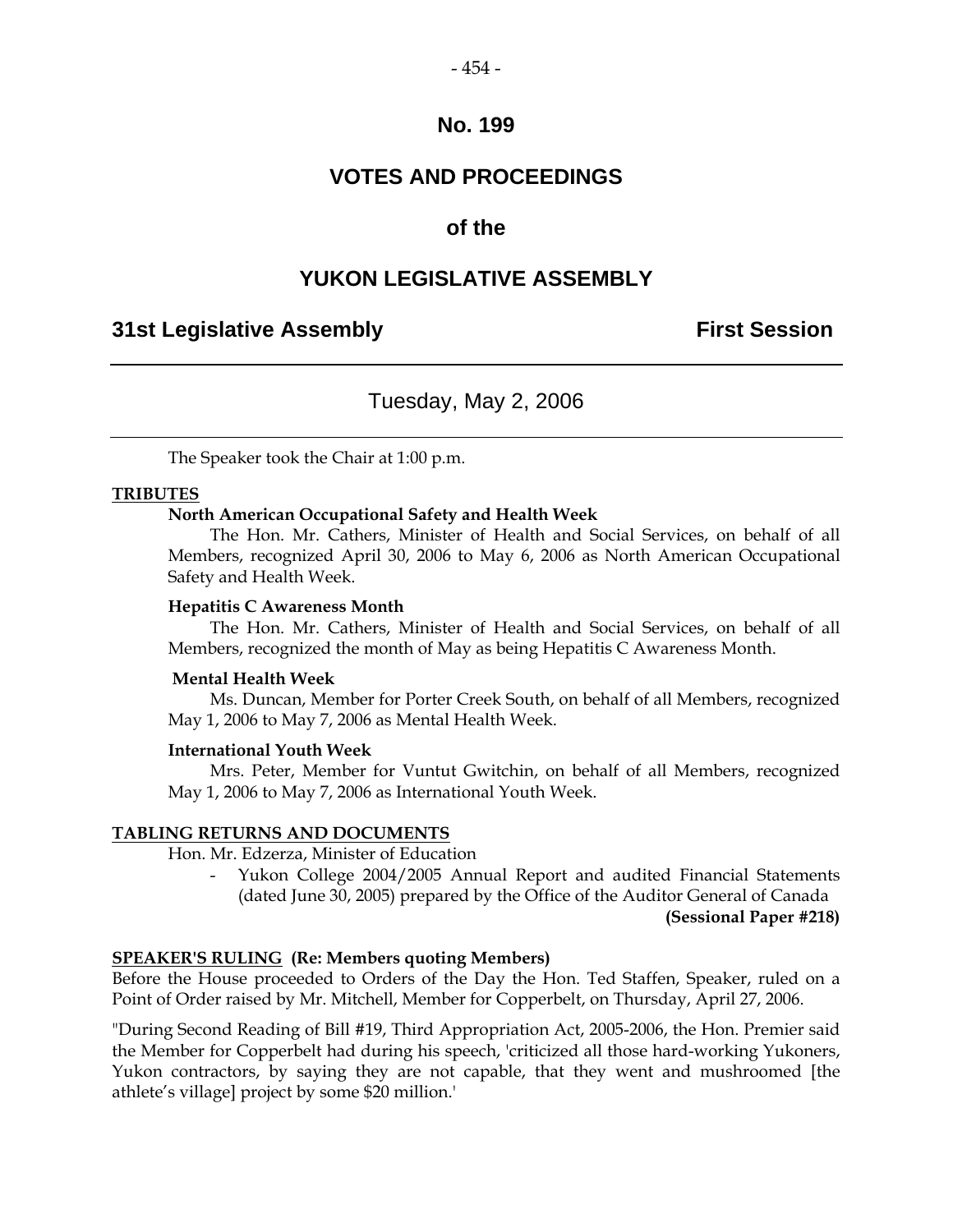# No. 199

# VOTES AND PROCEEDINGS

# of the

# YUKON LEGISLATIVE ASSEMBLY

## 31st Legislative Assembly First Session

---

Tuesday, May 2, 2006

---

The Speaker took the Chair at 1:00 p.m.

**TRIBUTES**

**North American Occupational Safety and Health Week**

The Hon. Mr. Cathers, Minister of Health and Social Services, on behalf of all Members, recognized April 30, 2006 to May 6, 2006 as North American Occupational Safety and Health Week.

**Hepatitis C Awareness Month**

The Hon. Mr. Cathers, Minister of Health and Social Services, on behalf of all Members, recognized the month of May as being Hepatitis C Awareness Month.

**Mental Health Week**

Ms. Duncan, Member for Porter Creek South, on behalf of all Members, recognized May 1, 2006 to May 7, 2006 as Mental Health Week.

**International Youth Week**

Mrs. Peter, Member for Vuntut Gwitchin, on behalf of all Members, recognized May 1, 2006 to May 7, 2006 as International Youth Week.

**TABLING RETURNS AND DOCUMENTS**

Hon. Mr. Edzerza, Minister of Education

- Yukon College 2004/2005 Annual Report and audited Financial Statements (dated June 30, 2005) prepared by the Office of the Auditor General of Canada **(Sessional Paper #218)**

**SPEAKER'S RULING (Re: Members quoting Members)**

Before the House proceeded to Orders of the Day the Hon. Ted Staffen, Speaker, ruled on a Point of Order raised by Mr. Mitchell, Member for Copperbelt, on Thursday, April 27, 2006.

"During Second Reading of Bill #19, Third Appropriation Act, 2005-2006, the Hon. Premier said the Member for Copperbelt had during his speech, 'criticized all those hard-working Yukoners, Yukon contractors, by saying they are not capable, that they went and mushroomed [the athlete's village] project by some $20 million.'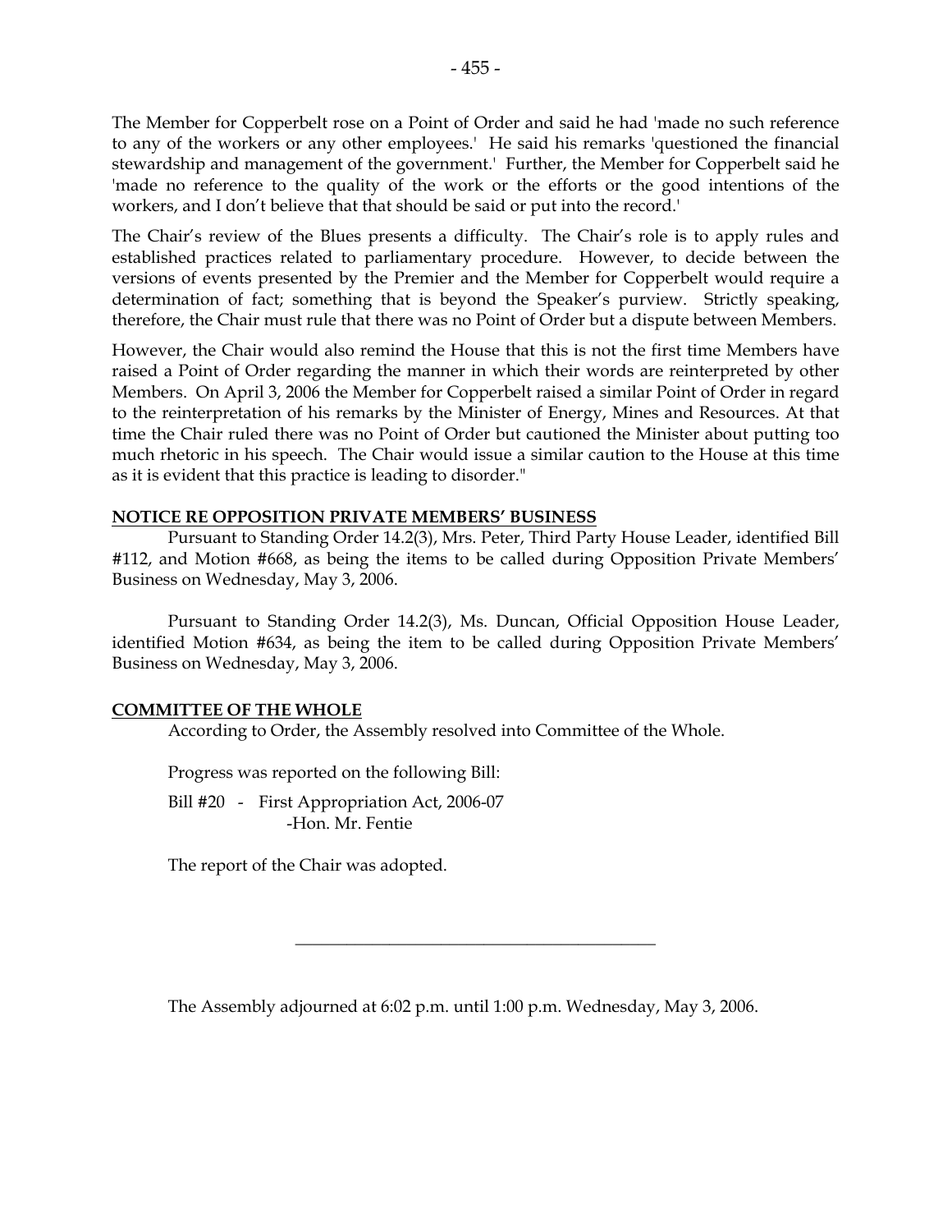The Member for Copperbelt rose on a Point of Order and said he had 'made no such reference to any of the workers or any other employees.' He said his remarks 'questioned the financial stewardship and management of the government.' Further, the Member for Copperbelt said he 'made no reference to the quality of the work or the efforts or the good intentions of the workers, and I don't believe that that should be said or put into the record.'

The Chair's review of the Blues presents a difficulty. The Chair's role is to apply rules and established practices related to parliamentary procedure. However, to decide between the versions of events presented by the Premier and the Member for Copperbelt would require a determination of fact; something that is beyond the Speaker's purview. Strictly speaking, therefore, the Chair must rule that there was no Point of Order but a dispute between Members.

However, the Chair would also remind the House that this is not the first time Members have raised a Point of Order regarding the manner in which their words are reinterpreted by other Members. On April 3, 2006 the Member for Copperbelt raised a similar Point of Order in regard to the reinterpretation of his remarks by the Minister of Energy, Mines and Resources. At that time the Chair ruled there was no Point of Order but cautioned the Minister about putting too much rhetoric in his speech. The Chair would issue a similar caution to the House at this time as it is evident that this practice is leading to disorder."

**NOTICE RE OPPOSITION PRIVATE MEMBERS' BUSINESS**

Pursuant to Standing Order 14.2(3), Mrs. Peter, Third Party House Leader, identified Bill #112, and Motion #668, as being the items to be called during Opposition Private Members' Business on Wednesday, May 3, 2006.

Pursuant to Standing Order 14.2(3), Ms. Duncan, Official Opposition House Leader, identified Motion #634, as being the item to be called during Opposition Private Members' Business on Wednesday, May 3, 2006.

**COMMITTEE OF THE WHOLE**

According to Order, the Assembly resolved into Committee of the Whole.

Progress was reported on the following Bill:

Bill #20 - First Appropriation Act, 2006-07
-Hon. Mr. Fentie

The report of the Chair was adopted.

---

The Assembly adjourned at 6:02 p.m. until 1:00 p.m. Wednesday, May 3, 2006.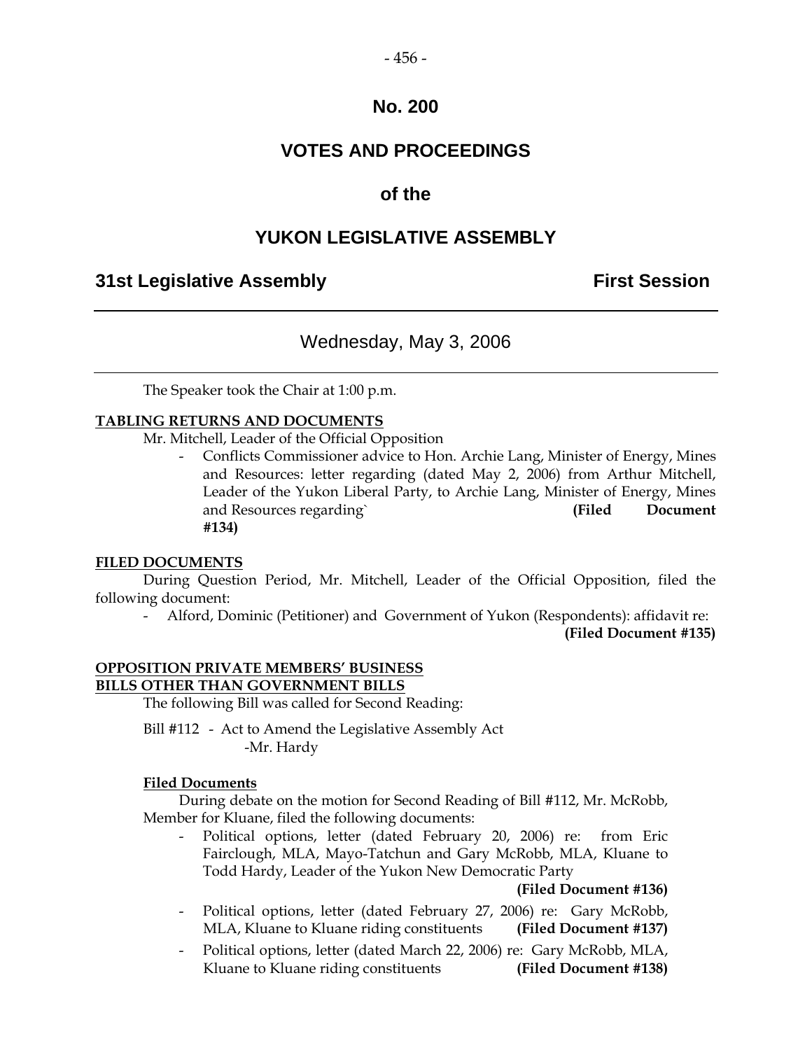# No. 200

# VOTES AND PROCEEDINGS

# of the

# YUKON LEGISLATIVE ASSEMBLY

**31st Legislative Assembly** **First Session**

---

Wednesday, May 3, 2006

---

The Speaker took the Chair at 1:00 p.m.

**TABLING RETURNS AND DOCUMENTS**

Mr. Mitchell, Leader of the Official Opposition

- Conflicts Commissioner advice to Hon. Archie Lang, Minister of Energy, Mines and Resources: letter regarding (dated May 2, 2006) from Arthur Mitchell, Leader of the Yukon Liberal Party, to Archie Lang, Minister of Energy, Mines and Resources regarding` **(Filed Document #134)**

**FILED DOCUMENTS**

During Question Period, Mr. Mitchell, Leader of the Official Opposition, filed the following document:

- Alford, Dominic (Petitioner) and Government of Yukon (Respondents): affidavit re: **(Filed Document #135)**

**OPPOSITION PRIVATE MEMBERS' BUSINESS**
**BILLS OTHER THAN GOVERNMENT BILLS**

The following Bill was called for Second Reading:

Bill #112 - Act to Amend the Legislative Assembly Act
-Mr. Hardy

**Filed Documents**

During debate on the motion for Second Reading of Bill #112, Mr. McRobb, Member for Kluane, filed the following documents:

- Political options, letter (dated February 20, 2006) re: from Eric Fairclough, MLA, Mayo-Tatchun and Gary McRobb, MLA, Kluane to Todd Hardy, Leader of the Yukon New Democratic Party **(Filed Document #136)**
- Political options, letter (dated February 27, 2006) re: Gary McRobb, MLA, Kluane to Kluane riding constituents **(Filed Document #137)**
- Political options, letter (dated March 22, 2006) re: Gary McRobb, MLA, Kluane to Kluane riding constituents **(Filed Document #138)**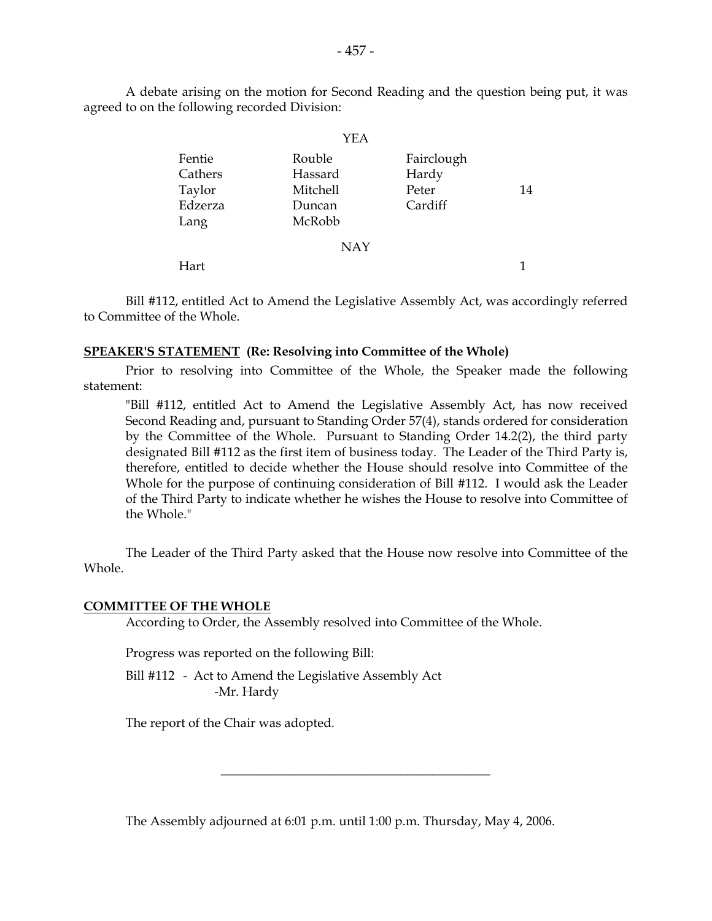A debate arising on the motion for Second Reading and the question being put, it was agreed to on the following recorded Division:

YEA

| | | | |
|---|---|---|---|
| Fentie | Rouble | Fairclough | |
| Cathers | Hassard | Hardy | |
| Taylor | Mitchell | Peter | 14 |
| Edzerza | Duncan | Cardiff | |
| Lang | McRobb | | |

NAY

| | | | |
|---|---|---|---|
| Hart | | | 1 |

Bill #112, entitled Act to Amend the Legislative Assembly Act, was accordingly referred to Committee of the Whole.

**SPEAKER'S STATEMENT (Re: Resolving into Committee of the Whole)**

Prior to resolving into Committee of the Whole, the Speaker made the following statement:

> "Bill #112, entitled Act to Amend the Legislative Assembly Act, has now received Second Reading and, pursuant to Standing Order 57(4), stands ordered for consideration by the Committee of the Whole. Pursuant to Standing Order 14.2(2), the third party designated Bill #112 as the first item of business today. The Leader of the Third Party is, therefore, entitled to decide whether the House should resolve into Committee of the Whole for the purpose of continuing consideration of Bill #112. I would ask the Leader of the Third Party to indicate whether he wishes the House to resolve into Committee of the Whole."

The Leader of the Third Party asked that the House now resolve into Committee of the Whole.

**COMMITTEE OF THE WHOLE**

According to Order, the Assembly resolved into Committee of the Whole.

Progress was reported on the following Bill:

Bill #112 - Act to Amend the Legislative Assembly Act
-Mr. Hardy

The report of the Chair was adopted.

---

The Assembly adjourned at 6:01 p.m. until 1:00 p.m. Thursday, May 4, 2006.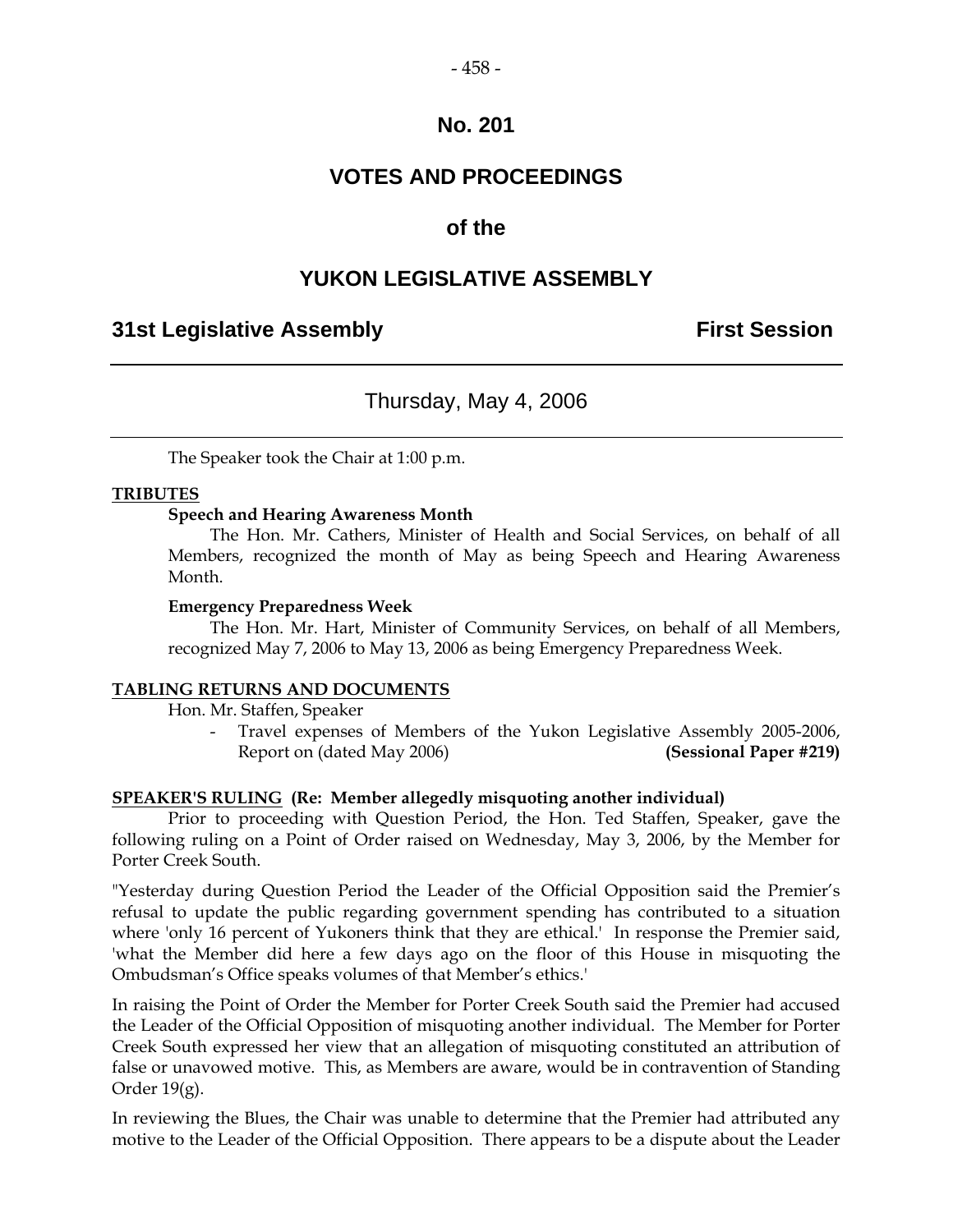# No. 201

# VOTES AND PROCEEDINGS

## of the

# YUKON LEGISLATIVE ASSEMBLY

**31st Legislative Assembly** **First Session**

---

Thursday, May 4, 2006

---

The Speaker took the Chair at 1:00 p.m.

**TRIBUTES**

**Speech and Hearing Awareness Month**

The Hon. Mr. Cathers, Minister of Health and Social Services, on behalf of all Members, recognized the month of May as being Speech and Hearing Awareness Month.

**Emergency Preparedness Week**

The Hon. Mr. Hart, Minister of Community Services, on behalf of all Members, recognized May 7, 2006 to May 13, 2006 as being Emergency Preparedness Week.

**TABLING RETURNS AND DOCUMENTS**

Hon. Mr. Staffen, Speaker

- Travel expenses of Members of the Yukon Legislative Assembly 2005-2006, Report on (dated May 2006) **(Sessional Paper #219)**

**SPEAKER'S RULING (Re: Member allegedly misquoting another individual)**

Prior to proceeding with Question Period, the Hon. Ted Staffen, Speaker, gave the following ruling on a Point of Order raised on Wednesday, May 3, 2006, by the Member for Porter Creek South.

"Yesterday during Question Period the Leader of the Official Opposition said the Premier's refusal to update the public regarding government spending has contributed to a situation where 'only 16 percent of Yukoners think that they are ethical.' In response the Premier said, 'what the Member did here a few days ago on the floor of this House in misquoting the Ombudsman's Office speaks volumes of that Member's ethics.'

In raising the Point of Order the Member for Porter Creek South said the Premier had accused the Leader of the Official Opposition of misquoting another individual. The Member for Porter Creek South expressed her view that an allegation of misquoting constituted an attribution of false or unavowed motive. This, as Members are aware, would be in contravention of Standing Order 19(g).

In reviewing the Blues, the Chair was unable to determine that the Premier had attributed any motive to the Leader of the Official Opposition. There appears to be a dispute about the Leader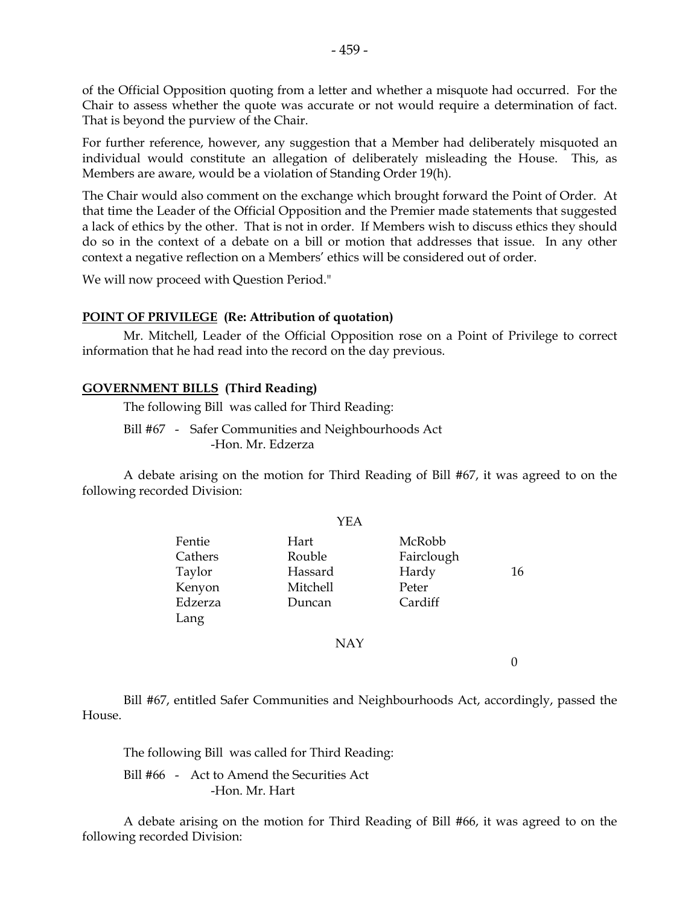of the Official Opposition quoting from a letter and whether a misquote had occurred. For the Chair to assess whether the quote was accurate or not would require a determination of fact. That is beyond the purview of the Chair.

For further reference, however, any suggestion that a Member had deliberately misquoted an individual would constitute an allegation of deliberately misleading the House. This, as Members are aware, would be a violation of Standing Order 19(h).

The Chair would also comment on the exchange which brought forward the Point of Order. At that time the Leader of the Official Opposition and the Premier made statements that suggested a lack of ethics by the other. That is not in order. If Members wish to discuss ethics they should do so in the context of a debate on a bill or motion that addresses that issue. In any other context a negative reflection on a Members' ethics will be considered out of order.

We will now proceed with Question Period."

**POINT OF PRIVILEGE (Re: Attribution of quotation)**

Mr. Mitchell, Leader of the Official Opposition rose on a Point of Privilege to correct information that he had read into the record on the day previous.

**GOVERNMENT BILLS (Third Reading)**

The following Bill was called for Third Reading:

Bill #67 - Safer Communities and Neighbourhoods Act
-Hon. Mr. Edzerza

A debate arising on the motion for Third Reading of Bill #67, it was agreed to on the following recorded Division:

YEA

| | | | |
|---|---|---|---|
| Fentie | Hart | McRobb | |
| Cathers | Rouble | Fairclough | |
| Taylor | Hassard | Hardy | 16 |
| Kenyon | Mitchell | Peter | |
| Edzerza | Duncan | Cardiff | |
| Lang | | | |

NAY

0

Bill #67, entitled Safer Communities and Neighbourhoods Act, accordingly, passed the House.

The following Bill was called for Third Reading:

Bill #66 - Act to Amend the Securities Act
-Hon. Mr. Hart

A debate arising on the motion for Third Reading of Bill #66, it was agreed to on the following recorded Division: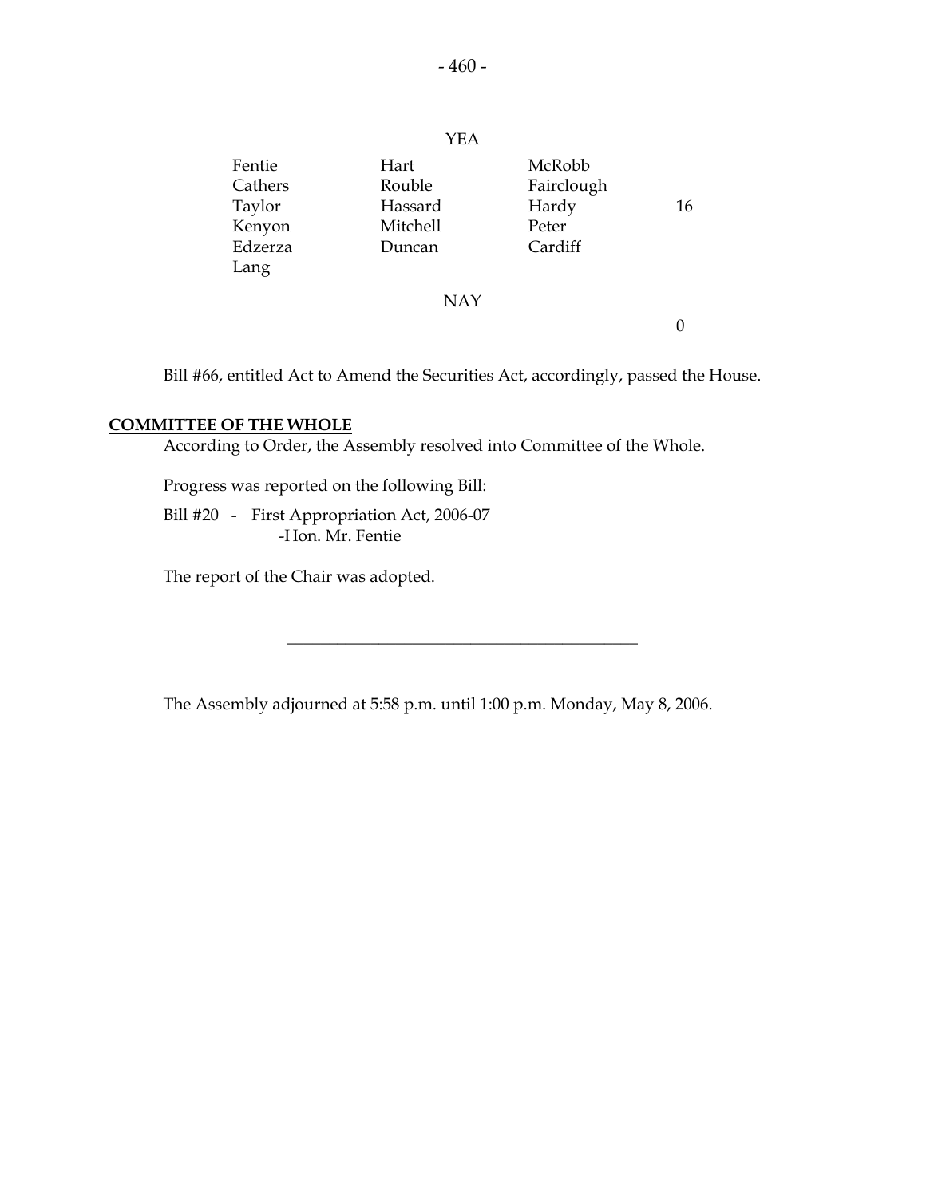YEA

| | | | |
|---|---|---|---|
| Fentie | Hart | McRobb | |
| Cathers | Rouble | Fairclough | |
| Taylor | Hassard | Hardy | 16 |
| Kenyon | Mitchell | Peter | |
| Edzerza | Duncan | Cardiff | |
| Lang | | | |

NAY

0

Bill #66, entitled Act to Amend the Securities Act, accordingly, passed the House.

**COMMITTEE OF THE WHOLE**

According to Order, the Assembly resolved into Committee of the Whole.

Progress was reported on the following Bill:

Bill #20 - First Appropriation Act, 2006-07
-Hon. Mr. Fentie

The report of the Chair was adopted.

---

The Assembly adjourned at 5:58 p.m. until 1:00 p.m. Monday, May 8, 2006.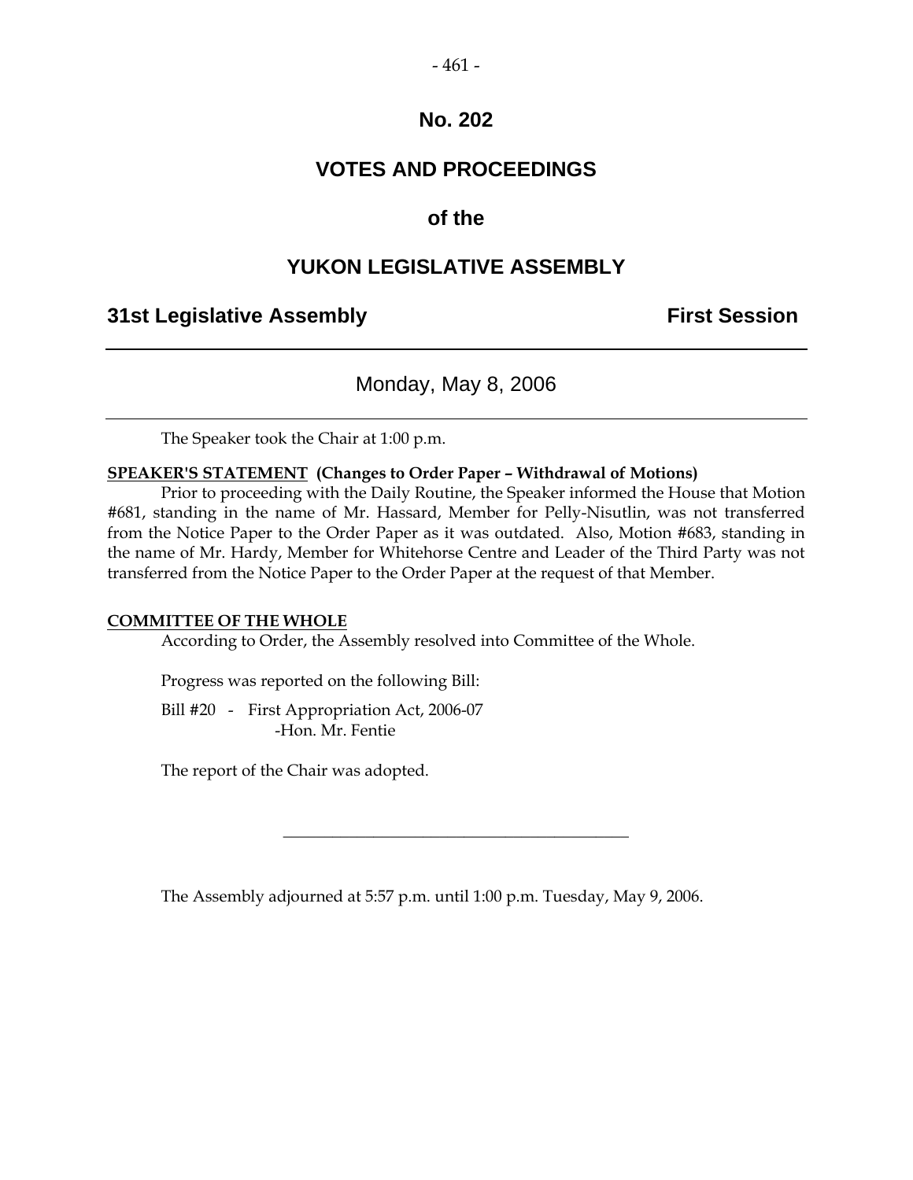# No. 202

# VOTES AND PROCEEDINGS

## of the

# YUKON LEGISLATIVE ASSEMBLY

**31st Legislative Assembly** **First Session**

---

Monday, May 8, 2006

---

The Speaker took the Chair at 1:00 p.m.

**SPEAKER'S STATEMENT (Changes to Order Paper – Withdrawal of Motions)**

Prior to proceeding with the Daily Routine, the Speaker informed the House that Motion #681, standing in the name of Mr. Hassard, Member for Pelly-Nisutlin, was not transferred from the Notice Paper to the Order Paper as it was outdated. Also, Motion #683, standing in the name of Mr. Hardy, Member for Whitehorse Centre and Leader of the Third Party was not transferred from the Notice Paper to the Order Paper at the request of that Member.

**COMMITTEE OF THE WHOLE**

According to Order, the Assembly resolved into Committee of the Whole.

Progress was reported on the following Bill:

Bill #20 - First Appropriation Act, 2006-07
-Hon. Mr. Fentie

The report of the Chair was adopted.

---

The Assembly adjourned at 5:57 p.m. until 1:00 p.m. Tuesday, May 9, 2006.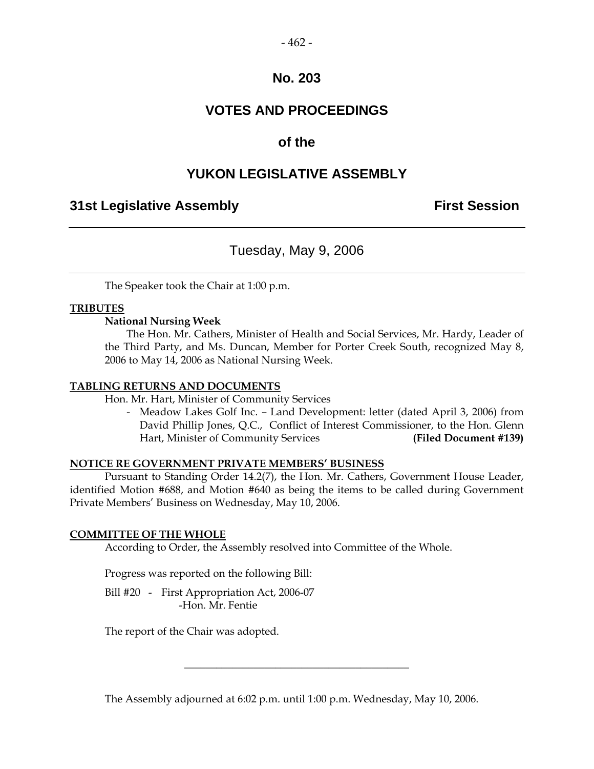# No. 203

# VOTES AND PROCEEDINGS

## of the

# YUKON LEGISLATIVE ASSEMBLY

**31st Legislative Assembly** **First Session**

---

Tuesday, May 9, 2006

---

The Speaker took the Chair at 1:00 p.m.

**TRIBUTES**

**National Nursing Week**

The Hon. Mr. Cathers, Minister of Health and Social Services, Mr. Hardy, Leader of the Third Party, and Ms. Duncan, Member for Porter Creek South, recognized May 8, 2006 to May 14, 2006 as National Nursing Week.

**TABLING RETURNS AND DOCUMENTS**

Hon. Mr. Hart, Minister of Community Services

- Meadow Lakes Golf Inc. – Land Development: letter (dated April 3, 2006) from David Phillip Jones, Q.C., Conflict of Interest Commissioner, to the Hon. Glenn Hart, Minister of Community Services **(Filed Document #139)**

**NOTICE RE GOVERNMENT PRIVATE MEMBERS' BUSINESS**

Pursuant to Standing Order 14.2(7), the Hon. Mr. Cathers, Government House Leader, identified Motion #688, and Motion #640 as being the items to be called during Government Private Members' Business on Wednesday, May 10, 2006.

**COMMITTEE OF THE WHOLE**

According to Order, the Assembly resolved into Committee of the Whole.

Progress was reported on the following Bill:

Bill #20 - First Appropriation Act, 2006-07
-Hon. Mr. Fentie

The report of the Chair was adopted.

---

The Assembly adjourned at 6:02 p.m. until 1:00 p.m. Wednesday, May 10, 2006.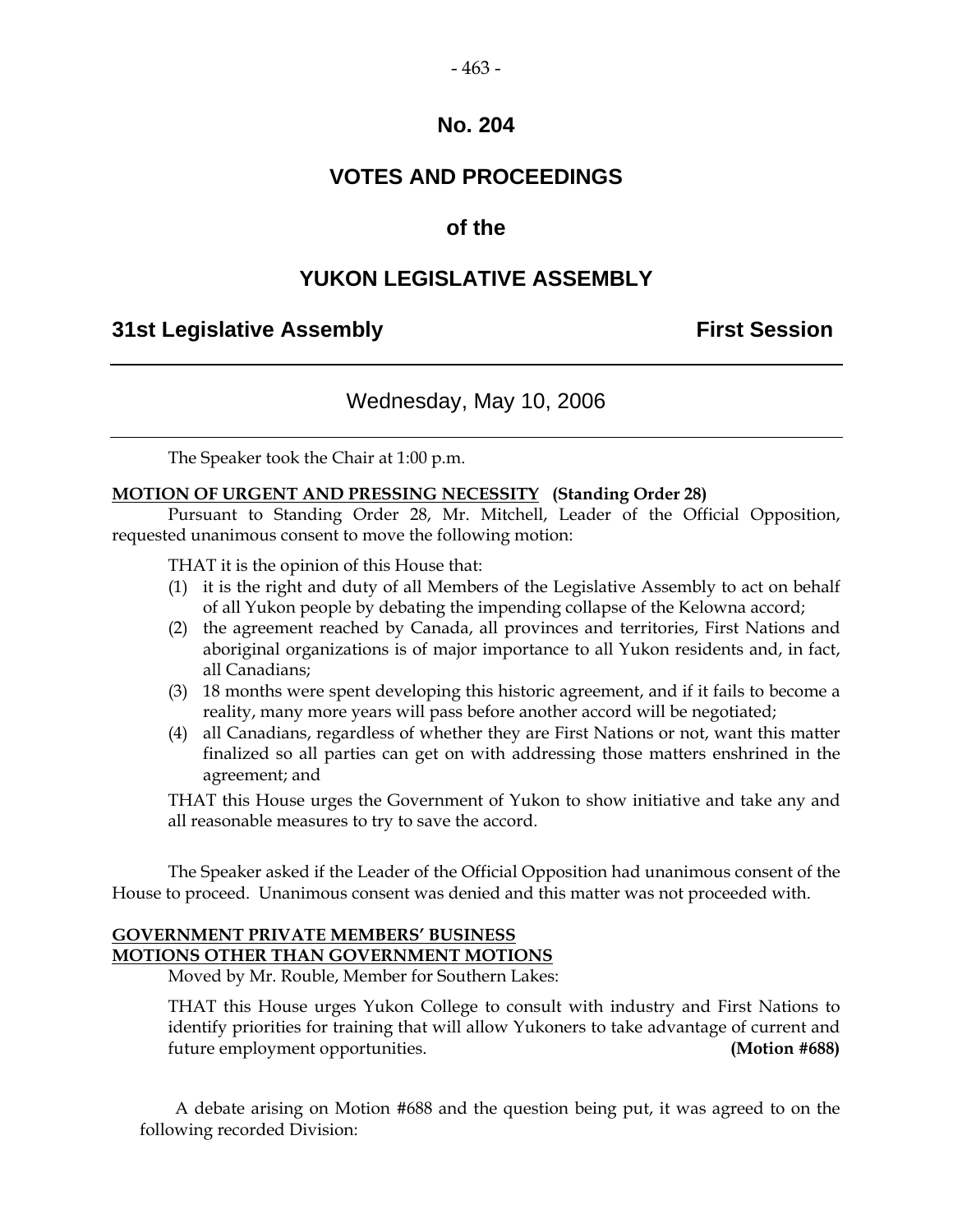## No. 204

## VOTES AND PROCEEDINGS

## of the

## YUKON LEGISLATIVE ASSEMBLY

**31st Legislative Assembly** **First Session**

---

Wednesday, May 10, 2006

---

The Speaker took the Chair at 1:00 p.m.

**MOTION OF URGENT AND PRESSING NECESSITY (Standing Order 28)**

Pursuant to Standing Order 28, Mr. Mitchell, Leader of the Official Opposition, requested unanimous consent to move the following motion:

THAT it is the opinion of this House that:

(1) it is the right and duty of all Members of the Legislative Assembly to act on behalf of all Yukon people by debating the impending collapse of the Kelowna accord;

(2) the agreement reached by Canada, all provinces and territories, First Nations and aboriginal organizations is of major importance to all Yukon residents and, in fact, all Canadians;

(3) 18 months were spent developing this historic agreement, and if it fails to become a reality, many more years will pass before another accord will be negotiated;

(4) all Canadians, regardless of whether they are First Nations or not, want this matter finalized so all parties can get on with addressing those matters enshrined in the agreement; and

THAT this House urges the Government of Yukon to show initiative and take any and all reasonable measures to try to save the accord.

The Speaker asked if the Leader of the Official Opposition had unanimous consent of the House to proceed. Unanimous consent was denied and this matter was not proceeded with.

**GOVERNMENT PRIVATE MEMBERS' BUSINESS**
**MOTIONS OTHER THAN GOVERNMENT MOTIONS**

Moved by Mr. Rouble, Member for Southern Lakes:

THAT this House urges Yukon College to consult with industry and First Nations to identify priorities for training that will allow Yukoners to take advantage of current and future employment opportunities. **(Motion #688)**

A debate arising on Motion #688 and the question being put, it was agreed to on the following recorded Division: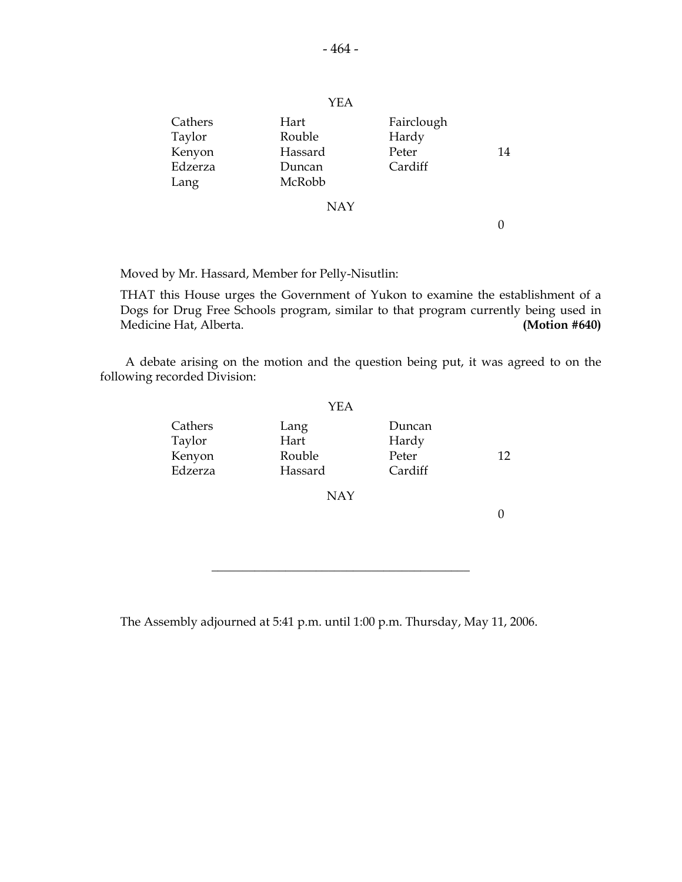YEA

| | | | |
|---|---|---|---|
| Cathers | Hart | Fairclough | |
| Taylor | Rouble | Hardy | |
| Kenyon | Hassard | Peter | 14 |
| Edzerza | Duncan | Cardiff | |
| Lang | McRobb | | |

NAY

0

Moved by Mr. Hassard, Member for Pelly-Nisutlin:

THAT this House urges the Government of Yukon to examine the establishment of a Dogs for Drug Free Schools program, similar to that program currently being used in Medicine Hat, Alberta. **(Motion #640)**

A debate arising on the motion and the question being put, it was agreed to on the following recorded Division:

YEA

| | | | |
|---|---|---|---|
| Cathers | Lang | Duncan | |
| Taylor | Hart | Hardy | |
| Kenyon | Rouble | Peter | 12 |
| Edzerza | Hassard | Cardiff | |

NAY

0

---

The Assembly adjourned at 5:41 p.m. until 1:00 p.m. Thursday, May 11, 2006.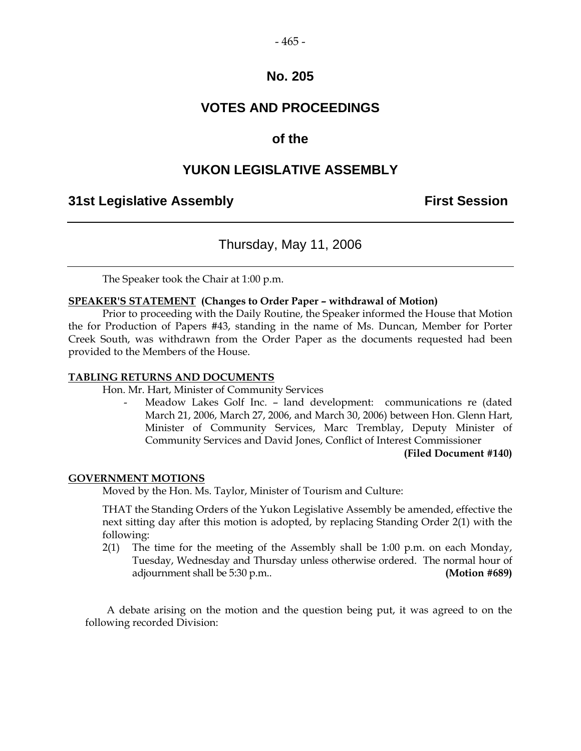## No. 205

# VOTES AND PROCEEDINGS

## of the

# YUKON LEGISLATIVE ASSEMBLY

**31st Legislative Assembly** **First Session**

---

Thursday, May 11, 2006

---

The Speaker took the Chair at 1:00 p.m.

**SPEAKER'S STATEMENT (Changes to Order Paper – withdrawal of Motion)**

Prior to proceeding with the Daily Routine, the Speaker informed the House that Motion the for Production of Papers #43, standing in the name of Ms. Duncan, Member for Porter Creek South, was withdrawn from the Order Paper as the documents requested had been provided to the Members of the House.

**TABLING RETURNS AND DOCUMENTS**

Hon. Mr. Hart, Minister of Community Services

- Meadow Lakes Golf Inc. – land development: communications re (dated March 21, 2006, March 27, 2006, and March 30, 2006) between Hon. Glenn Hart, Minister of Community Services, Marc Tremblay, Deputy Minister of Community Services and David Jones, Conflict of Interest Commissioner **(Filed Document #140)**

**GOVERNMENT MOTIONS**

Moved by the Hon. Ms. Taylor, Minister of Tourism and Culture:

THAT the Standing Orders of the Yukon Legislative Assembly be amended, effective the next sitting day after this motion is adopted, by replacing Standing Order 2(1) with the following:

2(1) The time for the meeting of the Assembly shall be 1:00 p.m. on each Monday, Tuesday, Wednesday and Thursday unless otherwise ordered. The normal hour of adjournment shall be 5:30 p.m.. **(Motion #689)**

A debate arising on the motion and the question being put, it was agreed to on the following recorded Division: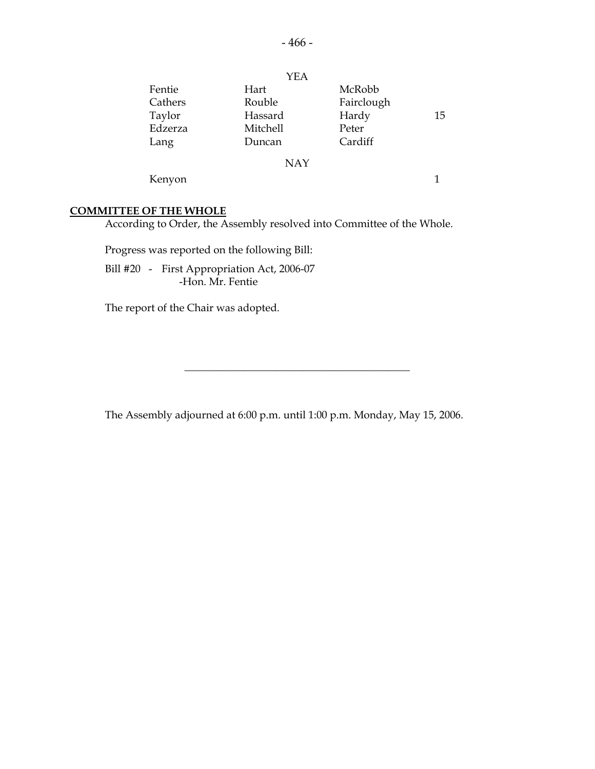| YEA | | | |
|---|---|---|---|
| Fentie | Hart | McRobb | |
| Cathers | Rouble | Fairclough | |
| Taylor | Hassard | Hardy | 15 |
| Edzerza | Mitchell | Peter | |
| Lang | Duncan | Cardiff | |

| NAY | | | |
|---|---|---|---|
| Kenyon | | | 1 |

**COMMITTEE OF THE WHOLE**

According to Order, the Assembly resolved into Committee of the Whole.

Progress was reported on the following Bill:

Bill #20 - First Appropriation Act, 2006-07
-Hon. Mr. Fentie

The report of the Chair was adopted.

---

The Assembly adjourned at 6:00 p.m. until 1:00 p.m. Monday, May 15, 2006.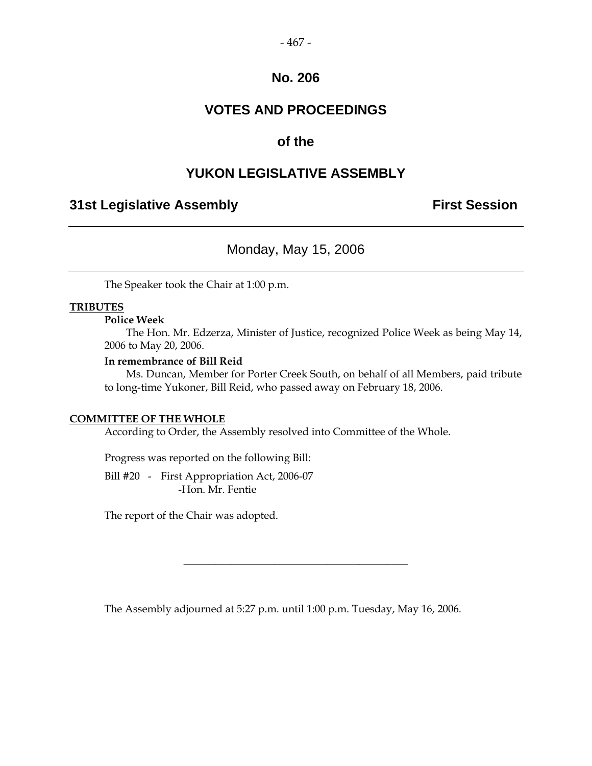# No. 206

# VOTES AND PROCEEDINGS

# of the

# YUKON LEGISLATIVE ASSEMBLY

## 31st Legislative Assembly — First Session

---

### Monday, May 15, 2006

---

The Speaker took the Chair at 1:00 p.m.

**TRIBUTES**

**Police Week**

The Hon. Mr. Edzerza, Minister of Justice, recognized Police Week as being May 14, 2006 to May 20, 2006.

**In remembrance of Bill Reid**

Ms. Duncan, Member for Porter Creek South, on behalf of all Members, paid tribute to long-time Yukoner, Bill Reid, who passed away on February 18, 2006.

**COMMITTEE OF THE WHOLE**

According to Order, the Assembly resolved into Committee of the Whole.

Progress was reported on the following Bill:

Bill #20 - First Appropriation Act, 2006-07
-Hon. Mr. Fentie

The report of the Chair was adopted.

---

The Assembly adjourned at 5:27 p.m. until 1:00 p.m. Tuesday, May 16, 2006.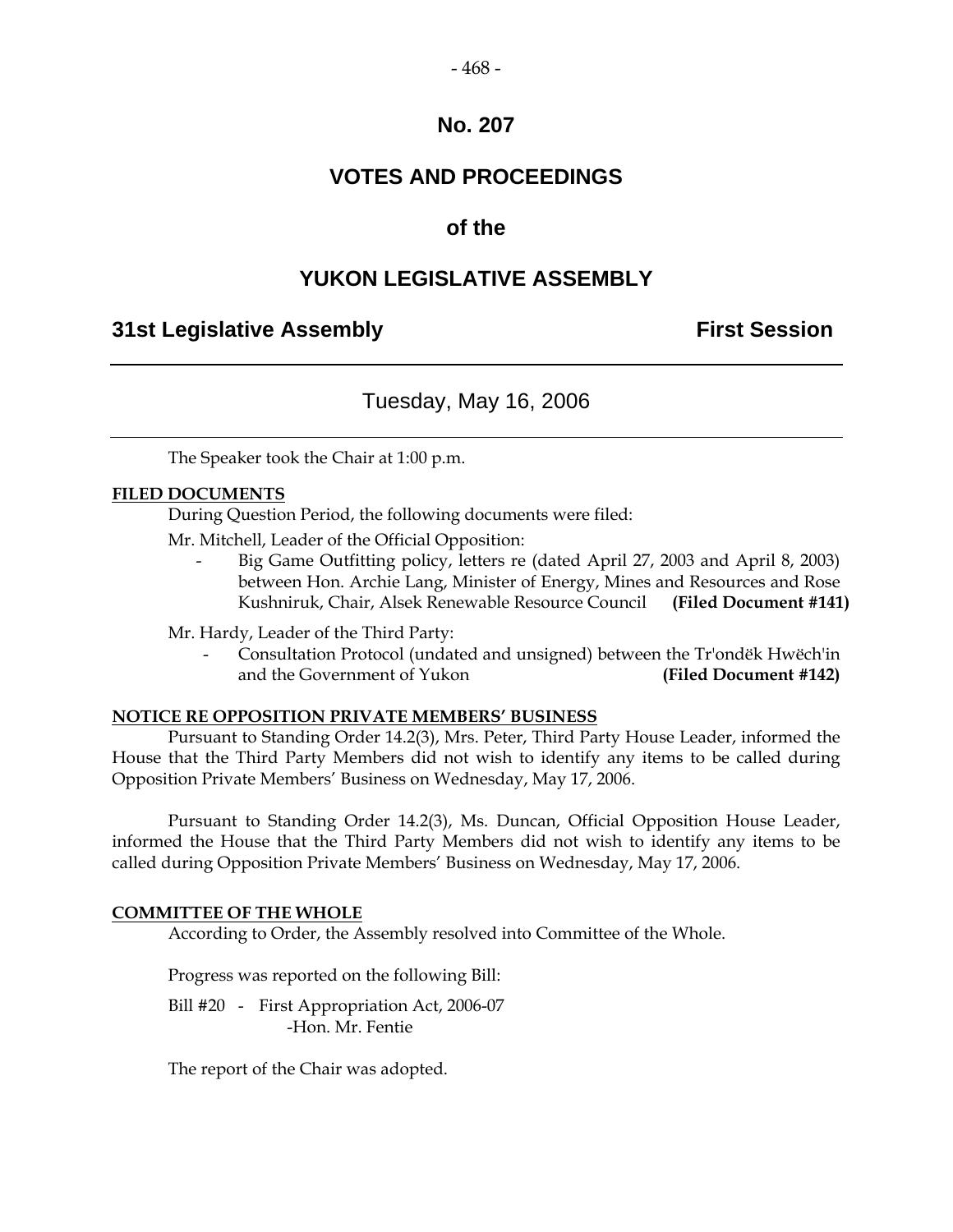# No. 207

# VOTES AND PROCEEDINGS

## of the

# YUKON LEGISLATIVE ASSEMBLY

**31st Legislative Assembly** **First Session**

---

Tuesday, May 16, 2006

---

The Speaker took the Chair at 1:00 p.m.

**FILED DOCUMENTS**

During Question Period, the following documents were filed:

Mr. Mitchell, Leader of the Official Opposition:

- Big Game Outfitting policy, letters re (dated April 27, 2003 and April 8, 2003) between Hon. Archie Lang, Minister of Energy, Mines and Resources and Rose Kushniruk, Chair, Alsek Renewable Resource Council **(Filed Document #141)**

Mr. Hardy, Leader of the Third Party:

- Consultation Protocol (undated and unsigned) between the Tr'ondëk Hwëch'in and the Government of Yukon **(Filed Document #142)**

**NOTICE RE OPPOSITION PRIVATE MEMBERS' BUSINESS**

Pursuant to Standing Order 14.2(3), Mrs. Peter, Third Party House Leader, informed the House that the Third Party Members did not wish to identify any items to be called during Opposition Private Members' Business on Wednesday, May 17, 2006.

Pursuant to Standing Order 14.2(3), Ms. Duncan, Official Opposition House Leader, informed the House that the Third Party Members did not wish to identify any items to be called during Opposition Private Members' Business on Wednesday, May 17, 2006.

**COMMITTEE OF THE WHOLE**

According to Order, the Assembly resolved into Committee of the Whole.

Progress was reported on the following Bill:

Bill #20 - First Appropriation Act, 2006-07
-Hon. Mr. Fentie

The report of the Chair was adopted.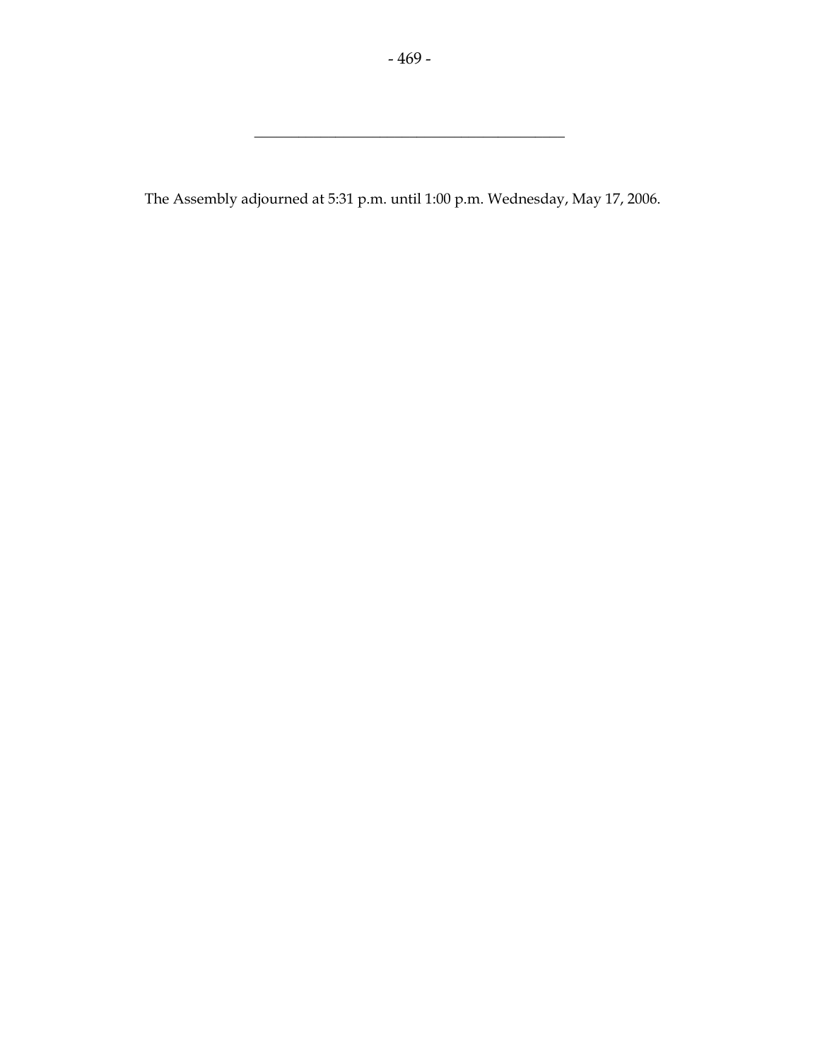---

The Assembly adjourned at 5:31 p.m. until 1:00 p.m. Wednesday, May 17, 2006.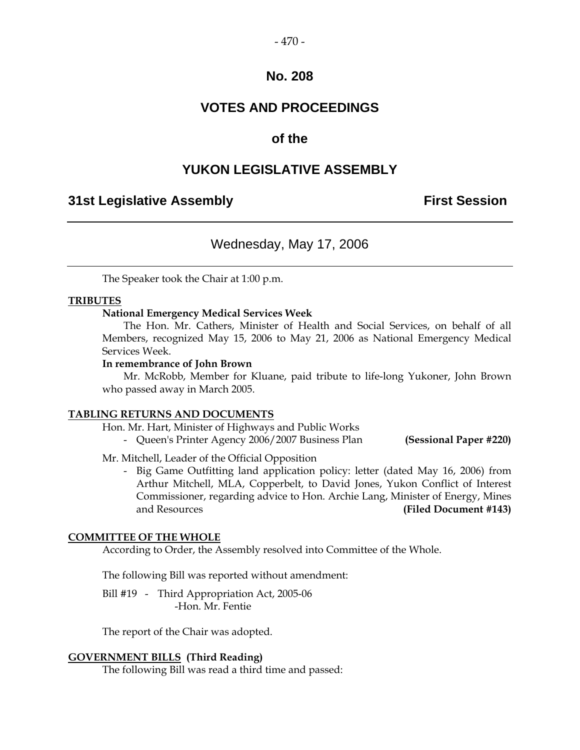# No. 208

# VOTES AND PROCEEDINGS

## of the

# YUKON LEGISLATIVE ASSEMBLY

**31st Legislative Assembly** **First Session**

---

Wednesday, May 17, 2006

---

The Speaker took the Chair at 1:00 p.m.

**TRIBUTES**

**National Emergency Medical Services Week**

The Hon. Mr. Cathers, Minister of Health and Social Services, on behalf of all Members, recognized May 15, 2006 to May 21, 2006 as National Emergency Medical Services Week.

**In remembrance of John Brown**

Mr. McRobb, Member for Kluane, paid tribute to life-long Yukoner, John Brown who passed away in March 2005.

**TABLING RETURNS AND DOCUMENTS**

Hon. Mr. Hart, Minister of Highways and Public Works

- Queen's Printer Agency 2006/2007 Business Plan **(Sessional Paper #220)**

Mr. Mitchell, Leader of the Official Opposition

- Big Game Outfitting land application policy: letter (dated May 16, 2006) from Arthur Mitchell, MLA, Copperbelt, to David Jones, Yukon Conflict of Interest Commissioner, regarding advice to Hon. Archie Lang, Minister of Energy, Mines and Resources **(Filed Document #143)**

**COMMITTEE OF THE WHOLE**

According to Order, the Assembly resolved into Committee of the Whole.

The following Bill was reported without amendment:

Bill #19 - Third Appropriation Act, 2005-06
-Hon. Mr. Fentie

The report of the Chair was adopted.

**GOVERNMENT BILLS (Third Reading)**

The following Bill was read a third time and passed: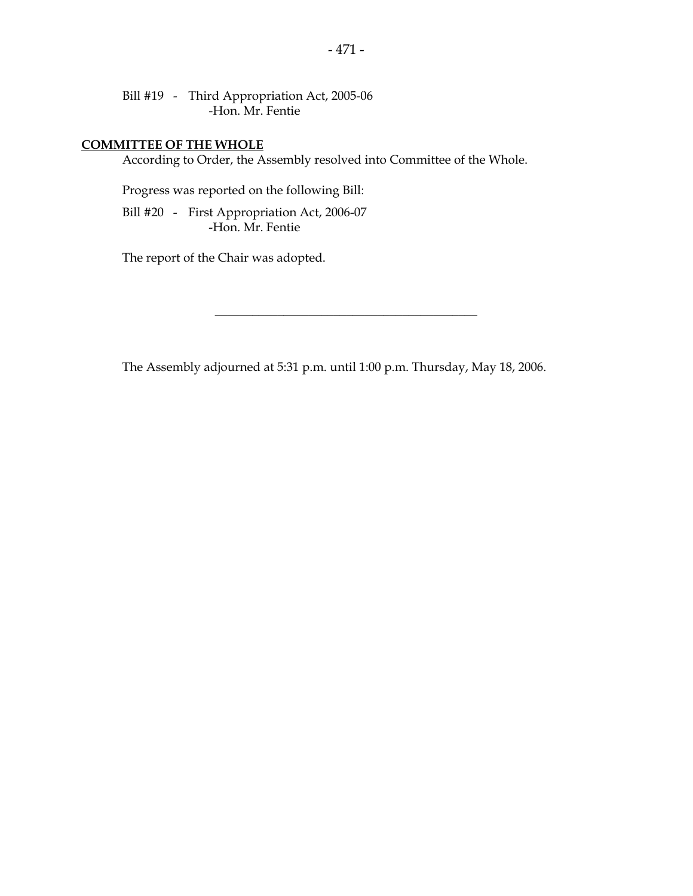Bill #19 - Third Appropriation Act, 2005-06
 -Hon. Mr. Fentie

**COMMITTEE OF THE WHOLE**

According to Order, the Assembly resolved into Committee of the Whole.

Progress was reported on the following Bill:

Bill #20 - First Appropriation Act, 2006-07
 -Hon. Mr. Fentie

The report of the Chair was adopted.

---

The Assembly adjourned at 5:31 p.m. until 1:00 p.m. Thursday, May 18, 2006.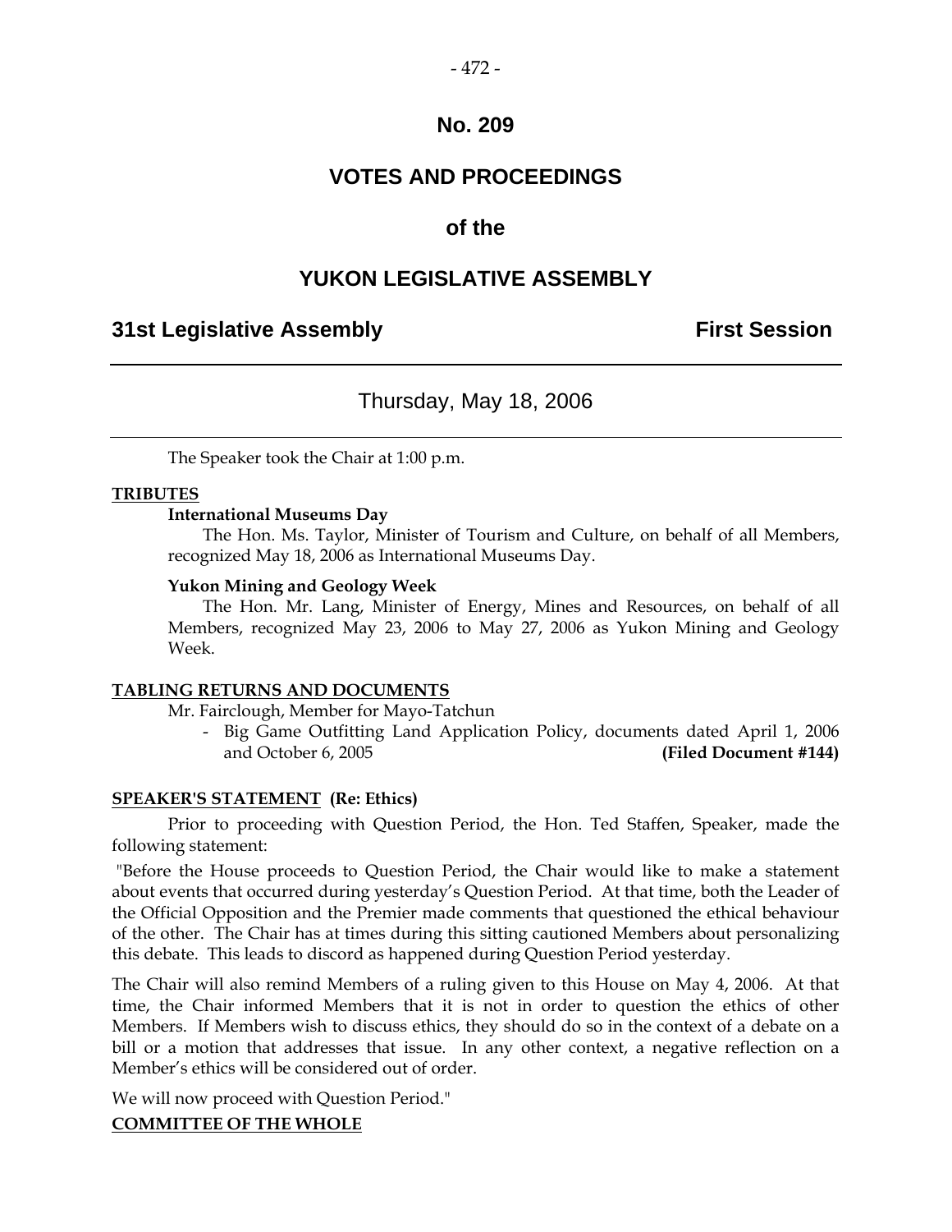# No. 209

# VOTES AND PROCEEDINGS

## of the

# YUKON LEGISLATIVE ASSEMBLY

**31st Legislative Assembly** **First Session**

---

Thursday, May 18, 2006

---

The Speaker took the Chair at 1:00 p.m.

**TRIBUTES**

**International Museums Day**

The Hon. Ms. Taylor, Minister of Tourism and Culture, on behalf of all Members, recognized May 18, 2006 as International Museums Day.

**Yukon Mining and Geology Week**

The Hon. Mr. Lang, Minister of Energy, Mines and Resources, on behalf of all Members, recognized May 23, 2006 to May 27, 2006 as Yukon Mining and Geology Week.

**TABLING RETURNS AND DOCUMENTS**

Mr. Fairclough, Member for Mayo-Tatchun

- Big Game Outfitting Land Application Policy, documents dated April 1, 2006 and October 6, 2005 **(Filed Document #144)**

**SPEAKER'S STATEMENT (Re: Ethics)**

Prior to proceeding with Question Period, the Hon. Ted Staffen, Speaker, made the following statement:

"Before the House proceeds to Question Period, the Chair would like to make a statement about events that occurred during yesterday's Question Period. At that time, both the Leader of the Official Opposition and the Premier made comments that questioned the ethical behaviour of the other. The Chair has at times during this sitting cautioned Members about personalizing this debate. This leads to discord as happened during Question Period yesterday.

The Chair will also remind Members of a ruling given to this House on May 4, 2006. At that time, the Chair informed Members that it is not in order to question the ethics of other Members. If Members wish to discuss ethics, they should do so in the context of a debate on a bill or a motion that addresses that issue. In any other context, a negative reflection on a Member's ethics will be considered out of order.

We will now proceed with Question Period."

**COMMITTEE OF THE WHOLE**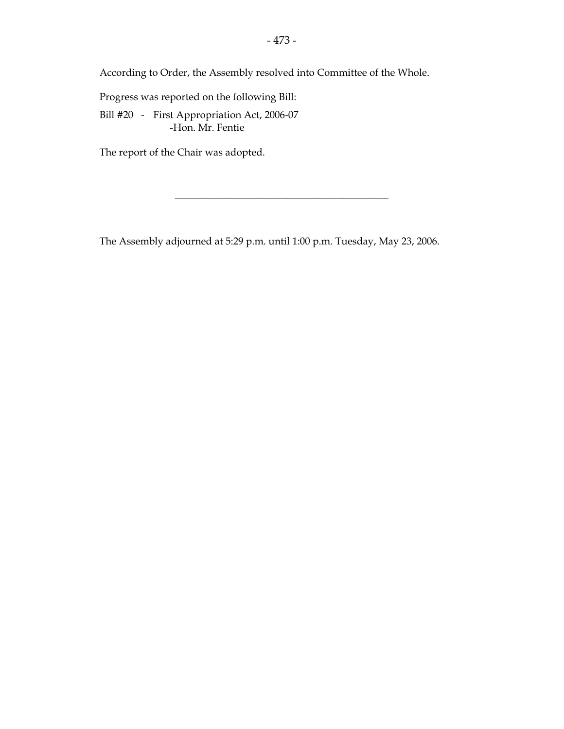According to Order, the Assembly resolved into Committee of the Whole.

Progress was reported on the following Bill:

Bill #20 - First Appropriation Act, 2006-07
-Hon. Mr. Fentie

The report of the Chair was adopted.

---

The Assembly adjourned at 5:29 p.m. until 1:00 p.m. Tuesday, May 23, 2006.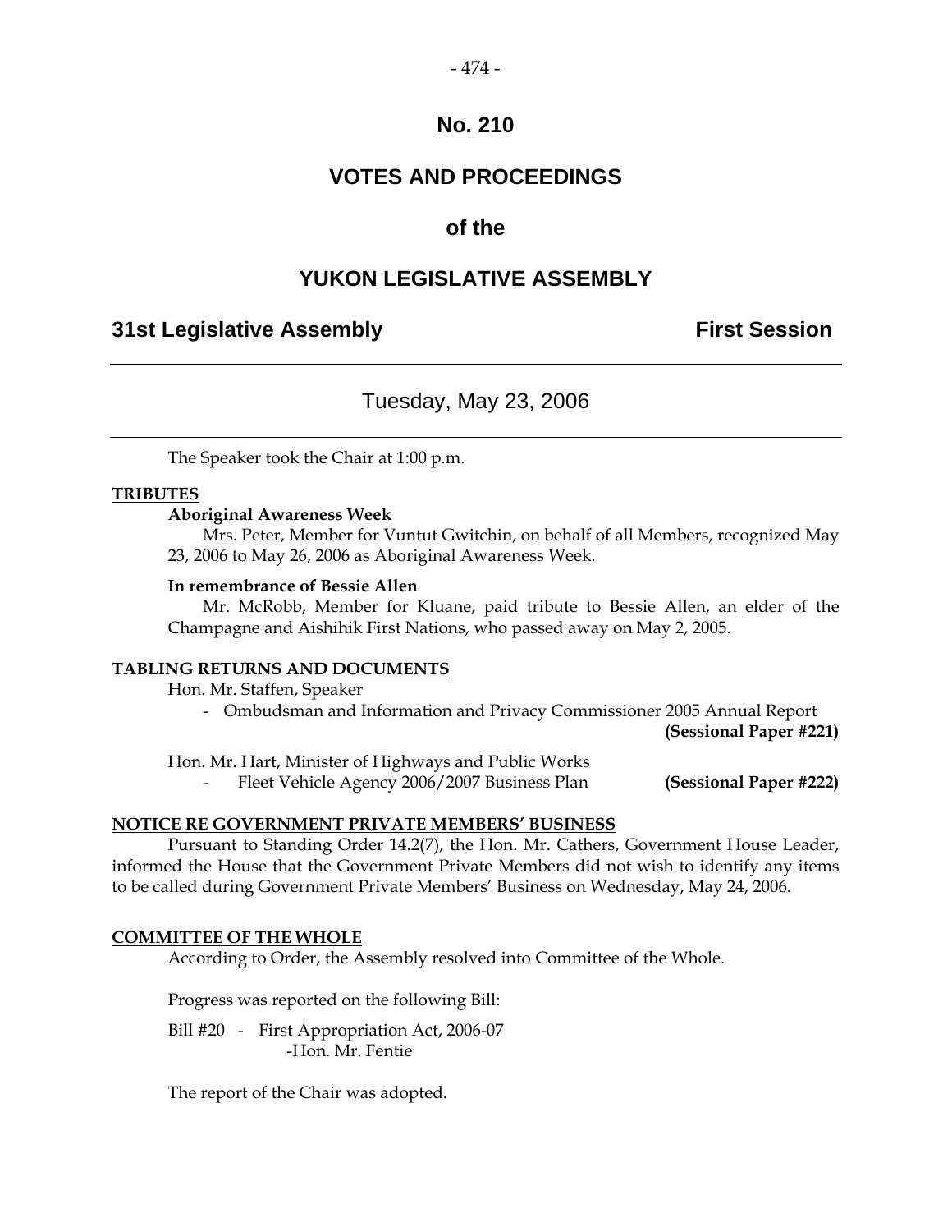# No. 210

# VOTES AND PROCEEDINGS

## of the

# YUKON LEGISLATIVE ASSEMBLY

**31st Legislative Assembly** **First Session**

---

Tuesday, May 23, 2006

---

The Speaker took the Chair at 1:00 p.m.

**TRIBUTES**

**Aboriginal Awareness Week**

Mrs. Peter, Member for Vuntut Gwitchin, on behalf of all Members, recognized May 23, 2006 to May 26, 2006 as Aboriginal Awareness Week.

**In remembrance of Bessie Allen**

Mr. McRobb, Member for Kluane, paid tribute to Bessie Allen, an elder of the Champagne and Aishihik First Nations, who passed away on May 2, 2005.

**TABLING RETURNS AND DOCUMENTS**

Hon. Mr. Staffen, Speaker

- Ombudsman and Information and Privacy Commissioner 2005 Annual Report **(Sessional Paper #221)**

Hon. Mr. Hart, Minister of Highways and Public Works

- Fleet Vehicle Agency 2006/2007 Business Plan **(Sessional Paper #222)**

**NOTICE RE GOVERNMENT PRIVATE MEMBERS' BUSINESS**

Pursuant to Standing Order 14.2(7), the Hon. Mr. Cathers, Government House Leader, informed the House that the Government Private Members did not wish to identify any items to be called during Government Private Members' Business on Wednesday, May 24, 2006.

**COMMITTEE OF THE WHOLE**

According to Order, the Assembly resolved into Committee of the Whole.

Progress was reported on the following Bill:

Bill #20 - First Appropriation Act, 2006-07
-Hon. Mr. Fentie

The report of the Chair was adopted.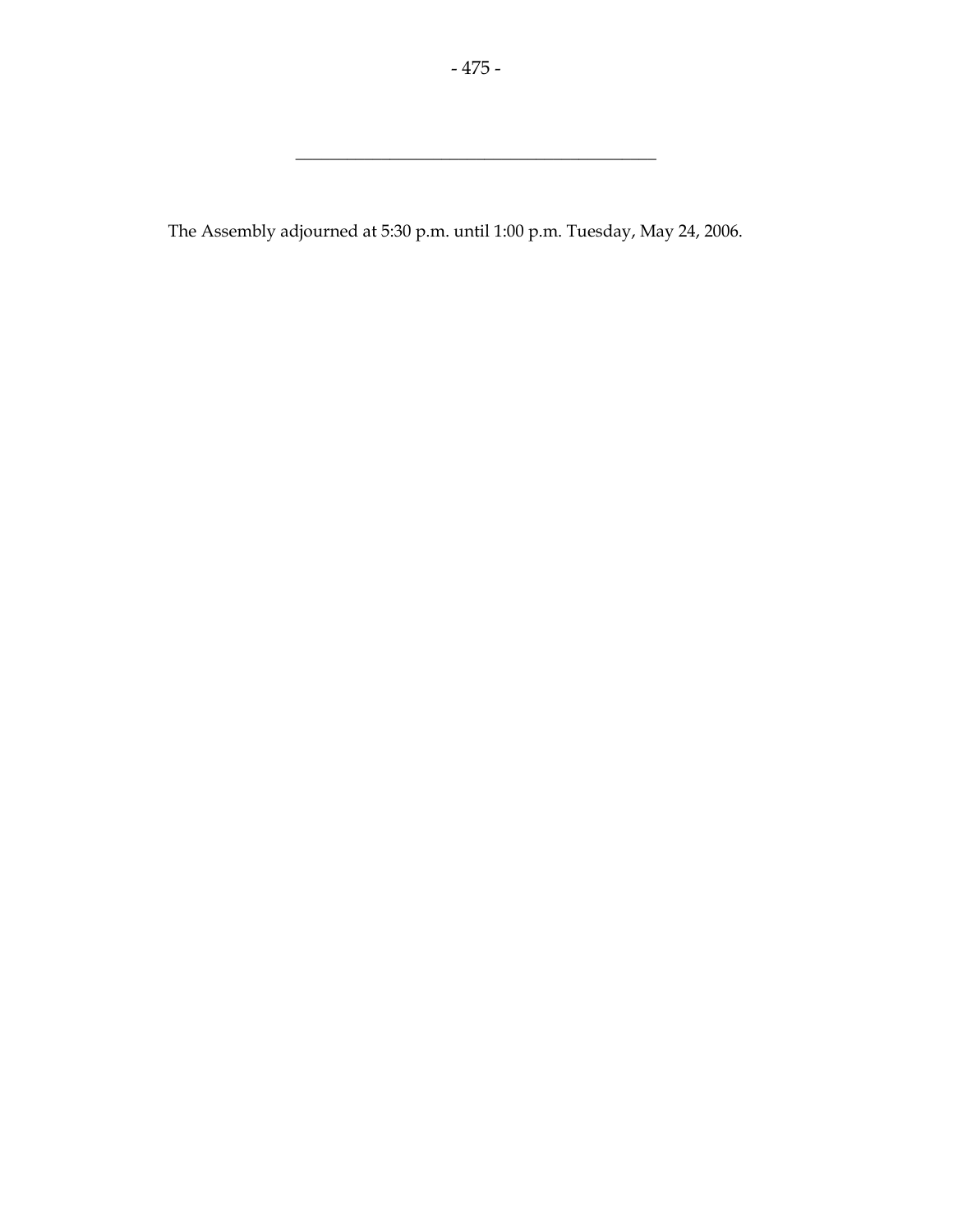---

The Assembly adjourned at 5:30 p.m. until 1:00 p.m. Tuesday, May 24, 2006.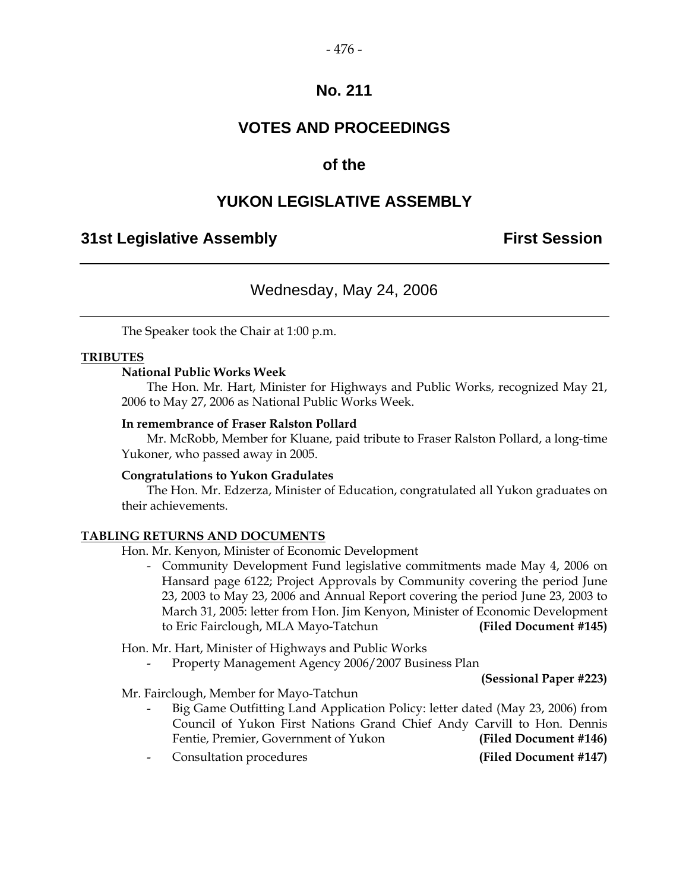# No. 211

# VOTES AND PROCEEDINGS

# of the

# YUKON LEGISLATIVE ASSEMBLY

## 31st Legislative Assembly — First Session

---

### Wednesday, May 24, 2006

---

The Speaker took the Chair at 1:00 p.m.

**TRIBUTES**

**National Public Works Week**

The Hon. Mr. Hart, Minister for Highways and Public Works, recognized May 21, 2006 to May 27, 2006 as National Public Works Week.

**In remembrance of Fraser Ralston Pollard**

Mr. McRobb, Member for Kluane, paid tribute to Fraser Ralston Pollard, a long-time Yukoner, who passed away in 2005.

**Congratulations to Yukon Gradulates**

The Hon. Mr. Edzerza, Minister of Education, congratulated all Yukon graduates on their achievements.

**TABLING RETURNS AND DOCUMENTS**

Hon. Mr. Kenyon, Minister of Economic Development

- Community Development Fund legislative commitments made May 4, 2006 on Hansard page 6122; Project Approvals by Community covering the period June 23, 2003 to May 23, 2006 and Annual Report covering the period June 23, 2003 to March 31, 2005: letter from Hon. Jim Kenyon, Minister of Economic Development to Eric Fairclough, MLA Mayo-Tatchun **(Filed Document #145)**

Hon. Mr. Hart, Minister of Highways and Public Works

- Property Management Agency 2006/2007 Business Plan **(Sessional Paper #223)**

Mr. Fairclough, Member for Mayo-Tatchun

- Big Game Outfitting Land Application Policy: letter dated (May 23, 2006) from Council of Yukon First Nations Grand Chief Andy Carvill to Hon. Dennis Fentie, Premier, Government of Yukon **(Filed Document #146)**
- Consultation procedures **(Filed Document #147)**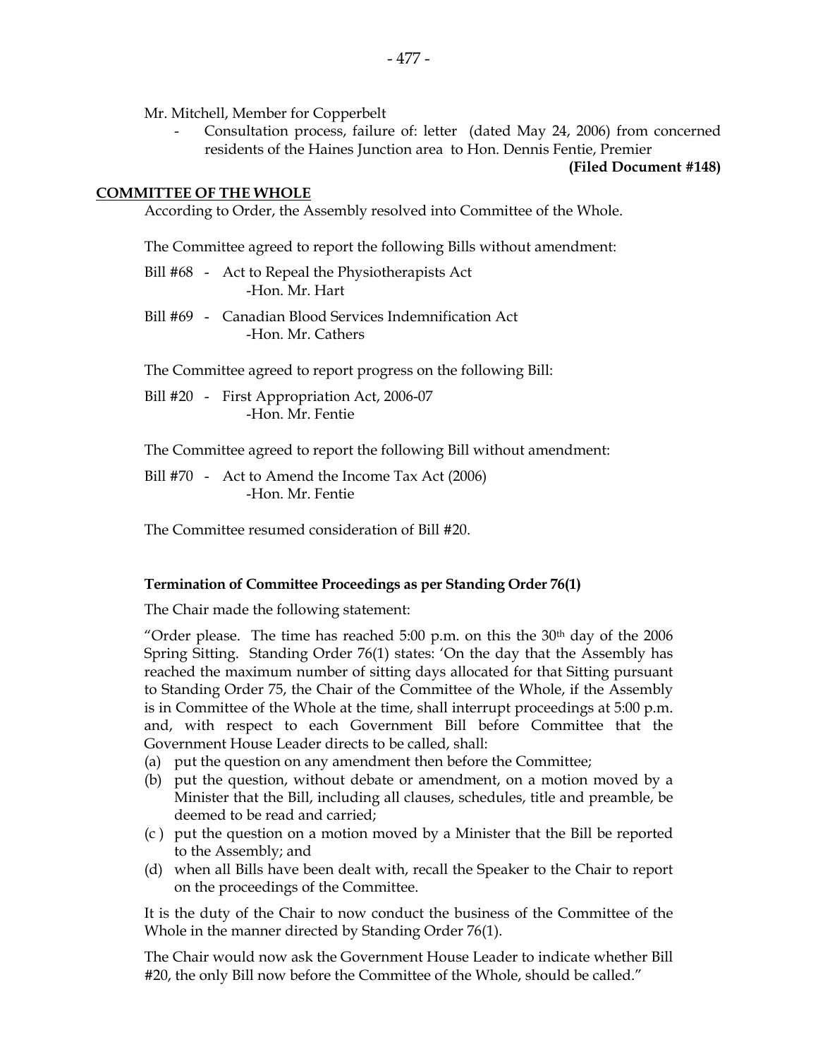Mr. Mitchell, Member for Copperbelt

- Consultation process, failure of: letter (dated May 24, 2006) from concerned residents of the Haines Junction area to Hon. Dennis Fentie, Premier

**(Filed Document #148)**

**COMMITTEE OF THE WHOLE**

According to Order, the Assembly resolved into Committee of the Whole.

The Committee agreed to report the following Bills without amendment:

Bill #68 - Act to Repeal the Physiotherapists Act
-Hon. Mr. Hart

Bill #69 - Canadian Blood Services Indemnification Act
-Hon. Mr. Cathers

The Committee agreed to report progress on the following Bill:

Bill #20 - First Appropriation Act, 2006-07
-Hon. Mr. Fentie

The Committee agreed to report the following Bill without amendment:

Bill #70 - Act to Amend the Income Tax Act (2006)
-Hon. Mr. Fentie

The Committee resumed consideration of Bill #20.

**Termination of Committee Proceedings as per Standing Order 76(1)**

The Chair made the following statement:

"Order please. The time has reached 5:00 p.m. on this the 30th day of the 2006 Spring Sitting. Standing Order 76(1) states: 'On the day that the Assembly has reached the maximum number of sitting days allocated for that Sitting pursuant to Standing Order 75, the Chair of the Committee of the Whole, if the Assembly is in Committee of the Whole at the time, shall interrupt proceedings at 5:00 p.m. and, with respect to each Government Bill before Committee that the Government House Leader directs to be called, shall:

(a) put the question on any amendment then before the Committee;
(b) put the question, without debate or amendment, on a motion moved by a Minister that the Bill, including all clauses, schedules, title and preamble, be deemed to be read and carried;
(c ) put the question on a motion moved by a Minister that the Bill be reported to the Assembly; and
(d) when all Bills have been dealt with, recall the Speaker to the Chair to report on the proceedings of the Committee.

It is the duty of the Chair to now conduct the business of the Committee of the Whole in the manner directed by Standing Order 76(1).

The Chair would now ask the Government House Leader to indicate whether Bill #20, the only Bill now before the Committee of the Whole, should be called."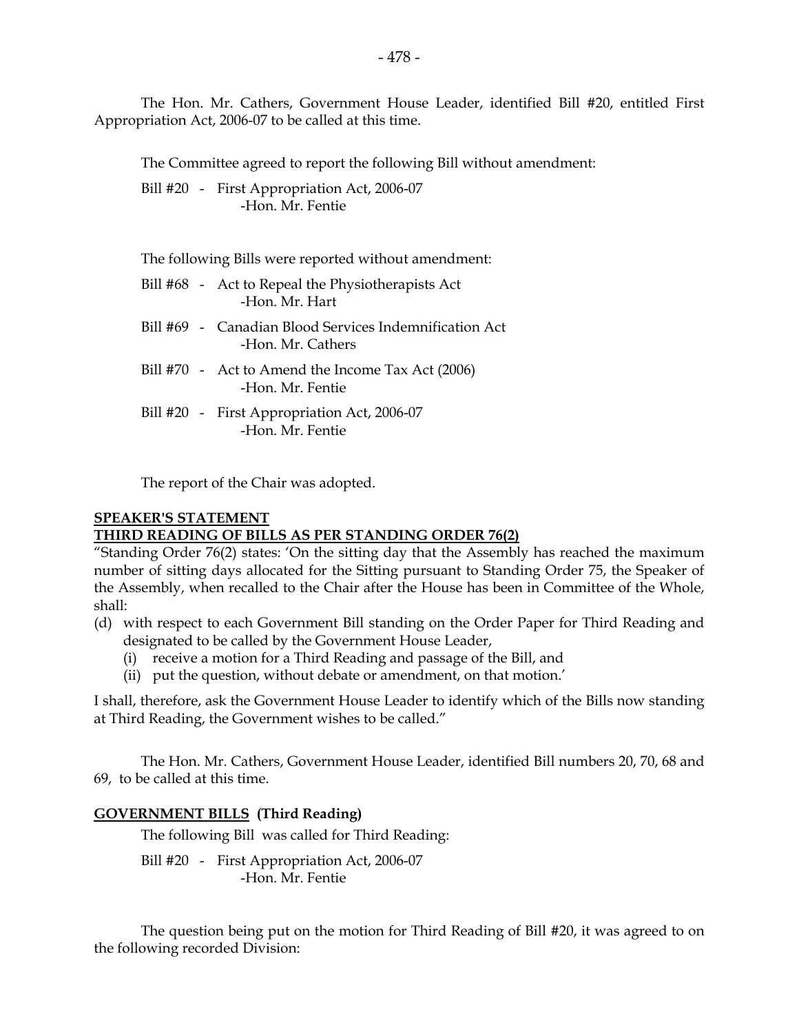The Hon. Mr. Cathers, Government House Leader, identified Bill #20, entitled First Appropriation Act, 2006-07 to be called at this time.

The Committee agreed to report the following Bill without amendment:

Bill #20 - First Appropriation Act, 2006-07
-Hon. Mr. Fentie

The following Bills were reported without amendment:

Bill #68 - Act to Repeal the Physiotherapists Act
-Hon. Mr. Hart

Bill #69 - Canadian Blood Services Indemnification Act
-Hon. Mr. Cathers

Bill #70 - Act to Amend the Income Tax Act (2006)
-Hon. Mr. Fentie

Bill #20 - First Appropriation Act, 2006-07
-Hon. Mr. Fentie

The report of the Chair was adopted.

**SPEAKER'S STATEMENT**
**THIRD READING OF BILLS AS PER STANDING ORDER 76(2)**

"Standing Order 76(2) states: 'On the sitting day that the Assembly has reached the maximum number of sitting days allocated for the Sitting pursuant to Standing Order 75, the Speaker of the Assembly, when recalled to the Chair after the House has been in Committee of the Whole, shall:

(d) with respect to each Government Bill standing on the Order Paper for Third Reading and designated to be called by the Government House Leader,
   (i) receive a motion for a Third Reading and passage of the Bill, and
   (ii) put the question, without debate or amendment, on that motion.'

I shall, therefore, ask the Government House Leader to identify which of the Bills now standing at Third Reading, the Government wishes to be called."

The Hon. Mr. Cathers, Government House Leader, identified Bill numbers 20, 70, 68 and 69, to be called at this time.

**GOVERNMENT BILLS (Third Reading)**

The following Bill was called for Third Reading:

Bill #20 - First Appropriation Act, 2006-07
-Hon. Mr. Fentie

The question being put on the motion for Third Reading of Bill #20, it was agreed to on the following recorded Division: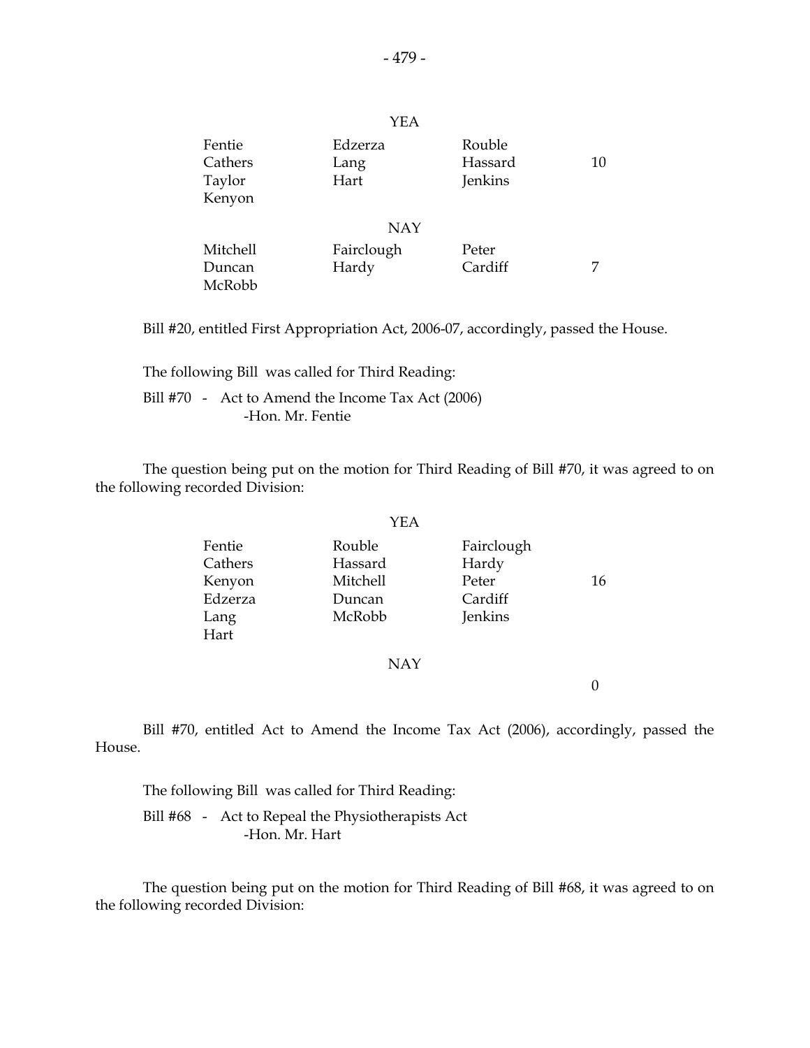YEA

| | | | |
|---|---|---|---|
| Fentie | Edzerza | Rouble | |
| Cathers | Lang | Hassard | 10 |
| Taylor | Hart | Jenkins | |
| Kenyon | | | |

NAY

| | | | |
|---|---|---|---|
| Mitchell | Fairclough | Peter | |
| Duncan | Hardy | Cardiff | 7 |
| McRobb | | | |

Bill #20, entitled First Appropriation Act, 2006-07, accordingly, passed the House.

The following Bill was called for Third Reading:

Bill #70 - Act to Amend the Income Tax Act (2006)
-Hon. Mr. Fentie

The question being put on the motion for Third Reading of Bill #70, it was agreed to on the following recorded Division:

YEA

| | | | |
|---|---|---|---|
| Fentie | Rouble | Fairclough | |
| Cathers | Hassard | Hardy | |
| Kenyon | Mitchell | Peter | 16 |
| Edzerza | Duncan | Cardiff | |
| Lang | McRobb | Jenkins | |
| Hart | | | |

NAY

0

Bill #70, entitled Act to Amend the Income Tax Act (2006), accordingly, passed the House.

The following Bill was called for Third Reading:

Bill #68 - Act to Repeal the Physiotherapists Act
-Hon. Mr. Hart

The question being put on the motion for Third Reading of Bill #68, it was agreed to on the following recorded Division: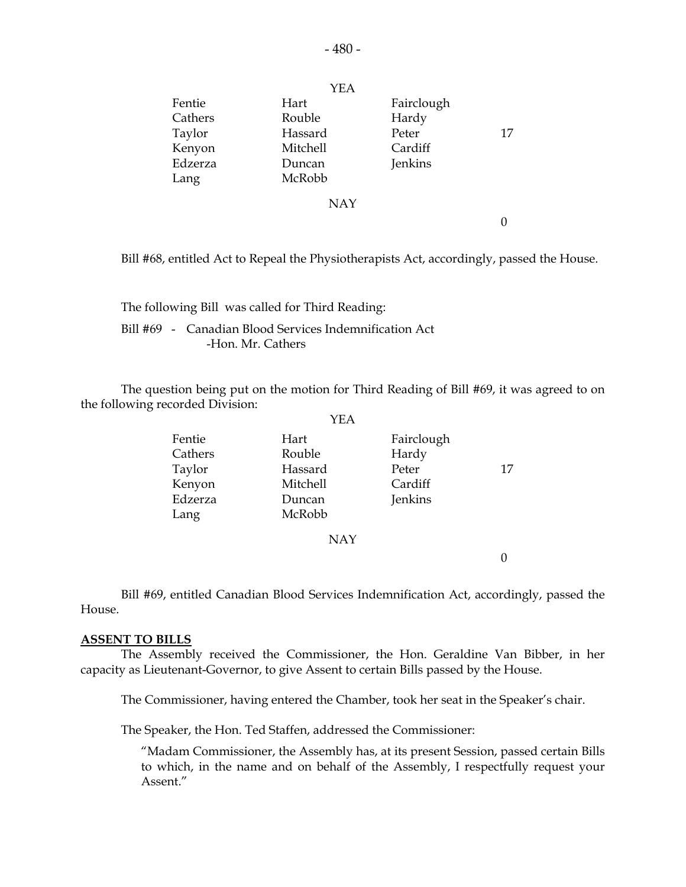YEA

| | | | |
|---|---|---|---|
| Fentie | Hart | Fairclough | |
| Cathers | Rouble | Hardy | |
| Taylor | Hassard | Peter | 17 |
| Kenyon | Mitchell | Cardiff | |
| Edzerza | Duncan | Jenkins | |
| Lang | McRobb | | |

NAY

0

Bill #68, entitled Act to Repeal the Physiotherapists Act, accordingly, passed the House.

The following Bill was called for Third Reading:

Bill #69 - Canadian Blood Services Indemnification Act
-Hon. Mr. Cathers

The question being put on the motion for Third Reading of Bill #69, it was agreed to on the following recorded Division:

YEA

| | | | |
|---|---|---|---|
| Fentie | Hart | Fairclough | |
| Cathers | Rouble | Hardy | |
| Taylor | Hassard | Peter | 17 |
| Kenyon | Mitchell | Cardiff | |
| Edzerza | Duncan | Jenkins | |
| Lang | McRobb | | |

NAY

0

Bill #69, entitled Canadian Blood Services Indemnification Act, accordingly, passed the House.

**ASSENT TO BILLS**

The Assembly received the Commissioner, the Hon. Geraldine Van Bibber, in her capacity as Lieutenant-Governor, to give Assent to certain Bills passed by the House.

The Commissioner, having entered the Chamber, took her seat in the Speaker's chair.

The Speaker, the Hon. Ted Staffen, addressed the Commissioner:

"Madam Commissioner, the Assembly has, at its present Session, passed certain Bills to which, in the name and on behalf of the Assembly, I respectfully request your Assent."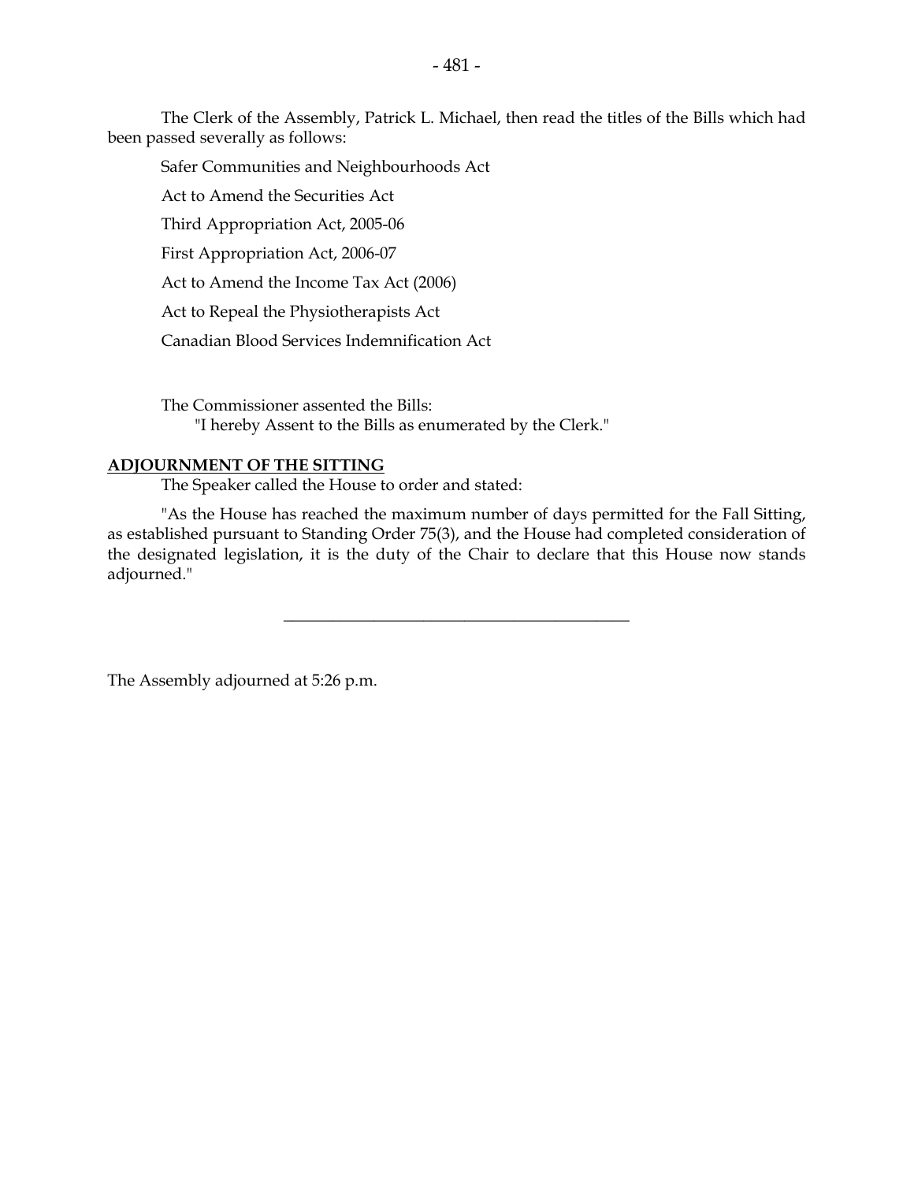The Clerk of the Assembly, Patrick L. Michael, then read the titles of the Bills which had been passed severally as follows:

Safer Communities and Neighbourhoods Act

Act to Amend the Securities Act

Third Appropriation Act, 2005-06

First Appropriation Act, 2006-07

Act to Amend the Income Tax Act (2006)

Act to Repeal the Physiotherapists Act

Canadian Blood Services Indemnification Act

The Commissioner assented the Bills:

"I hereby Assent to the Bills as enumerated by the Clerk."

**ADJOURNMENT OF THE SITTING**

The Speaker called the House to order and stated:

"As the House has reached the maximum number of days permitted for the Fall Sitting, as established pursuant to Standing Order 75(3), and the House had completed consideration of the designated legislation, it is the duty of the Chair to declare that this House now stands adjourned."

---

The Assembly adjourned at 5:26 p.m.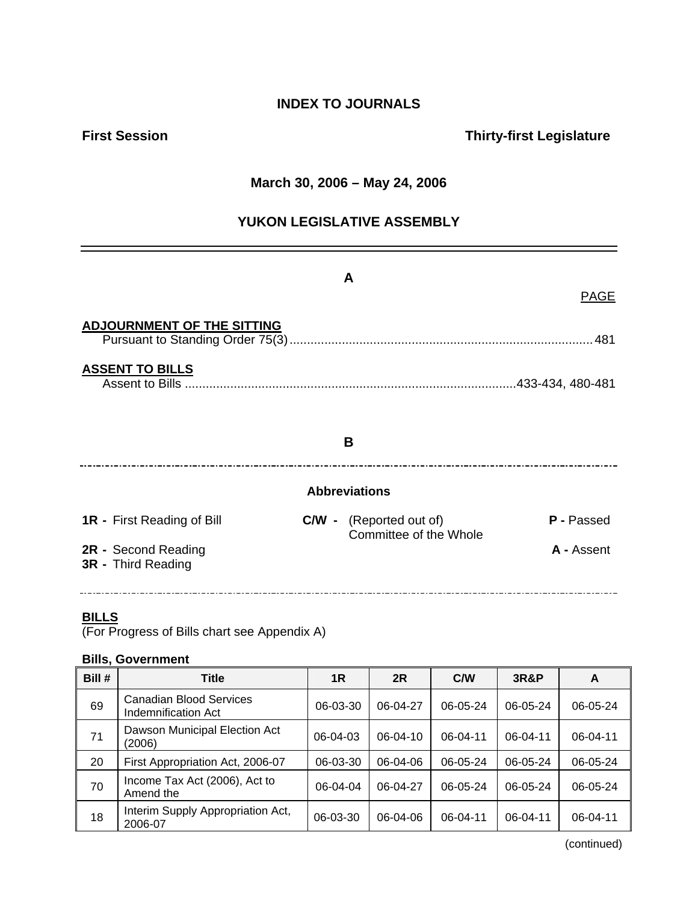# INDEX TO JOURNALS

**First Session** **Thirty-first Legislature**

**March 30, 2006 – May 24, 2006**

## YUKON LEGISLATIVE ASSEMBLY

---

### A

PAGE

**ADJOURNMENT OF THE SITTING**

Pursuant to Standing Order 75(3) .......................................................................................... 481

**ASSENT TO BILLS**

Assent to Bills ..............................................................................................433-434, 480-481

### B

---

**Abbreviations**

**1R -** First Reading of Bill
**2R -** Second Reading
**3R -** Third Reading
**C/W -** (Reported out of) Committee of the Whole
**P -** Passed
**A -** Assent

---

**BILLS**

(For Progress of Bills chart see Appendix A)

**Bills, Government**

| Bill # | Title | 1R | 2R | C/W | 3R&P | A |
|---|---|---|---|---|---|---|
| 69 | Canadian Blood Services Indemnification Act | 06-03-30 | 06-04-27 | 06-05-24 | 06-05-24 | 06-05-24 |
| 71 | Dawson Municipal Election Act (2006) | 06-04-03 | 06-04-10 | 06-04-11 | 06-04-11 | 06-04-11 |
| 20 | First Appropriation Act, 2006-07 | 06-03-30 | 06-04-06 | 06-05-24 | 06-05-24 | 06-05-24 |
| 70 | Income Tax Act (2006), Act to Amend the | 06-04-04 | 06-04-27 | 06-05-24 | 06-05-24 | 06-05-24 |
| 18 | Interim Supply Appropriation Act, 2006-07 | 06-03-30 | 06-04-06 | 06-04-11 | 06-04-11 | 06-04-11 |

(continued)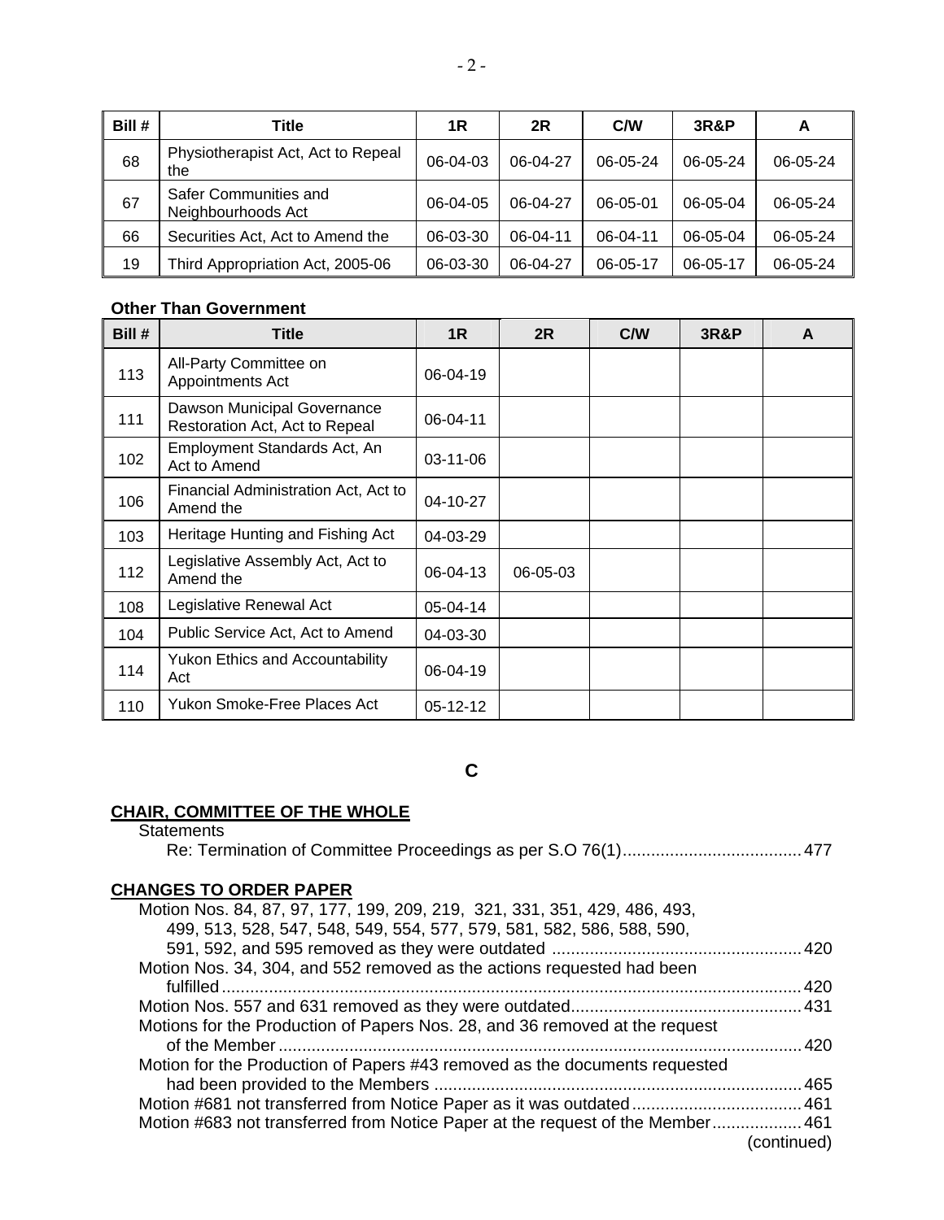| Bill # | Title | 1R | 2R | C/W | 3R&P | A |
|---|---|---|---|---|---|---|
| 68 | Physiotherapist Act, Act to Repeal the | 06-04-03 | 06-04-27 | 06-05-24 | 06-05-24 | 06-05-24 |
| 67 | Safer Communities and Neighbourhoods Act | 06-04-05 | 06-04-27 | 06-05-01 | 06-05-04 | 06-05-24 |
| 66 | Securities Act, Act to Amend the | 06-03-30 | 06-04-11 | 06-04-11 | 06-05-04 | 06-05-24 |
| 19 | Third Appropriation Act, 2005-06 | 06-03-30 | 06-04-27 | 06-05-17 | 06-05-17 | 06-05-24 |

**Other Than Government**

| Bill # | Title | 1R | 2R | C/W | 3R&P | A |
|---|---|---|---|---|---|---|
| 113 | All-Party Committee on Appointments Act | 06-04-19 | | | | |
| 111 | Dawson Municipal Governance Restoration Act, Act to Repeal | 06-04-11 | | | | |
| 102 | Employment Standards Act, An Act to Amend | 03-11-06 | | | | |
| 106 | Financial Administration Act, Act to Amend the | 04-10-27 | | | | |
| 103 | Heritage Hunting and Fishing Act | 04-03-29 | | | | |
| 112 | Legislative Assembly Act, Act to Amend the | 06-04-13 | 06-05-03 | | | |
| 108 | Legislative Renewal Act | 05-04-14 | | | | |
| 104 | Public Service Act, Act to Amend | 04-03-30 | | | | |
| 114 | Yukon Ethics and Accountability Act | 06-04-19 | | | | |
| 110 | Yukon Smoke-Free Places Act | 05-12-12 | | | | |

## C

**CHAIR, COMMITTEE OF THE WHOLE**

Statements
- Re: Termination of Committee Proceedings as per S.O 76(1) ...... 477

**CHANGES TO ORDER PAPER**

- Motion Nos. 84, 87, 97, 177, 199, 209, 219, 321, 331, 351, 429, 486, 493, 499, 513, 528, 547, 548, 549, 554, 577, 579, 581, 582, 586, 588, 590, 591, 592, and 595 removed as they were outdated ...... 420
- Motion Nos. 34, 304, and 552 removed as the actions requested had been fulfilled ...... 420
- Motion Nos. 557 and 631 removed as they were outdated ...... 431
- Motions for the Production of Papers Nos. 28, and 36 removed at the request of the Member ...... 420
- Motion for the Production of Papers #43 removed as the documents requested had been provided to the Members ...... 465
- Motion #681 not transferred from Notice Paper as it was outdated ...... 461
- Motion #683 not transferred from Notice Paper at the request of the Member ...... 461

(continued)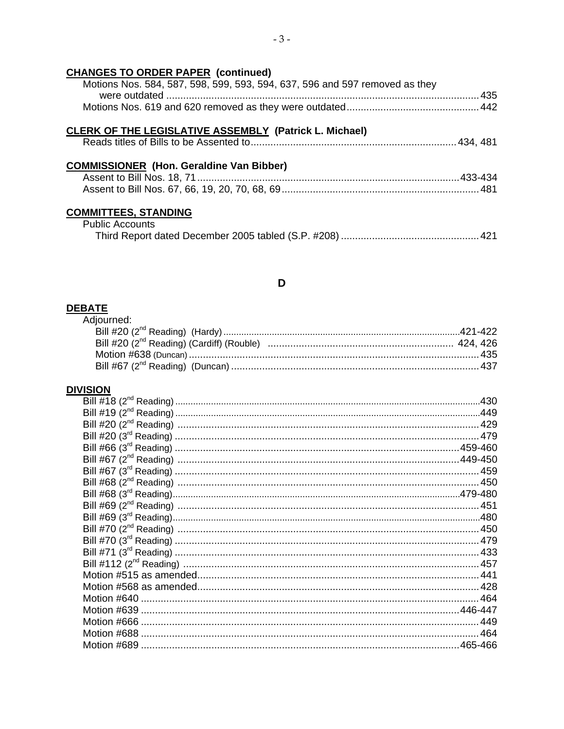**CHANGES TO ORDER PAPER (continued)**

Motions Nos. 584, 587, 598, 599, 593, 594, 637, 596 and 597 removed as they were outdated ........ 435

Motions Nos. 619 and 620 removed as they were outdated ........ 442

**CLERK OF THE LEGISLATIVE ASSEMBLY (Patrick L. Michael)**

Reads titles of Bills to be Assented to ........ 434, 481

**COMMISSIONER (Hon. Geraldine Van Bibber)**

Assent to Bill Nos. 18, 71 ........ 433-434

Assent to Bill Nos. 67, 66, 19, 20, 70, 68, 69 ........ 481

**COMMITTEES, STANDING**

Public Accounts

Third Report dated December 2005 tabled (S.P. #208) ........ 421

## D

**DEBATE**

Adjourned:

Bill #20 (2nd Reading) (Hardy) ........ 421-422

Bill #20 (2nd Reading) (Cardiff) (Rouble) ........ 424, 426

Motion #638 (Duncan) ........ 435

Bill #67 (2nd Reading) (Duncan) ........ 437

**DIVISION**

Bill #18 (2nd Reading) ........ 430

Bill #19 (2nd Reading) ........ 449

Bill #20 (2nd Reading) ........ 429

Bill #20 (3rd Reading) ........ 479

Bill #66 (3rd Reading) ........ 459-460

Bill #67 (2nd Reading) ........ 449-450

Bill #67 (3rd Reading) ........ 459

Bill #68 (2nd Reading) ........ 450

Bill #68 (3rd Reading) ........ 479-480

Bill #69 (2nd Reading) ........ 451

Bill #69 (3rd Reading) ........ 480

Bill #70 (2nd Reading) ........ 450

Bill #70 (3rd Reading) ........ 479

Bill #71 (3rd Reading) ........ 433

Bill #112 (2nd Reading) ........ 457

Motion #515 as amended ........ 441

Motion #568 as amended ........ 428

Motion #640 ........ 464

Motion #639 ........ 446-447

Motion #666 ........ 449

Motion #688 ........ 464

Motion #689 ........ 465-466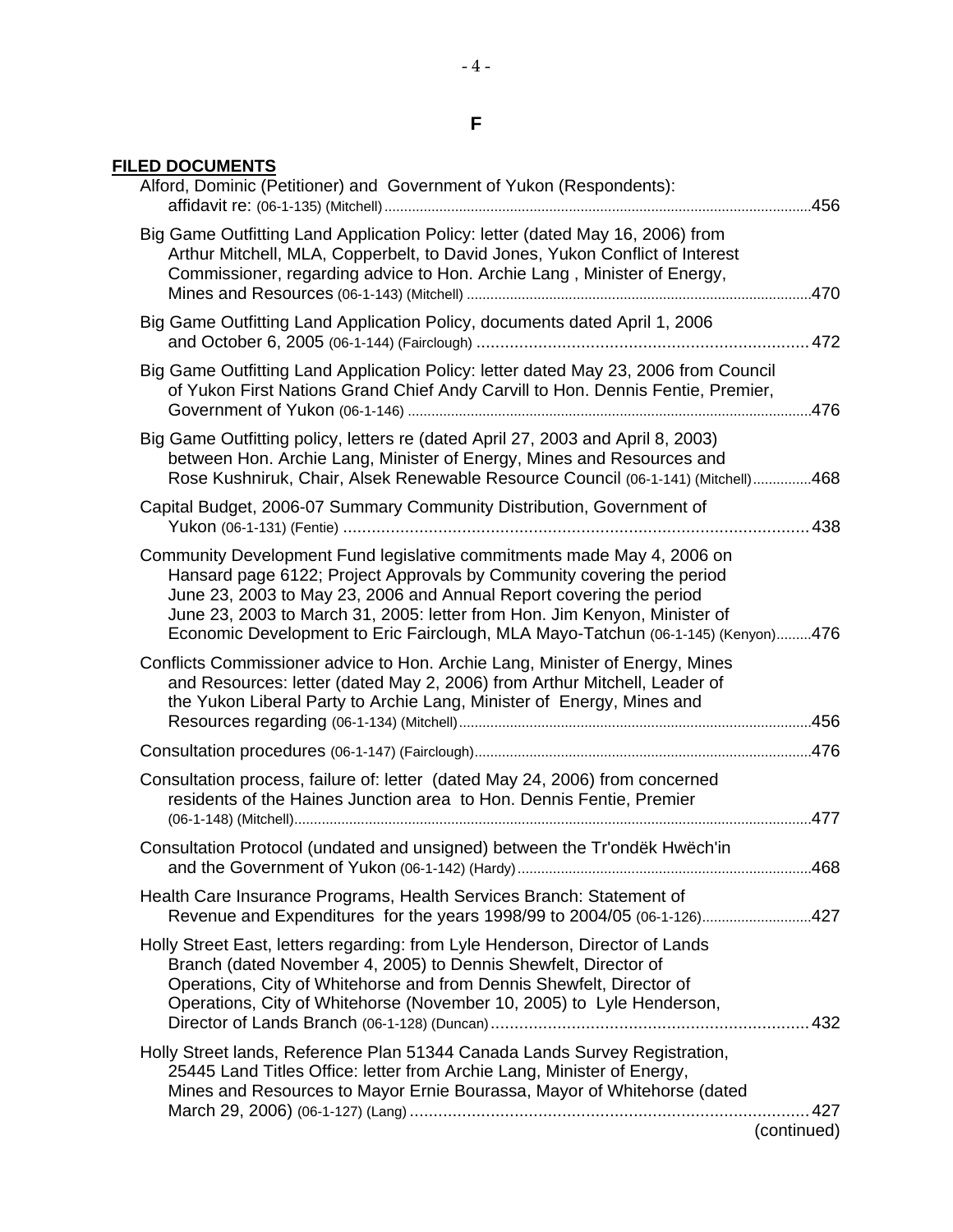# F

**FILED DOCUMENTS**

Alford, Dominic (Petitioner) and Government of Yukon (Respondents): affidavit re: (06-1-135) (Mitchell) ....456

Big Game Outfitting Land Application Policy: letter (dated May 16, 2006) from Arthur Mitchell, MLA, Copperbelt, to David Jones, Yukon Conflict of Interest Commissioner, regarding advice to Hon. Archie Lang , Minister of Energy, Mines and Resources (06-1-143) (Mitchell) ....470

Big Game Outfitting Land Application Policy, documents dated April 1, 2006 and October 6, 2005 (06-1-144) (Fairclough) .... 472

Big Game Outfitting Land Application Policy: letter dated May 23, 2006 from Council of Yukon First Nations Grand Chief Andy Carvill to Hon. Dennis Fentie, Premier, Government of Yukon (06-1-146) ....476

Big Game Outfitting policy, letters re (dated April 27, 2003 and April 8, 2003) between Hon. Archie Lang, Minister of Energy, Mines and Resources and Rose Kushniruk, Chair, Alsek Renewable Resource Council (06-1-141) (Mitchell)....468

Capital Budget, 2006-07 Summary Community Distribution, Government of Yukon (06-1-131) (Fentie) .... 438

Community Development Fund legislative commitments made May 4, 2006 on Hansard page 6122; Project Approvals by Community covering the period June 23, 2003 to May 23, 2006 and Annual Report covering the period June 23, 2003 to March 31, 2005: letter from Hon. Jim Kenyon, Minister of Economic Development to Eric Fairclough, MLA Mayo-Tatchun (06-1-145) (Kenyon)....476

Conflicts Commissioner advice to Hon. Archie Lang, Minister of Energy, Mines and Resources: letter (dated May 2, 2006) from Arthur Mitchell, Leader of the Yukon Liberal Party to Archie Lang, Minister of Energy, Mines and Resources regarding (06-1-134) (Mitchell)....456

Consultation procedures (06-1-147) (Fairclough)....476

Consultation process, failure of: letter (dated May 24, 2006) from concerned residents of the Haines Junction area to Hon. Dennis Fentie, Premier (06-1-148) (Mitchell)....477

Consultation Protocol (undated and unsigned) between the Tr'ondëk Hwëch'in and the Government of Yukon (06-1-142) (Hardy)....468

Health Care Insurance Programs, Health Services Branch: Statement of Revenue and Expenditures for the years 1998/99 to 2004/05 (06-1-126)....427

Holly Street East, letters regarding: from Lyle Henderson, Director of Lands Branch (dated November 4, 2005) to Dennis Shewfelt, Director of Operations, City of Whitehorse and from Dennis Shewfelt, Director of Operations, City of Whitehorse (November 10, 2005) to Lyle Henderson, Director of Lands Branch (06-1-128) (Duncan).... 432

Holly Street lands, Reference Plan 51344 Canada Lands Survey Registration, 25445 Land Titles Office: letter from Archie Lang, Minister of Energy, Mines and Resources to Mayor Ernie Bourassa, Mayor of Whitehorse (dated March 29, 2006) (06-1-127) (Lang) .... 427

(continued)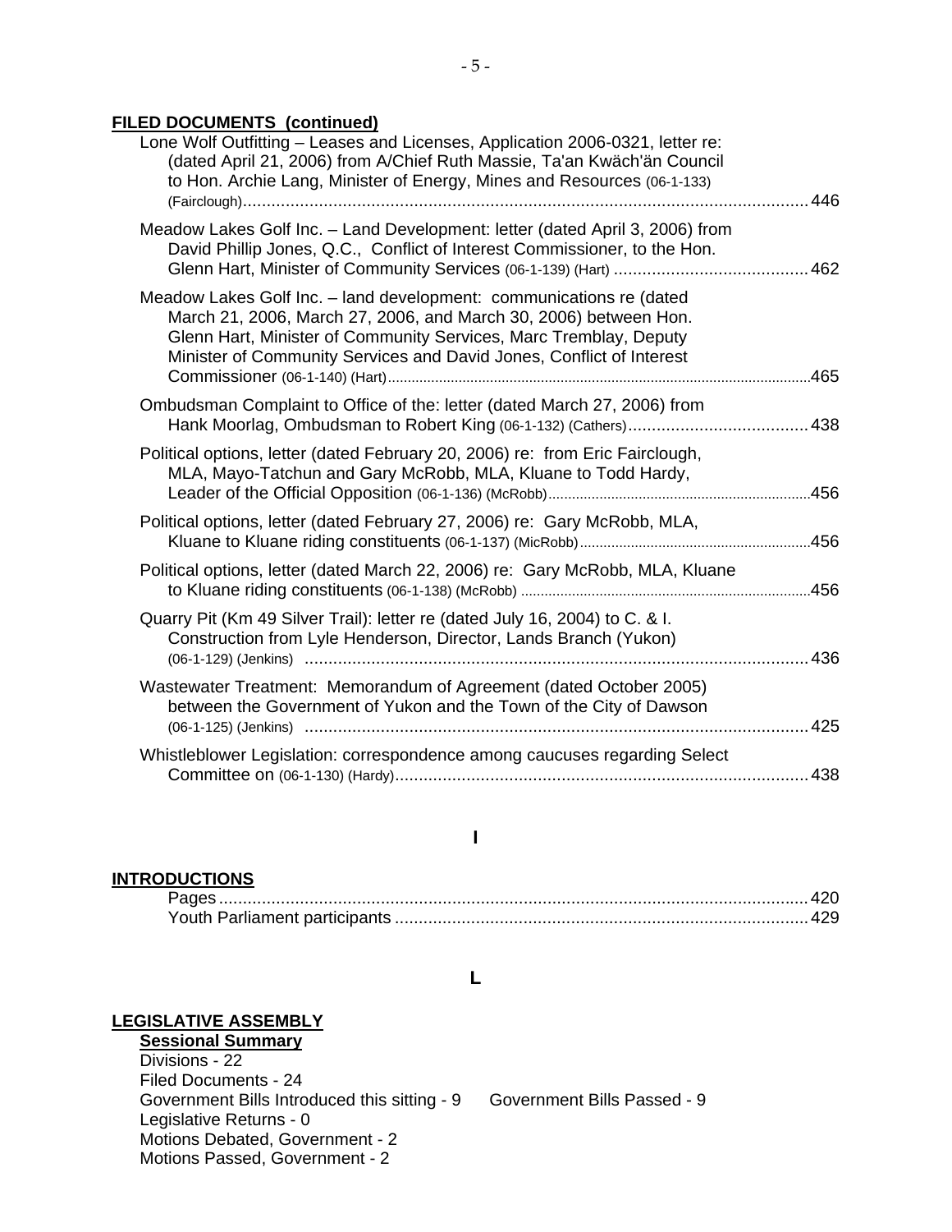**FILED DOCUMENTS (continued)**

Lone Wolf Outfitting – Leases and Licenses, Application 2006-0321, letter re: (dated April 21, 2006) from A/Chief Ruth Massie, Ta'an Kwäch'än Council to Hon. Archie Lang, Minister of Energy, Mines and Resources (06-1-133) (Fairclough)........................................................................................................ 446

Meadow Lakes Golf Inc. – Land Development: letter (dated April 3, 2006) from David Phillip Jones, Q.C., Conflict of Interest Commissioner, to the Hon. Glenn Hart, Minister of Community Services (06-1-139) (Hart) ......................................... 462

Meadow Lakes Golf Inc. – land development: communications re (dated March 21, 2006, March 27, 2006, and March 30, 2006) between Hon. Glenn Hart, Minister of Community Services, Marc Tremblay, Deputy Minister of Community Services and David Jones, Conflict of Interest Commissioner (06-1-140) (Hart)........................................................................................................465

Ombudsman Complaint to Office of the: letter (dated March 27, 2006) from Hank Moorlag, Ombudsman to Robert King (06-1-132) (Cathers)...................................... 438

Political options, letter (dated February 20, 2006) re: from Eric Fairclough, MLA, Mayo-Tatchun and Gary McRobb, MLA, Kluane to Todd Hardy, Leader of the Official Opposition (06-1-136) (McRobb)..................................................................456

Political options, letter (dated February 27, 2006) re: Gary McRobb, MLA, Kluane to Kluane riding constituents (06-1-137) (MicRobb)..........................................................456

Political options, letter (dated March 22, 2006) re: Gary McRobb, MLA, Kluane to Kluane riding constituents (06-1-138) (McRobb) ........................................................................456

Quarry Pit (Km 49 Silver Trail): letter re (dated July 16, 2004) to C. & I. Construction from Lyle Henderson, Director, Lands Branch (Yukon) (06-1-129) (Jenkins) ........................................................................................................... 436

Wastewater Treatment: Memorandum of Agreement (dated October 2005) between the Government of Yukon and the Town of the City of Dawson (06-1-125) (Jenkins) ........................................................................................................... 425

Whistleblower Legislation: correspondence among caucuses regarding Select Committee on (06-1-130) (Hardy)........................................................................................ 438

## I

**INTRODUCTIONS**

Pages.......................................................................................................................... 420
Youth Parliament participants ...................................................................................... 429

## L

**LEGISLATIVE ASSEMBLY**

**Sessional Summary**

Divisions - 22
Filed Documents - 24
Government Bills Introduced this sitting - 9 Government Bills Passed - 9
Legislative Returns - 0
Motions Debated, Government - 2
Motions Passed, Government - 2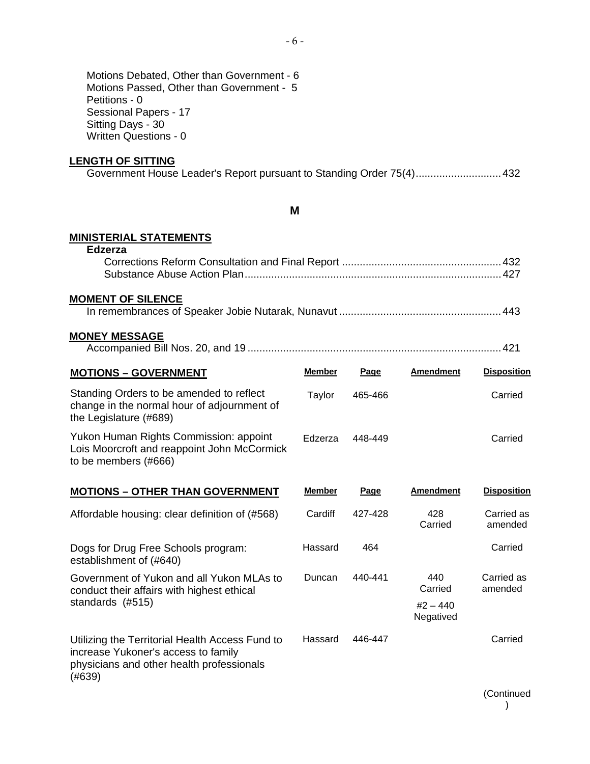Motions Debated, Other than Government - 6
Motions Passed, Other than Government - 5
Petitions - 0
Sessional Papers - 17
Sitting Days - 30
Written Questions - 0

**LENGTH OF SITTING**

Government House Leader's Report pursuant to Standing Order 75(4)............................ 432

## M

**MINISTERIAL STATEMENTS**

**Edzerza**

Corrections Reform Consultation and Final Report ..................................................... 432
Substance Abuse Action Plan....................................................................................... 427

**MOMENT OF SILENCE**

In remembrances of Speaker Jobie Nutarak, Nunavut ...................................................... 443

**MONEY MESSAGE**

Accompanied Bill Nos. 20, and 19 .................................................................................... 421

| MOTIONS – GOVERNMENT | Member | Page | Amendment | Disposition |
|---|---|---|---|---|
| Standing Orders to be amended to reflect change in the normal hour of adjournment of the Legislature (#689) | Taylor | 465-466 | | Carried |
| Yukon Human Rights Commission: appoint Lois Moorcroft and reappoint John McCormick to be members (#666) | Edzerza | 448-449 | | Carried |

| MOTIONS – OTHER THAN GOVERNMENT | Member | Page | Amendment | Disposition |
|---|---|---|---|---|
| Affordable housing: clear definition of (#568) | Cardiff | 427-428 | 428 Carried | Carried as amended |
| Dogs for Drug Free Schools program: establishment of (#640) | Hassard | 464 | | Carried |
| Government of Yukon and all Yukon MLAs to conduct their affairs with highest ethical standards (#515) | Duncan | 440-441 | 440 Carried<br>#2 – 440 Negatived | Carried as amended |
| Utilizing the Territorial Health Access Fund to increase Yukoner's access to family physicians and other health professionals (#639) | Hassard | 446-447 | | Carried |

(Continued)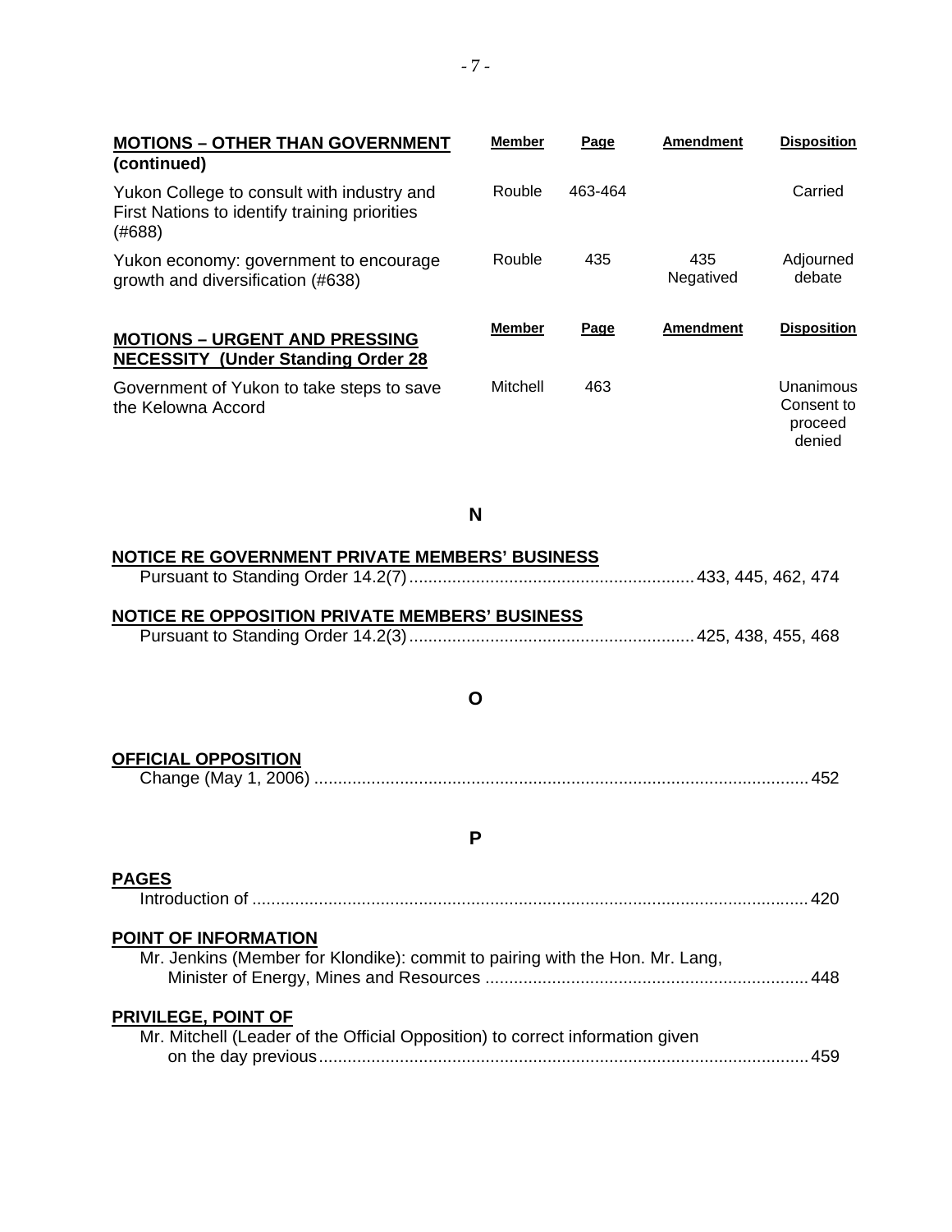| MOTIONS – OTHER THAN GOVERNMENT (continued) | Member | Page | Amendment | Disposition |
|---|---|---|---|---|
| Yukon College to consult with industry and First Nations to identify training priorities (#688) | Rouble | 463-464 | | Carried |
| Yukon economy: government to encourage growth and diversification (#638) | Rouble | 435 | 435 Negatived | Adjourned debate |

| MOTIONS – URGENT AND PRESSING NECESSITY (Under Standing Order 28 | Member | Page | Amendment | Disposition |
|---|---|---|---|---|
| Government of Yukon to take steps to save the Kelowna Accord | Mitchell | 463 | | Unanimous Consent to proceed denied |

## N

**NOTICE RE GOVERNMENT PRIVATE MEMBERS' BUSINESS**

Pursuant to Standing Order 14.2(7) ............ 433, 445, 462, 474

**NOTICE RE OPPOSITION PRIVATE MEMBERS' BUSINESS**

Pursuant to Standing Order 14.2(3) ............ 425, 438, 455, 468

## O

**OFFICIAL OPPOSITION**

Change (May 1, 2006) ............ 452

## P

**PAGES**

Introduction of ............ 420

**POINT OF INFORMATION**

Mr. Jenkins (Member for Klondike): commit to pairing with the Hon. Mr. Lang, Minister of Energy, Mines and Resources ............ 448

**PRIVILEGE, POINT OF**

Mr. Mitchell (Leader of the Official Opposition) to correct information given on the day previous ............ 459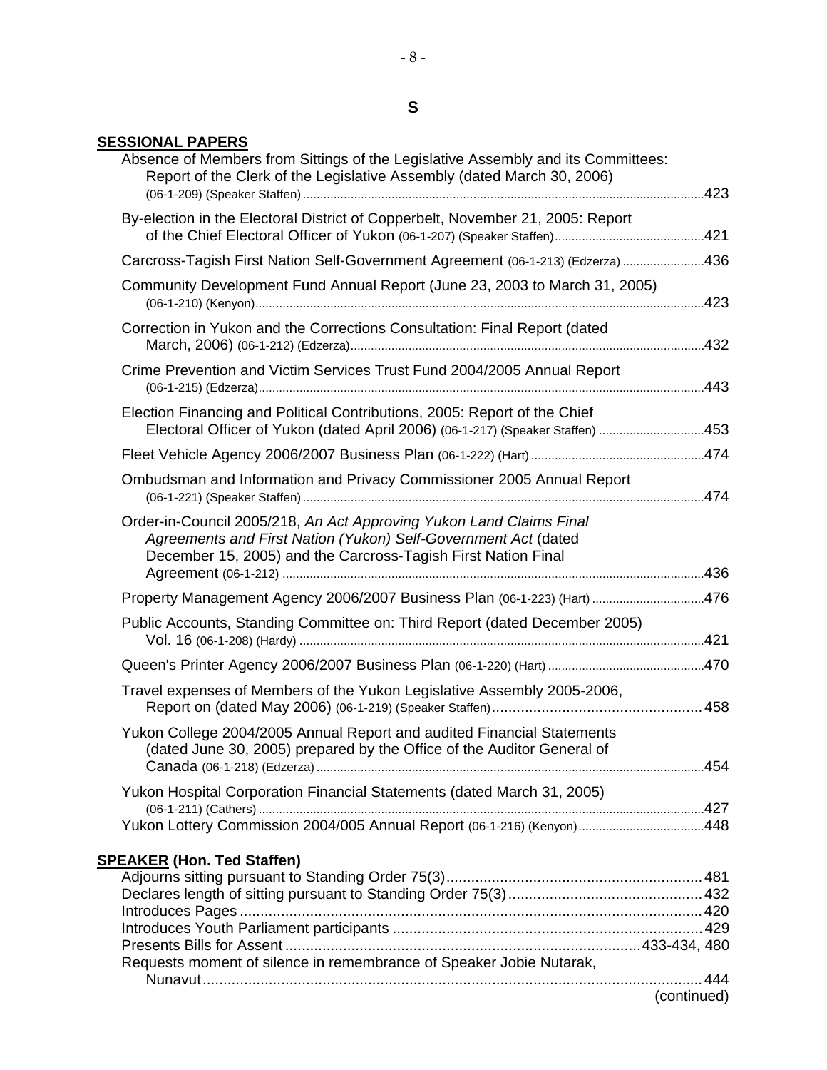# S

**SESSIONAL PAPERS**

Absence of Members from Sittings of the Legislative Assembly and its Committees: Report of the Clerk of the Legislative Assembly (dated March 30, 2006) (06-1-209) (Speaker Staffen) ....423

By-election in the Electoral District of Copperbelt, November 21, 2005: Report of the Chief Electoral Officer of Yukon (06-1-207) (Speaker Staffen) ....421

Carcross-Tagish First Nation Self-Government Agreement (06-1-213) (Edzerza) ....436

Community Development Fund Annual Report (June 23, 2003 to March 31, 2005) (06-1-210) (Kenyon) ....423

Correction in Yukon and the Corrections Consultation: Final Report (dated March, 2006) (06-1-212) (Edzerza) ....432

Crime Prevention and Victim Services Trust Fund 2004/2005 Annual Report (06-1-215) (Edzerza) ....443

Election Financing and Political Contributions, 2005: Report of the Chief Electoral Officer of Yukon (dated April 2006) (06-1-217) (Speaker Staffen) ....453

Fleet Vehicle Agency 2006/2007 Business Plan (06-1-222) (Hart) ....474

Ombudsman and Information and Privacy Commissioner 2005 Annual Report (06-1-221) (Speaker Staffen) ....474

Order-in-Council 2005/218, *An Act Approving Yukon Land Claims Final Agreements and First Nation (Yukon) Self-Government Act* (dated December 15, 2005) and the Carcross-Tagish First Nation Final Agreement (06-1-212) ....436

Property Management Agency 2006/2007 Business Plan (06-1-223) (Hart) ....476

Public Accounts, Standing Committee on: Third Report (dated December 2005) Vol. 16 (06-1-208) (Hardy) ....421

Queen's Printer Agency 2006/2007 Business Plan (06-1-220) (Hart) ....470

Travel expenses of Members of the Yukon Legislative Assembly 2005-2006, Report on (dated May 2006) (06-1-219) (Speaker Staffen) .... 458

Yukon College 2004/2005 Annual Report and audited Financial Statements (dated June 30, 2005) prepared by the Office of the Auditor General of Canada (06-1-218) (Edzerza) ....454

Yukon Hospital Corporation Financial Statements (dated March 31, 2005) (06-1-211) (Cathers) ....427

Yukon Lottery Commission 2004/005 Annual Report (06-1-216) (Kenyon) ....448

**SPEAKER (Hon. Ted Staffen)**

Adjourns sitting pursuant to Standing Order 75(3) .... 481

Declares length of sitting pursuant to Standing Order 75(3) .... 432

Introduces Pages .... 420

Introduces Youth Parliament participants .... 429

Presents Bills for Assent ....433-434, 480

Requests moment of silence in remembrance of Speaker Jobie Nutarak, Nunavut .... 444

(continued)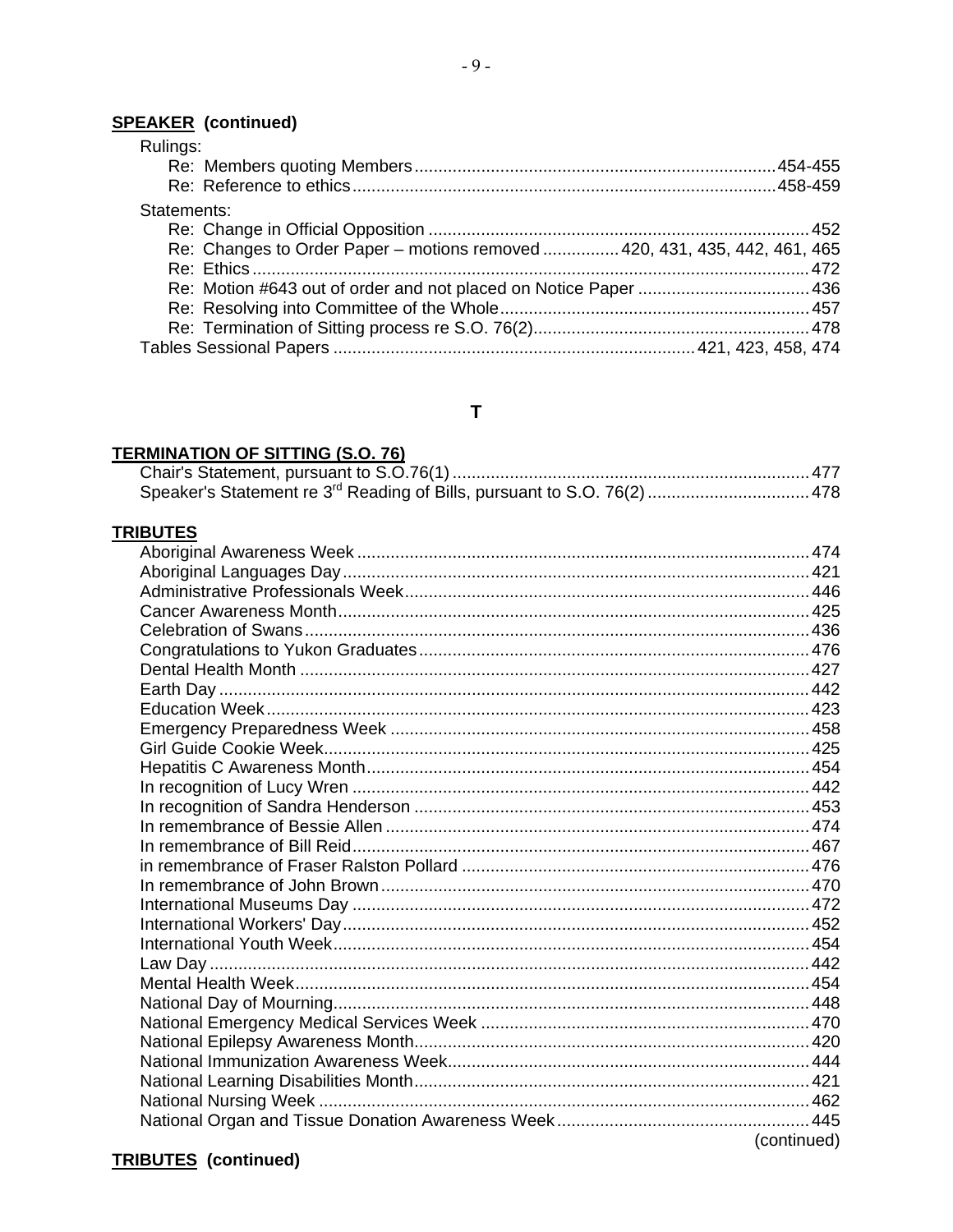**SPEAKER (continued)**

Rulings:
- Re: Members quoting Members ... 454-455
- Re: Reference to ethics ... 458-459

Statements:
- Re: Change in Official Opposition ... 452
- Re: Changes to Order Paper – motions removed ... 420, 431, 435, 442, 461, 465
- Re: Ethics ... 472
- Re: Motion #643 out of order and not placed on Notice Paper ... 436
- Re: Resolving into Committee of the Whole ... 457
- Re: Termination of Sitting process re S.O. 76(2) ... 478

Tables Sessional Papers ... 421, 423, 458, 474

## T

**TERMINATION OF SITTING (S.O. 76)**

- Chair's Statement, pursuant to S.O.76(1) ... 477
- Speaker's Statement re 3rd Reading of Bills, pursuant to S.O. 76(2) ... 478

**TRIBUTES**

- Aboriginal Awareness Week ... 474
- Aboriginal Languages Day ... 421
- Administrative Professionals Week ... 446
- Cancer Awareness Month ... 425
- Celebration of Swans ... 436
- Congratulations to Yukon Graduates ... 476
- Dental Health Month ... 427
- Earth Day ... 442
- Education Week ... 423
- Emergency Preparedness Week ... 458
- Girl Guide Cookie Week ... 425
- Hepatitis C Awareness Month ... 454
- In recognition of Lucy Wren ... 442
- In recognition of Sandra Henderson ... 453
- In remembrance of Bessie Allen ... 474
- In remembrance of Bill Reid ... 467
- in remembrance of Fraser Ralston Pollard ... 476
- In remembrance of John Brown ... 470
- International Museums Day ... 472
- International Workers' Day ... 452
- International Youth Week ... 454
- Law Day ... 442
- Mental Health Week ... 454
- National Day of Mourning ... 448
- National Emergency Medical Services Week ... 470
- National Epilepsy Awareness Month ... 420
- National Immunization Awareness Week ... 444
- National Learning Disabilities Month ... 421
- National Nursing Week ... 462
- National Organ and Tissue Donation Awareness Week ... 445

(continued)

**TRIBUTES (continued)**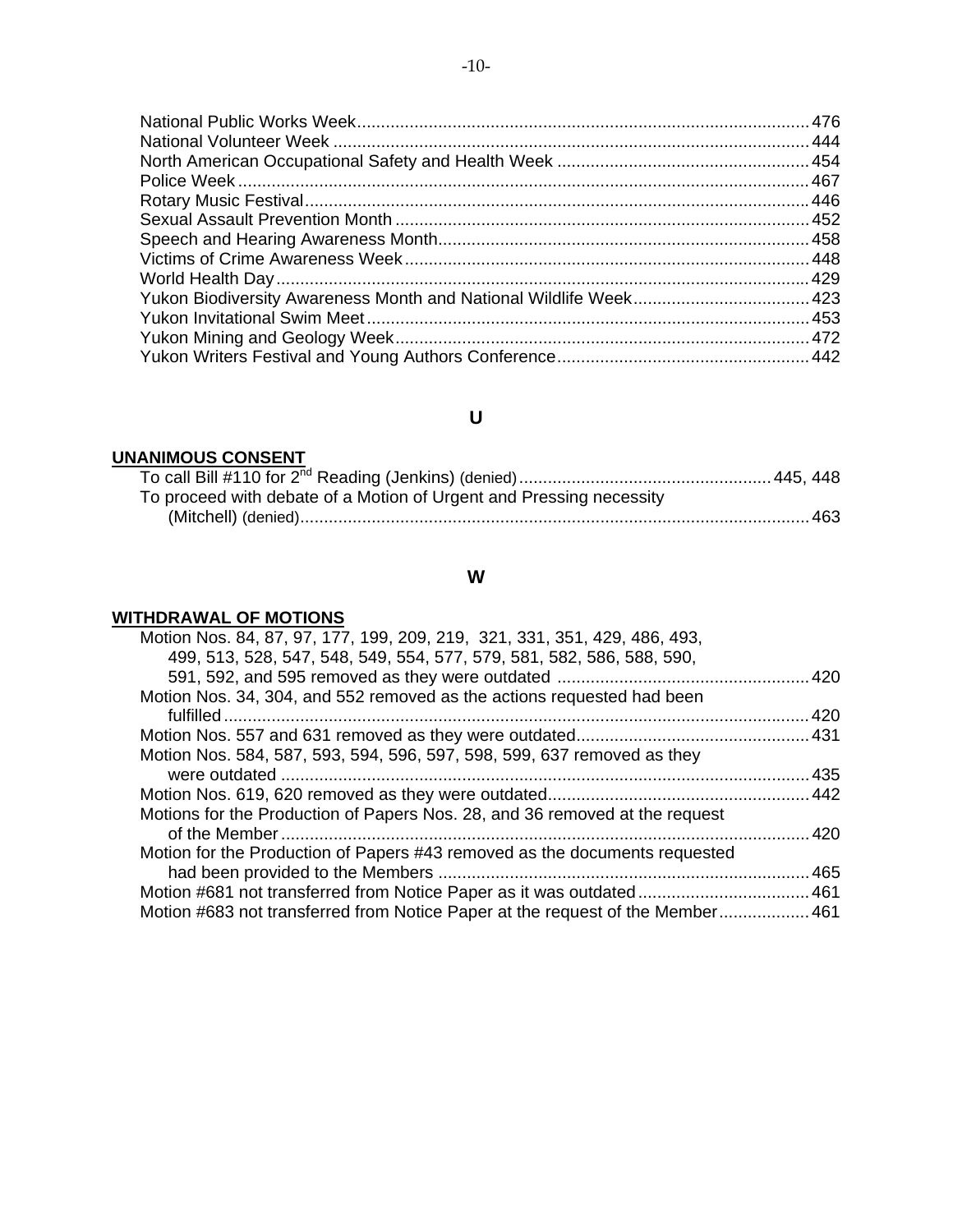National Public Works Week ........ 476
National Volunteer Week ........ 444
North American Occupational Safety and Health Week ........ 454
Police Week ........ 467
Rotary Music Festival ........ 446
Sexual Assault Prevention Month ........ 452
Speech and Hearing Awareness Month ........ 458
Victims of Crime Awareness Week ........ 448
World Health Day ........ 429
Yukon Biodiversity Awareness Month and National Wildlife Week ........ 423
Yukon Invitational Swim Meet ........ 453
Yukon Mining and Geology Week ........ 472
Yukon Writers Festival and Young Authors Conference ........ 442

## U

**UNANIMOUS CONSENT**

To call Bill #110 for 2nd Reading (Jenkins) (denied) ........ 445, 448
To proceed with debate of a Motion of Urgent and Pressing necessity (Mitchell) (denied) ........ 463

## W

**WITHDRAWAL OF MOTIONS**

Motion Nos. 84, 87, 97, 177, 199, 209, 219, 321, 331, 351, 429, 486, 493, 499, 513, 528, 547, 548, 549, 554, 577, 579, 581, 582, 586, 588, 590, 591, 592, and 595 removed as they were outdated ........ 420
Motion Nos. 34, 304, and 552 removed as the actions requested had been fulfilled ........ 420
Motion Nos. 557 and 631 removed as they were outdated ........ 431
Motion Nos. 584, 587, 593, 594, 596, 597, 598, 599, 637 removed as they were outdated ........ 435
Motion Nos. 619, 620 removed as they were outdated ........ 442
Motions for the Production of Papers Nos. 28, and 36 removed at the request of the Member ........ 420
Motion for the Production of Papers #43 removed as the documents requested had been provided to the Members ........ 465
Motion #681 not transferred from Notice Paper as it was outdated ........ 461
Motion #683 not transferred from Notice Paper at the request of the Member ........ 461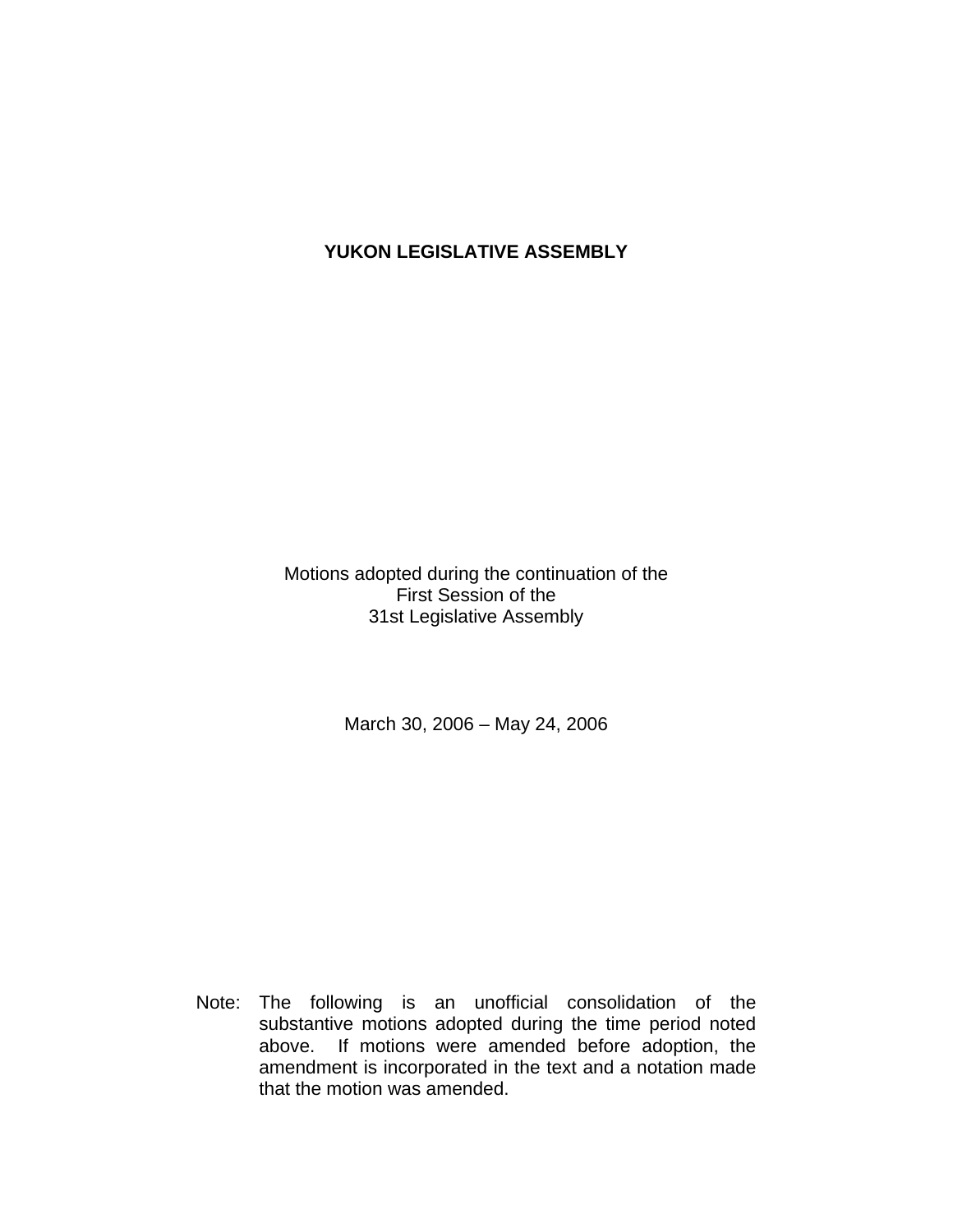# YUKON LEGISLATIVE ASSEMBLY

Motions adopted during the continuation of the
First Session of the
31st Legislative Assembly

March 30, 2006 – May 24, 2006

Note: The following is an unofficial consolidation of the substantive motions adopted during the time period noted above. If motions were amended before adoption, the amendment is incorporated in the text and a notation made that the motion was amended.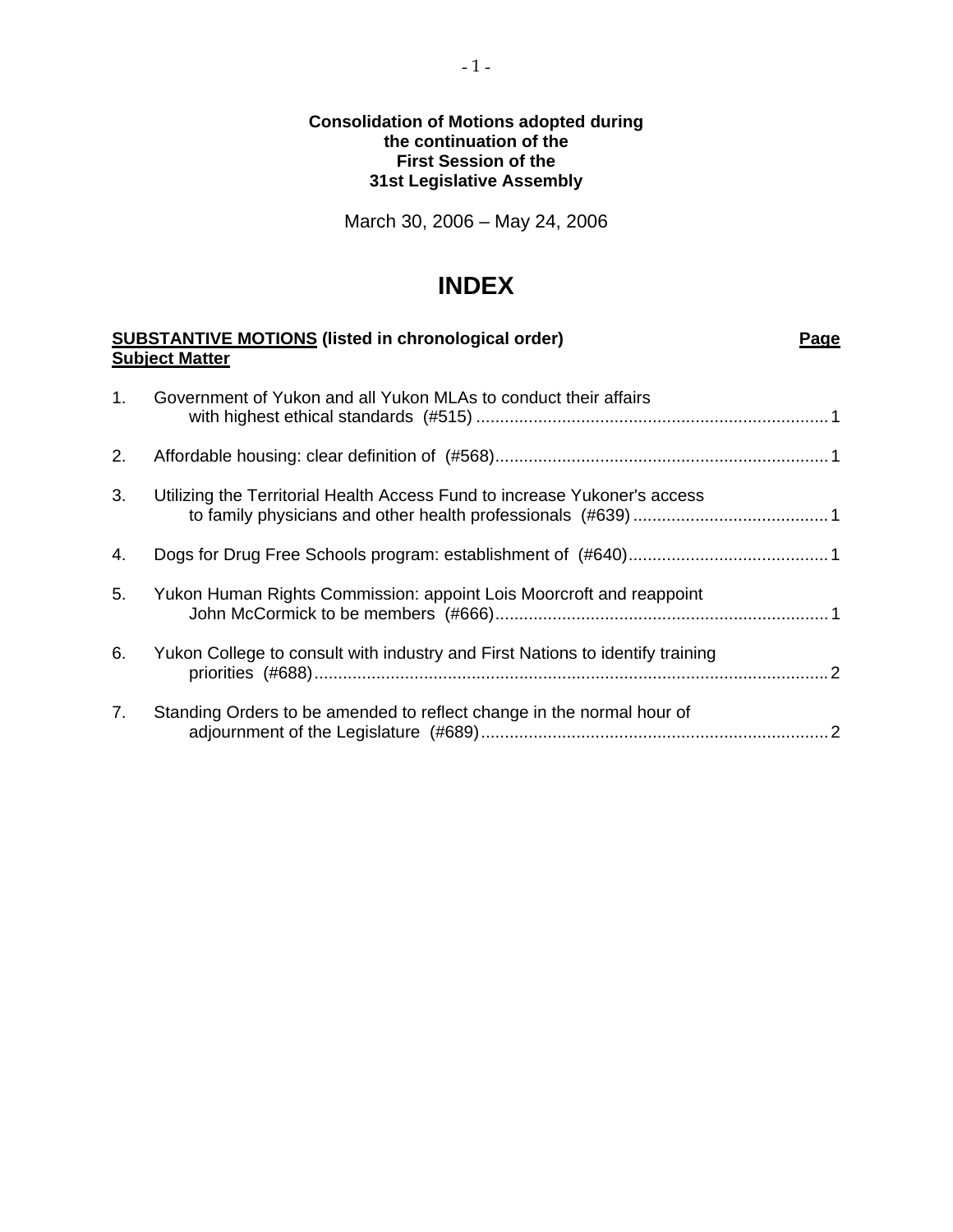**Consolidation of Motions adopted during the continuation of the First Session of the 31st Legislative Assembly**

March 30, 2006 – May 24, 2006

# INDEX

**SUBSTANTIVE MOTIONS (listed in chronological order)** **Subject Matter** — **Page**

1. Government of Yukon and all Yukon MLAs to conduct their affairs with highest ethical standards (#515) .......... 1
2. Affordable housing: clear definition of (#568) .......... 1
3. Utilizing the Territorial Health Access Fund to increase Yukoner's access to family physicians and other health professionals (#639) .......... 1
4. Dogs for Drug Free Schools program: establishment of (#640) .......... 1
5. Yukon Human Rights Commission: appoint Lois Moorcroft and reappoint John McCormick to be members (#666) .......... 1
6. Yukon College to consult with industry and First Nations to identify training priorities (#688) .......... 2
7. Standing Orders to be amended to reflect change in the normal hour of adjournment of the Legislature (#689) .......... 2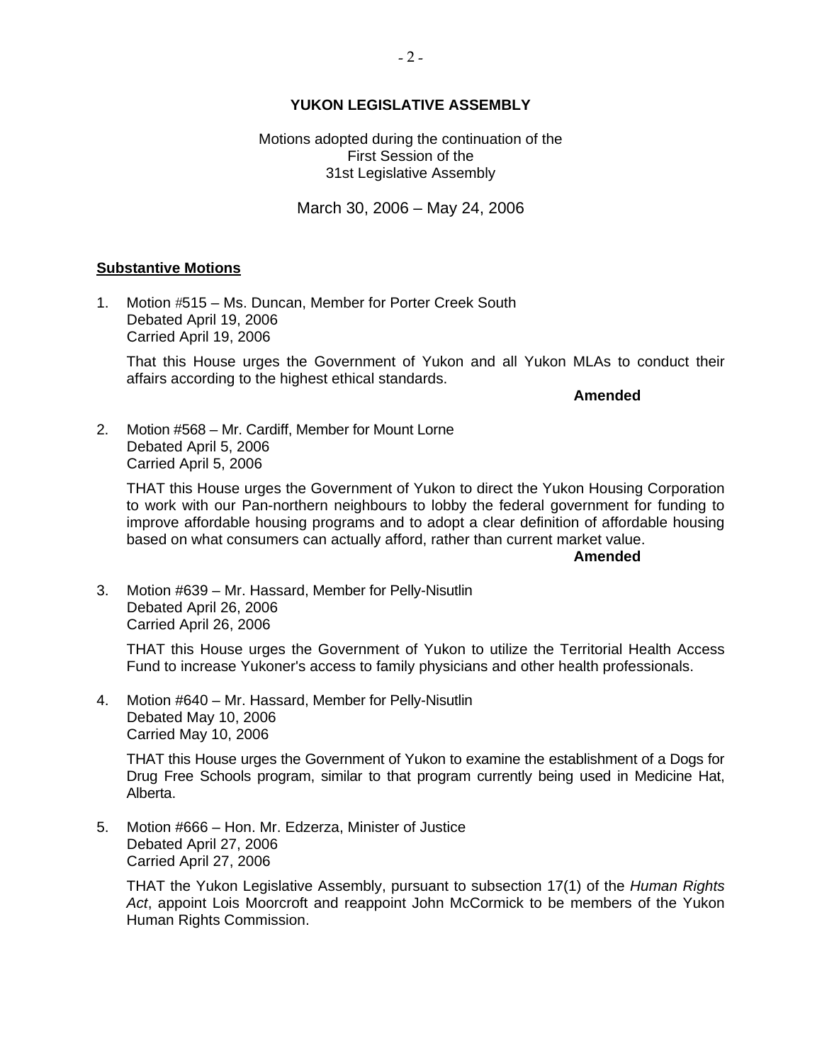**YUKON LEGISLATIVE ASSEMBLY**

Motions adopted during the continuation of the
First Session of the
31st Legislative Assembly

March 30, 2006 – May 24, 2006

## **Substantive Motions**

1. Motion #515 – Ms. Duncan, Member for Porter Creek South
   Debated April 19, 2006
   Carried April 19, 2006

   That this House urges the Government of Yukon and all Yukon MLAs to conduct their affairs according to the highest ethical standards.

   **Amended**

2. Motion #568 – Mr. Cardiff, Member for Mount Lorne
   Debated April 5, 2006
   Carried April 5, 2006

   THAT this House urges the Government of Yukon to direct the Yukon Housing Corporation to work with our Pan-northern neighbours to lobby the federal government for funding to improve affordable housing programs and to adopt a clear definition of affordable housing based on what consumers can actually afford, rather than current market value.

   **Amended**

3. Motion #639 – Mr. Hassard, Member for Pelly-Nisutlin
   Debated April 26, 2006
   Carried April 26, 2006

   THAT this House urges the Government of Yukon to utilize the Territorial Health Access Fund to increase Yukoner's access to family physicians and other health professionals.

4. Motion #640 – Mr. Hassard, Member for Pelly-Nisutlin
   Debated May 10, 2006
   Carried May 10, 2006

   THAT this House urges the Government of Yukon to examine the establishment of a Dogs for Drug Free Schools program, similar to that program currently being used in Medicine Hat, Alberta.

5. Motion #666 – Hon. Mr. Edzerza, Minister of Justice
   Debated April 27, 2006
   Carried April 27, 2006

   THAT the Yukon Legislative Assembly, pursuant to subsection 17(1) of the *Human Rights Act*, appoint Lois Moorcroft and reappoint John McCormick to be members of the Yukon Human Rights Commission.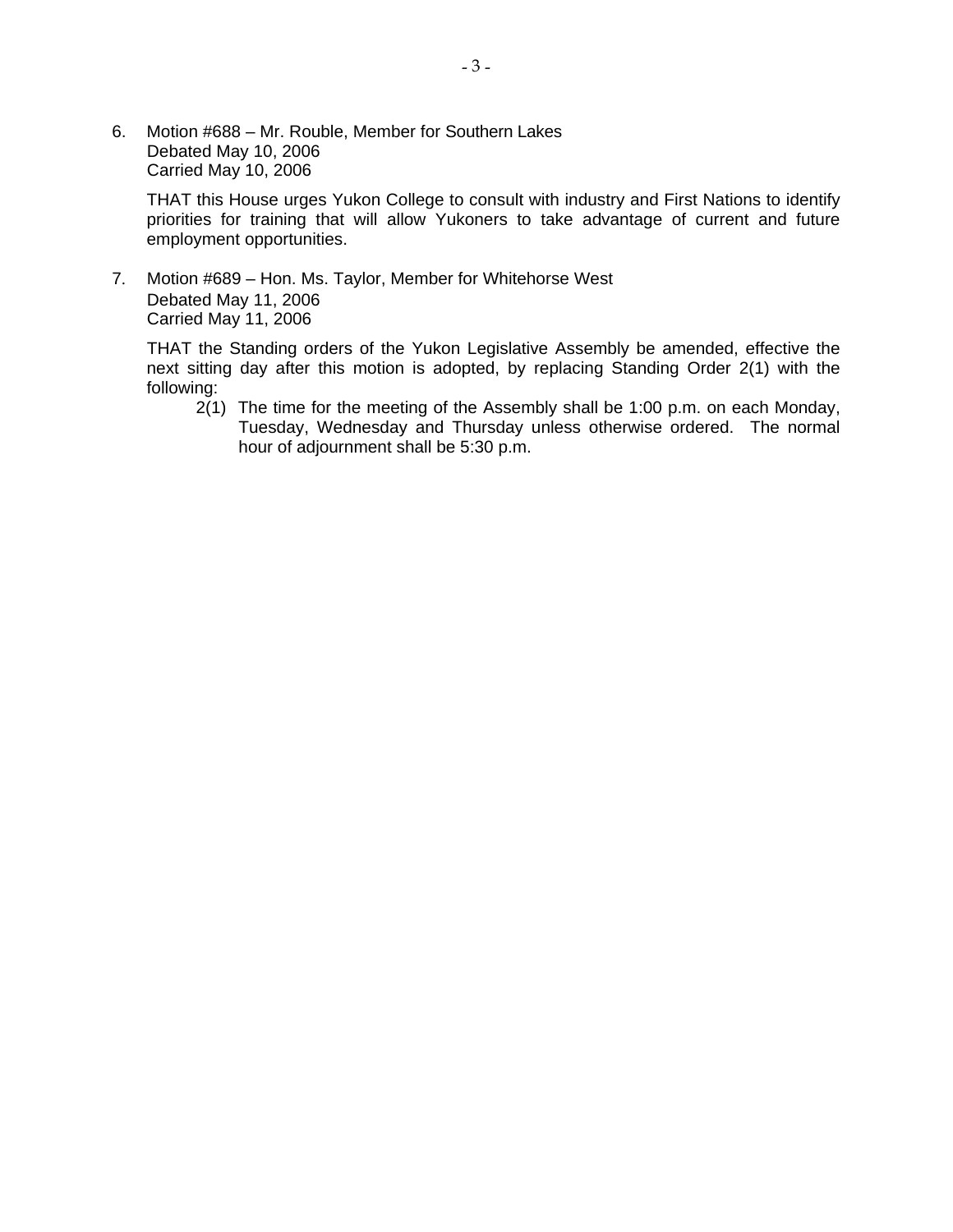6. Motion #688 – Mr. Rouble, Member for Southern Lakes
   Debated May 10, 2006
   Carried May 10, 2006

   THAT this House urges Yukon College to consult with industry and First Nations to identify priorities for training that will allow Yukoners to take advantage of current and future employment opportunities.

7. Motion #689 – Hon. Ms. Taylor, Member for Whitehorse West
   Debated May 11, 2006
   Carried May 11, 2006

   THAT the Standing orders of the Yukon Legislative Assembly be amended, effective the next sitting day after this motion is adopted, by replacing Standing Order 2(1) with the following:

   2(1) The time for the meeting of the Assembly shall be 1:00 p.m. on each Monday, Tuesday, Wednesday and Thursday unless otherwise ordered. The normal hour of adjournment shall be 5:30 p.m.